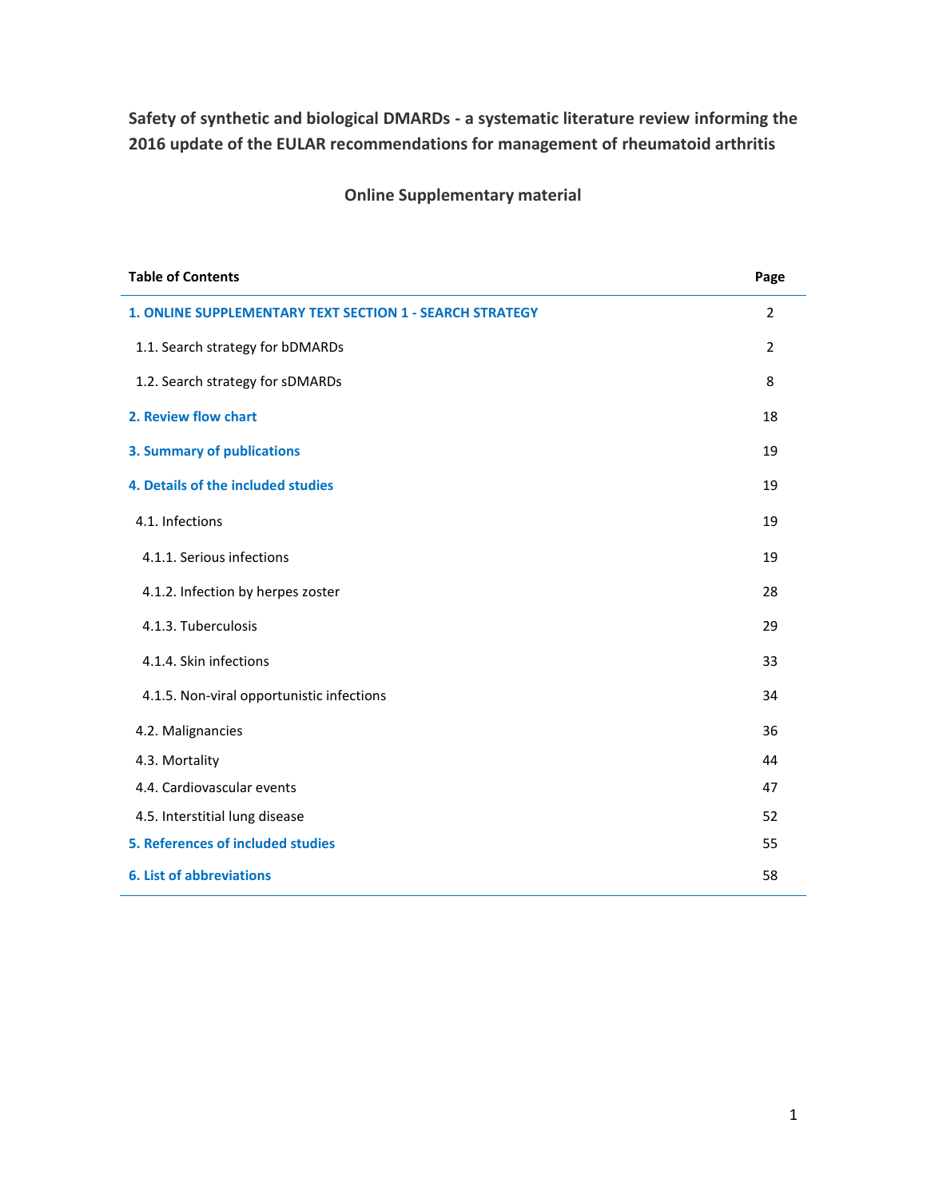# Safety of synthetic and biological DMARDs - a systematic literature review informing the 2016 update of the EULAR recommendations for management of rheumatoid arthritis

## Online Supplementary material

| Table of Contents | Page |
|---|---|
| **1. ONLINE SUPPLEMENTARY TEXT SECTION 1 - SEARCH STRATEGY** | 2 |
| 1.1. Search strategy for bDMARDs | 2 |
| 1.2. Search strategy for sDMARDs | 8 |
| **2. Review flow chart** | 18 |
| **3. Summary of publications** | 19 |
| **4. Details of the included studies** | 19 |
| 4.1. Infections | 19 |
| 4.1.1. Serious infections | 19 |
| 4.1.2. Infection by herpes zoster | 28 |
| 4.1.3. Tuberculosis | 29 |
| 4.1.4. Skin infections | 33 |
| 4.1.5. Non-viral opportunistic infections | 34 |
| 4.2. Malignancies | 36 |
| 4.3. Mortality | 44 |
| 4.4. Cardiovascular events | 47 |
| 4.5. Interstitial lung disease | 52 |
| **5. References of included studies** | 55 |
| **6. List of abbreviations** | 58 |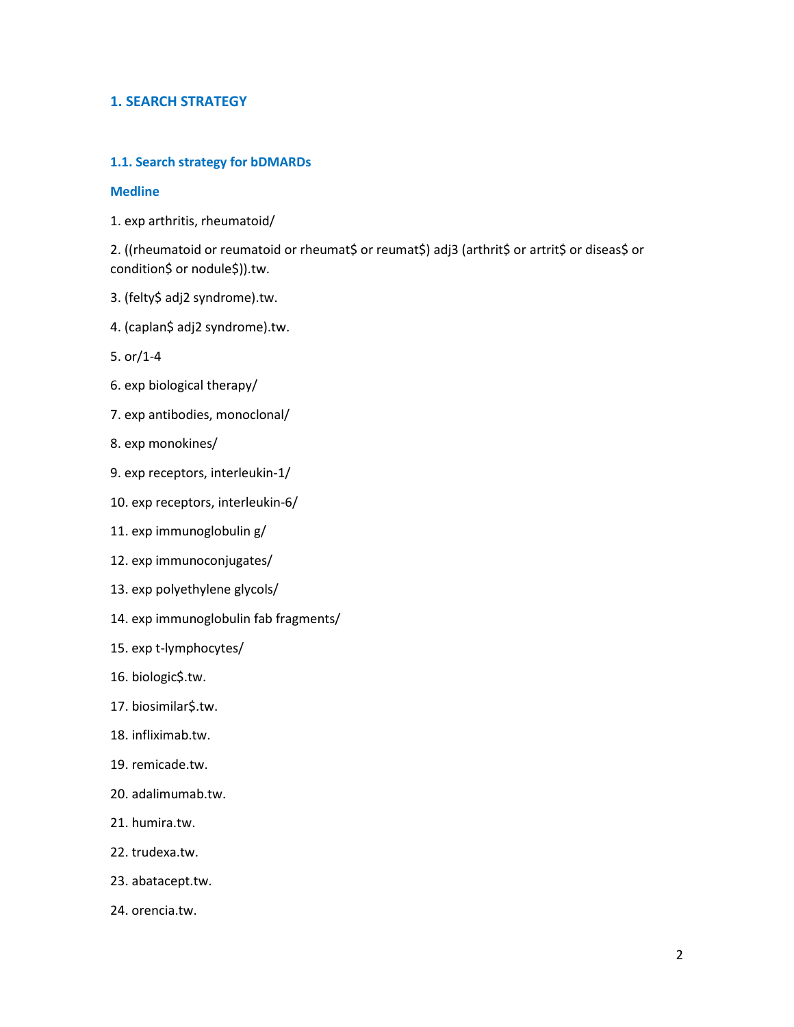## 1. SEARCH STRATEGY

### 1.1. Search strategy for bDMARDs

### Medline

1. exp arthritis, rheumatoid/

2. ((rheumatoid or reumatoid or rheumat$ or reumat$) adj3 (arthrit$ or artrit$ or diseas$ or condition$ or nodule$)).tw.

3. (felty$ adj2 syndrome).tw.

4. (caplan$ adj2 syndrome).tw.

5. or/1-4

6. exp biological therapy/

7. exp antibodies, monoclonal/

8. exp monokines/

9. exp receptors, interleukin-1/

10. exp receptors, interleukin-6/

11. exp immunoglobulin g/

12. exp immunoconjugates/

13. exp polyethylene glycols/

14. exp immunoglobulin fab fragments/

15. exp t-lymphocytes/

16. biologic$.tw.

17. biosimilar$.tw.

18. infliximab.tw.

19. remicade.tw.

20. adalimumab.tw.

21. humira.tw.

22. trudexa.tw.

23. abatacept.tw.

24. orencia.tw.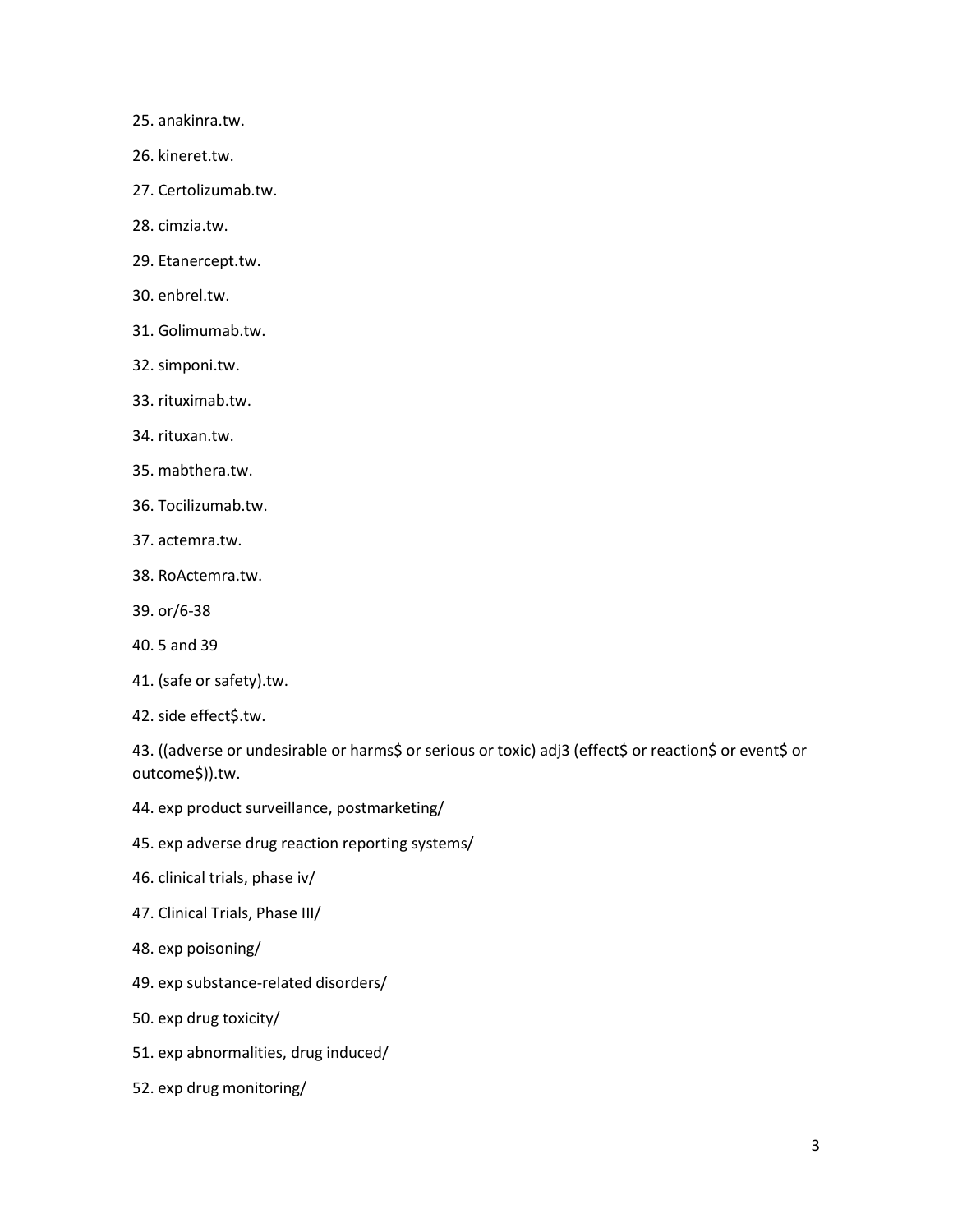25. anakinra.tw.

26. kineret.tw.

27. Certolizumab.tw.

28. cimzia.tw.

29. Etanercept.tw.

30. enbrel.tw.

31. Golimumab.tw.

32. simponi.tw.

33. rituximab.tw.

34. rituxan.tw.

35. mabthera.tw.

36. Tocilizumab.tw.

37. actemra.tw.

38. RoActemra.tw.

39. or/6-38

40. 5 and 39

41. (safe or safety).tw.

42. side effect$.tw.

43. ((adverse or undesirable or harms$ or serious or toxic) adj3 (effect$ or reaction$ or event$ or outcome$)).tw.

44. exp product surveillance, postmarketing/

45. exp adverse drug reaction reporting systems/

46. clinical trials, phase iv/

47. Clinical Trials, Phase III/

48. exp poisoning/

49. exp substance-related disorders/

50. exp drug toxicity/

51. exp abnormalities, drug induced/

52. exp drug monitoring/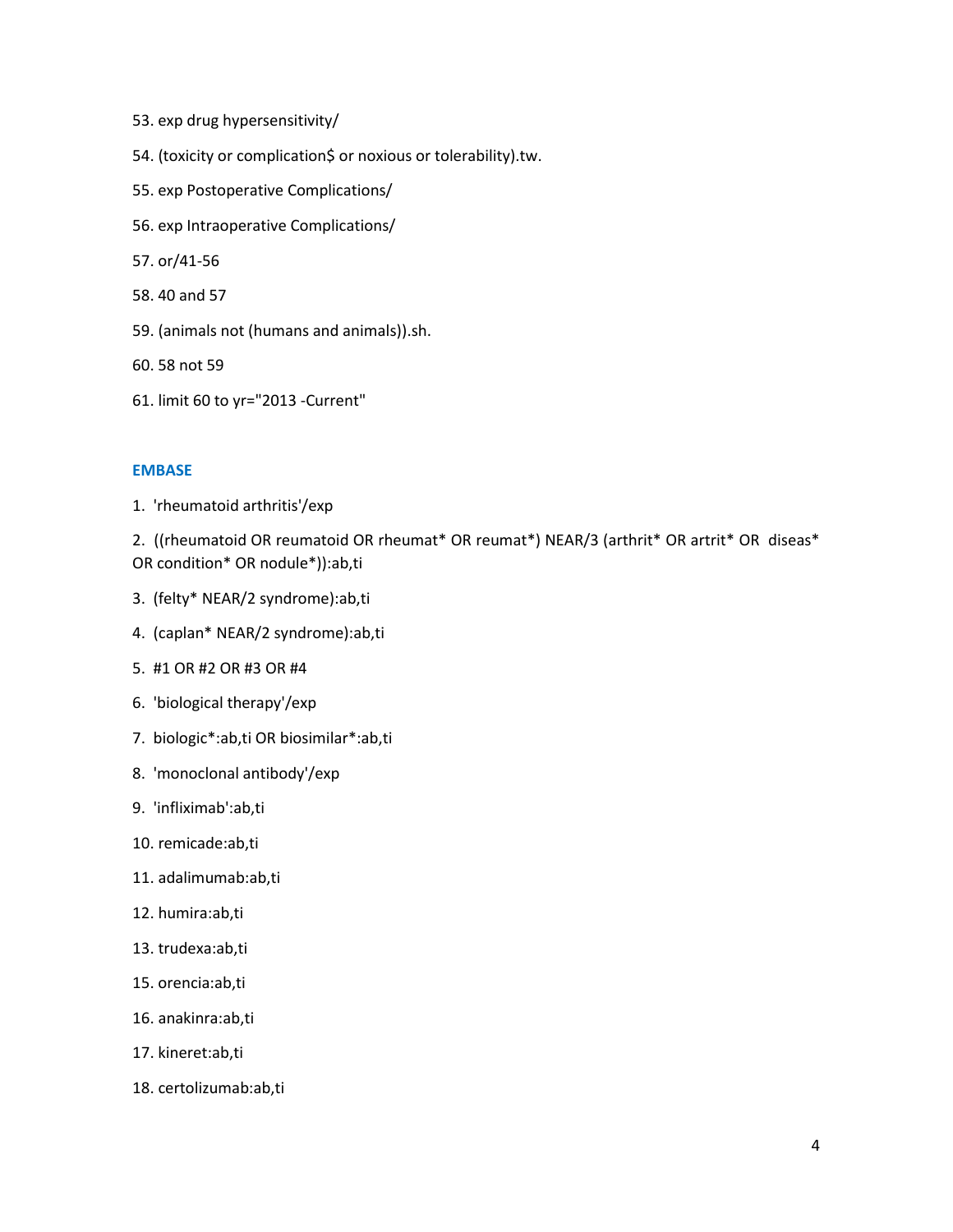53. exp drug hypersensitivity/

54. (toxicity or complication$ or noxious or tolerability).tw.

55. exp Postoperative Complications/

56. exp Intraoperative Complications/

57. or/41-56

58. 40 and 57

59. (animals not (humans and animals)).sh.

60. 58 not 59

61. limit 60 to yr="2013 -Current"

### EMBASE

1. 'rheumatoid arthritis'/exp

2. ((rheumatoid OR reumatoid OR rheumat* OR reumat*) NEAR/3 (arthrit* OR artrit* OR diseas* OR condition* OR nodule*)):ab,ti

3. (felty* NEAR/2 syndrome):ab,ti

4. (caplan* NEAR/2 syndrome):ab,ti

5. #1 OR #2 OR #3 OR #4

6. 'biological therapy'/exp

7. biologic*:ab,ti OR biosimilar*:ab,ti

8. 'monoclonal antibody'/exp

9. 'infliximab':ab,ti

10. remicade:ab,ti

11. adalimumab:ab,ti

12. humira:ab,ti

13. trudexa:ab,ti

15. orencia:ab,ti

16. anakinra:ab,ti

17. kineret:ab,ti

18. certolizumab:ab,ti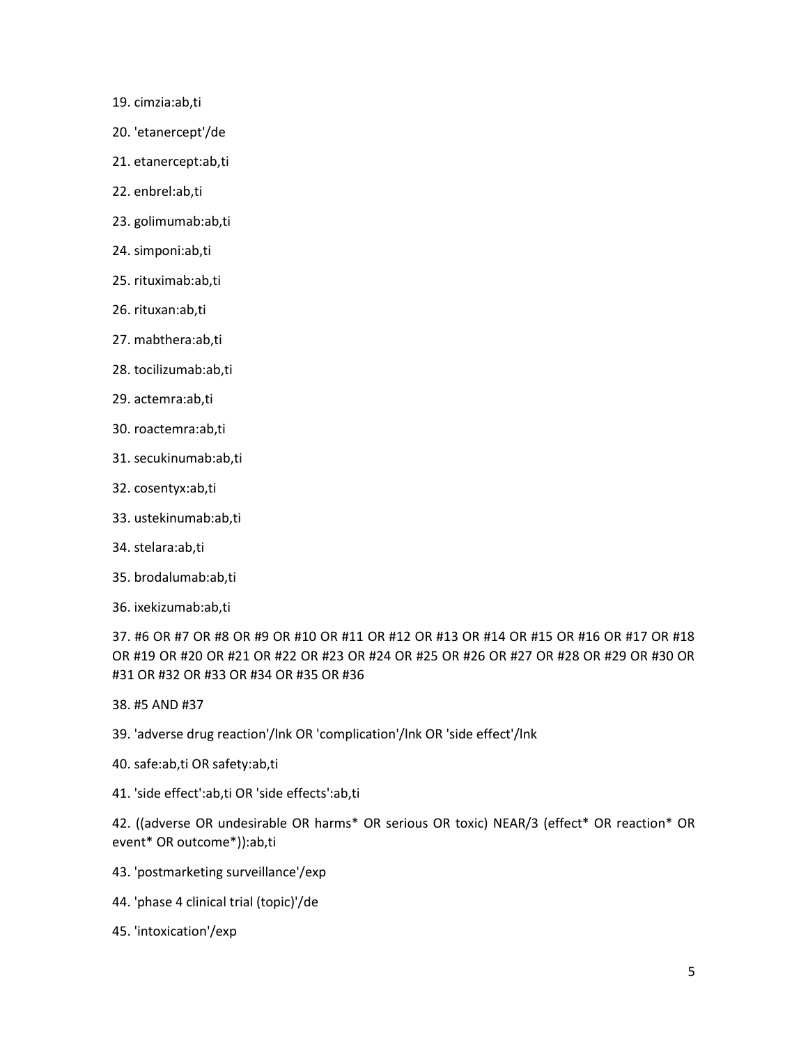19. cimzia:ab,ti

20. 'etanercept'/de

21. etanercept:ab,ti

22. enbrel:ab,ti

23. golimumab:ab,ti

24. simponi:ab,ti

25. rituximab:ab,ti

26. rituxan:ab,ti

27. mabthera:ab,ti

28. tocilizumab:ab,ti

29. actemra:ab,ti

30. roactemra:ab,ti

31. secukinumab:ab,ti

32. cosentyx:ab,ti

33. ustekinumab:ab,ti

34. stelara:ab,ti

35. brodalumab:ab,ti

36. ixekizumab:ab,ti

37. #6 OR #7 OR #8 OR #9 OR #10 OR #11 OR #12 OR #13 OR #14 OR #15 OR #16 OR #17 OR #18 OR #19 OR #20 OR #21 OR #22 OR #23 OR #24 OR #25 OR #26 OR #27 OR #28 OR #29 OR #30 OR #31 OR #32 OR #33 OR #34 OR #35 OR #36

38. #5 AND #37

39. 'adverse drug reaction'/lnk OR 'complication'/lnk OR 'side effect'/lnk

40. safe:ab,ti OR safety:ab,ti

41. 'side effect':ab,ti OR 'side effects':ab,ti

42. ((adverse OR undesirable OR harms* OR serious OR toxic) NEAR/3 (effect* OR reaction* OR event* OR outcome*)):ab,ti

43. 'postmarketing surveillance'/exp

44. 'phase 4 clinical trial (topic)'/de

45. 'intoxication'/exp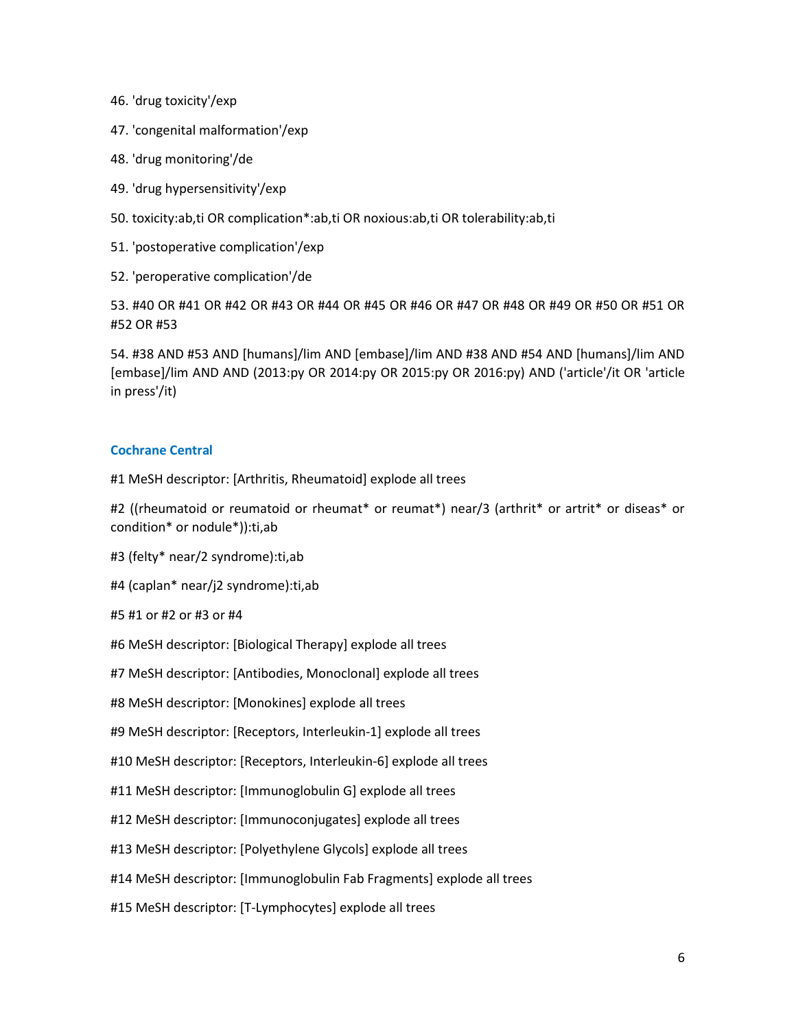46. 'drug toxicity'/exp

47. 'congenital malformation'/exp

48. 'drug monitoring'/de

49. 'drug hypersensitivity'/exp

50. toxicity:ab,ti OR complication*:ab,ti OR noxious:ab,ti OR tolerability:ab,ti

51. 'postoperative complication'/exp

52. 'peroperative complication'/de

53. #40 OR #41 OR #42 OR #43 OR #44 OR #45 OR #46 OR #47 OR #48 OR #49 OR #50 OR #51 OR #52 OR #53

54. #38 AND #53 AND [humans]/lim AND [embase]/lim AND #38 AND #54 AND [humans]/lim AND [embase]/lim AND AND (2013:py OR 2014:py OR 2015:py OR 2016:py) AND ('article'/it OR 'article in press'/it)

### Cochrane Central

#1 MeSH descriptor: [Arthritis, Rheumatoid] explode all trees

#2 ((rheumatoid or reumatoid or rheumat* or reumat*) near/3 (arthrit* or artrit* or diseas* or condition* or nodule*)):ti,ab

#3 (felty* near/2 syndrome):ti,ab

#4 (caplan* near/j2 syndrome):ti,ab

#5 #1 or #2 or #3 or #4

#6 MeSH descriptor: [Biological Therapy] explode all trees

#7 MeSH descriptor: [Antibodies, Monoclonal] explode all trees

#8 MeSH descriptor: [Monokines] explode all trees

#9 MeSH descriptor: [Receptors, Interleukin-1] explode all trees

#10 MeSH descriptor: [Receptors, Interleukin-6] explode all trees

#11 MeSH descriptor: [Immunoglobulin G] explode all trees

#12 MeSH descriptor: [Immunoconjugates] explode all trees

#13 MeSH descriptor: [Polyethylene Glycols] explode all trees

#14 MeSH descriptor: [Immunoglobulin Fab Fragments] explode all trees

#15 MeSH descriptor: [T-Lymphocytes] explode all trees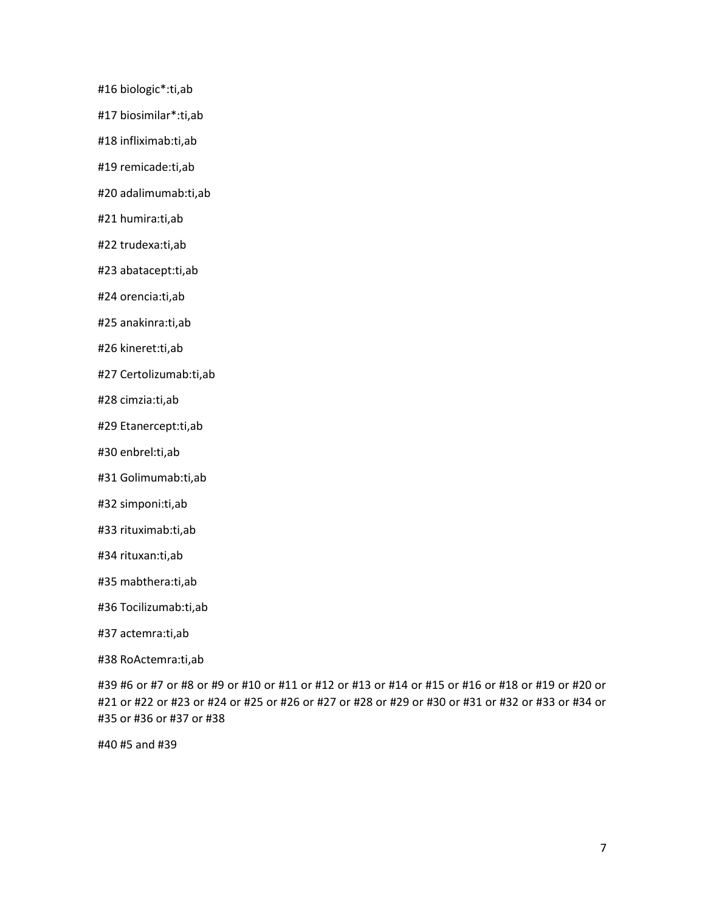#16 biologic*:ti,ab

#17 biosimilar*:ti,ab

#18 infliximab:ti,ab

#19 remicade:ti,ab

#20 adalimumab:ti,ab

#21 humira:ti,ab

#22 trudexa:ti,ab

#23 abatacept:ti,ab

#24 orencia:ti,ab

#25 anakinra:ti,ab

#26 kineret:ti,ab

#27 Certolizumab:ti,ab

#28 cimzia:ti,ab

#29 Etanercept:ti,ab

#30 enbrel:ti,ab

#31 Golimumab:ti,ab

#32 simponi:ti,ab

#33 rituximab:ti,ab

#34 rituxan:ti,ab

#35 mabthera:ti,ab

#36 Tocilizumab:ti,ab

#37 actemra:ti,ab

#38 RoActemra:ti,ab

#39 #6 or #7 or #8 or #9 or #10 or #11 or #12 or #13 or #14 or #15 or #16 or #18 or #19 or #20 or #21 or #22 or #23 or #24 or #25 or #26 or #27 or #28 or #29 or #30 or #31 or #32 or #33 or #34 or #35 or #36 or #37 or #38

#40 #5 and #39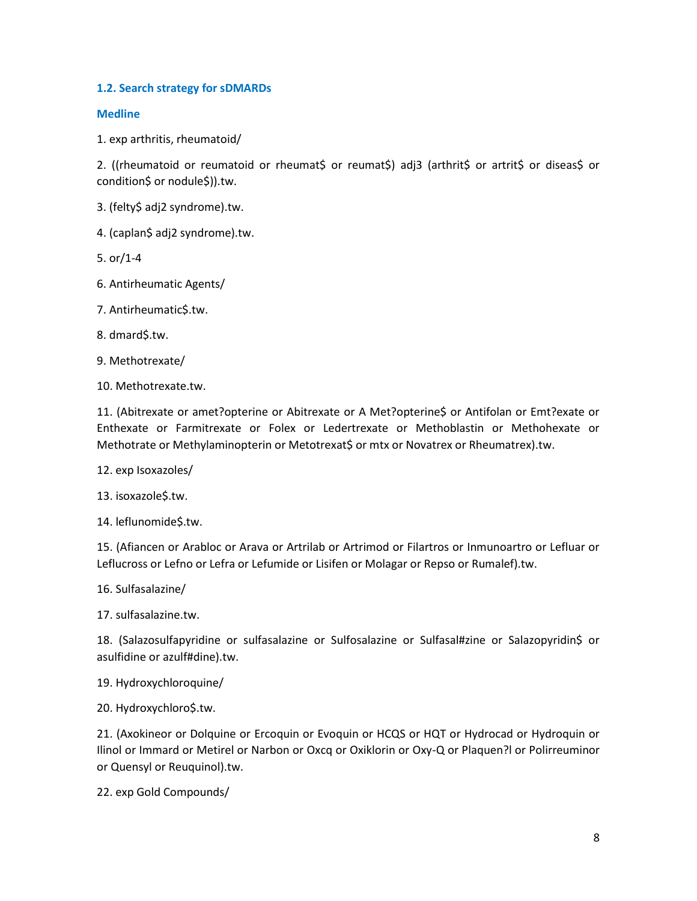### 1.2. Search strategy for sDMARDs

#### Medline

1. exp arthritis, rheumatoid/

2. ((rheumatoid or reumatoid or rheumat$ or reumat$) adj3 (arthrit$ or artrit$ or diseas$ or condition$ or nodule$)).tw.

3. (felty$ adj2 syndrome).tw.

4. (caplan$ adj2 syndrome).tw.

5. or/1-4

6. Antirheumatic Agents/

7. Antirheumatic$.tw.

8. dmard$.tw.

9. Methotrexate/

10. Methotrexate.tw.

11. (Abitrexate or amet?opterine or Abitrexate or A Met?opterine$ or Antifolan or Emt?exate or Enthexate or Farmitrexate or Folex or Ledertrexate or Methoblastin or Methohexate or Methotrate or Methylaminopterin or Metotrexat$ or mtx or Novatrex or Rheumatrex).tw.

12. exp Isoxazoles/

13. isoxazole$.tw.

14. leflunomide$.tw.

15. (Afiancen or Arabloc or Arava or Artrilab or Artrimod or Filartros or Inmunoartro or Lefluar or Leflucross or Lefno or Lefra or Lefumide or Lisifen or Molagar or Repso or Rumalef).tw.

16. Sulfasalazine/

17. sulfasalazine.tw.

18. (Salazosulfapyridine or sulfasalazine or Sulfosalazine or Sulfasal#zine or Salazopyridin$ or asulfidine or azulf#dine).tw.

19. Hydroxychloroquine/

20. Hydroxychloro$.tw.

21. (Axokineor or Dolquine or Ercoquin or Evoquin or HCQS or HQT or Hydrocad or Hydroquin or Ilinol or Immard or Metirel or Narbon or Oxcq or Oxiklorin or Oxy-Q or Plaquen?l or Polirreuminor or Quensyl or Reuquinol).tw.

22. exp Gold Compounds/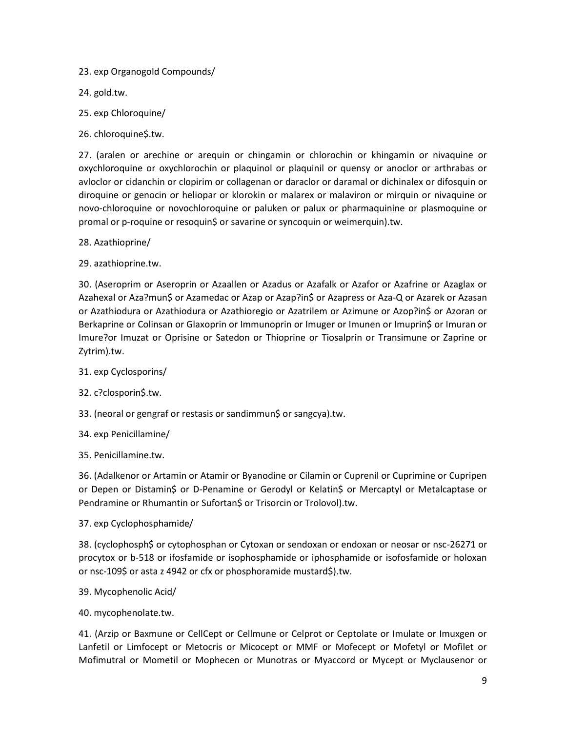23. exp Organogold Compounds/

24. gold.tw.

25. exp Chloroquine/

26. chloroquine$.tw.

27. (aralen or arechine or arequin or chingamin or chlorochin or khingamin or nivaquine or oxychloroquine or oxychlorochin or plaquinol or plaquinil or quensy or anoclor or arthrabas or avloclor or cidanchin or clopirim or collagenan or daraclor or daramal or dichinalex or difosquin or diroquine or genocin or heliopar or klorokin or malarex or malaviron or mirquin or nivaquine or novo-chloroquine or novochloroquine or paluken or palux or pharmaquinine or plasmoquine or promal or p-roquine or resoquin$ or savarine or syncoquin or weimerquin).tw.

28. Azathioprine/

29. azathioprine.tw.

30. (Aseroprim or Aseroprin or Azaallen or Azadus or Azafalk or Azafor or Azafrine or Azaglax or Azahexal or Aza?mun$ or Azamedac or Azap or Azap?in$ or Azapress or Aza-Q or Azarek or Azasan or Azathiodura or Azathiodura or Azathioregio or Azatrilem or Azimune or Azop?in$ or Azoran or Berkaprine or Colinsan or Glaxoprin or Immunoprin or Imuger or Imunen or Imuprin$ or Imuran or Imure?or Imuzat or Oprisine or Satedon or Thioprine or Tiosalprin or Transimune or Zaprine or Zytrim).tw.

31. exp Cyclosporins/

32. c?closporin$.tw.

33. (neoral or gengraf or restasis or sandimmun$ or sangcya).tw.

34. exp Penicillamine/

35. Penicillamine.tw.

36. (Adalkenor or Artamin or Atamir or Byanodine or Cilamin or Cuprenil or Cuprimine or Cupripen or Depen or Distamin$ or D-Penamine or Gerodyl or Kelatin$ or Mercaptyl or Metalcaptase or Pendramine or Rhumantin or Sufortan$ or Trisorcin or Trolovol).tw.

37. exp Cyclophosphamide/

38. (cyclophosph$ or cytophosphan or Cytoxan or sendoxan or endoxan or neosar or nsc-26271 or procytox or b-518 or ifosfamide or isophosphamide or iphosphamide or isofosfamide or holoxan or nsc-109$ or asta z 4942 or cfx or phosphoramide mustard$).tw.

39. Mycophenolic Acid/

40. mycophenolate.tw.

41. (Arzip or Baxmune or CellCept or Cellmune or Celprot or Ceptolate or Imulate or Imuxgen or Lanfetil or Limfocept or Metocris or Micocept or MMF or Mofecept or Mofetyl or Mofilet or Mofimutral or Mometil or Mophecen or Munotras or Myaccord or Mycept or Myclausenor or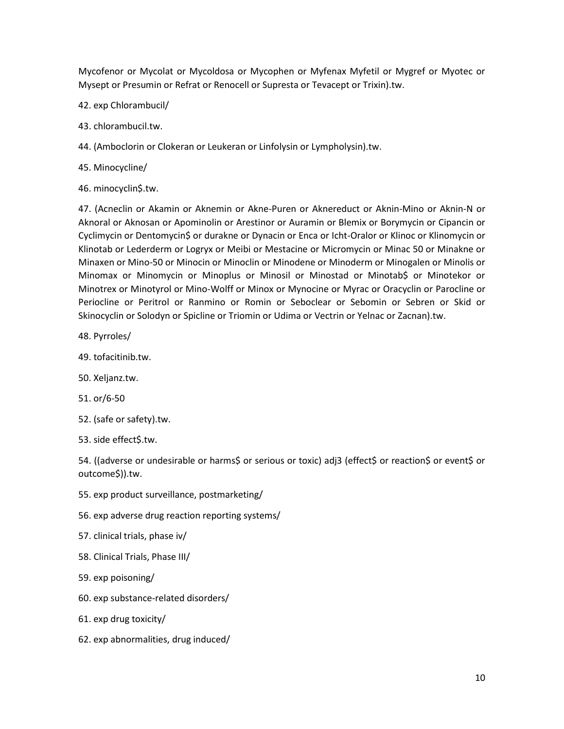Mycofenor or Mycolat or Mycoldosa or Mycophen or Myfenax Myfetil or Mygref or Myotec or Mysept or Presumin or Refrat or Renocell or Supresta or Tevacept or Trixin).tw.

42. exp Chlorambucil/

43. chlorambucil.tw.

44. (Amboclorin or Clokeran or Leukeran or Linfolysin or Lympholysin).tw.

45. Minocycline/

46. minocyclin$.tw.

47. (Acneclin or Akamin or Aknemin or Akne-Puren or Aknereduct or Aknin-Mino or Aknin-N or Aknoral or Aknosan or Apominolin or Arestinor or Auramin or Blemix or Borymycin or Cipancin or Cyclimycin or Dentomycin$ or durakne or Dynacin or Enca or Icht-Oralor or Klinoc or Klinomycin or Klinotab or Lederderm or Logryx or Meibi or Mestacine or Micromycin or Minac 50 or Minakne or Minaxen or Mino-50 or Minocin or Minoclin or Minodene or Minoderm or Minogalen or Minolis or Minomax or Minomycin or Minoplus or Minosil or Minostad or Minotab$ or Minotekor or Minotrex or Minotyrol or Mino-Wolff or Minox or Mynocine or Myrac or Oracyclin or Parocline or Periocline or Peritrol or Ranmino or Romin or Seboclear or Sebomin or Sebren or Skid or Skinocyclin or Solodyn or Spicline or Triomin or Udima or Vectrin or Yelnac or Zacnan).tw.

48. Pyrroles/

49. tofacitinib.tw.

50. Xeljanz.tw.

51. or/6-50

52. (safe or safety).tw.

53. side effect$.tw.

54. ((adverse or undesirable or harms$ or serious or toxic) adj3 (effect$ or reaction$ or event$ or outcome$)).tw.

55. exp product surveillance, postmarketing/

56. exp adverse drug reaction reporting systems/

57. clinical trials, phase iv/

58. Clinical Trials, Phase III/

59. exp poisoning/

60. exp substance-related disorders/

61. exp drug toxicity/

62. exp abnormalities, drug induced/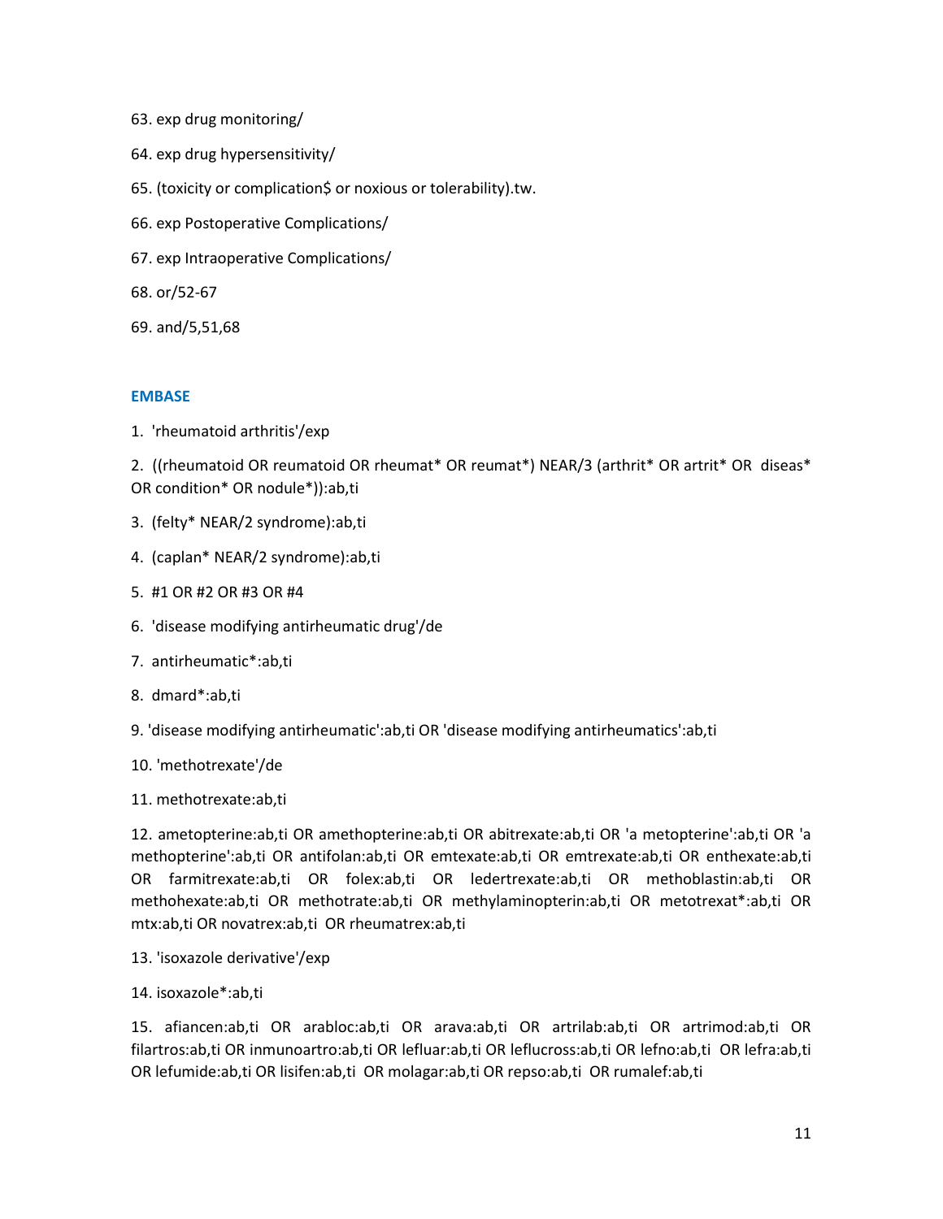63. exp drug monitoring/

64. exp drug hypersensitivity/

65. (toxicity or complication$ or noxious or tolerability).tw.

66. exp Postoperative Complications/

67. exp Intraoperative Complications/

68. or/52-67

69. and/5,51,68

## EMBASE

1. 'rheumatoid arthritis'/exp

2. ((rheumatoid OR reumatoid OR rheumat* OR reumat*) NEAR/3 (arthrit* OR artrit* OR diseas* OR condition* OR nodule*)):ab,ti

3. (felty* NEAR/2 syndrome):ab,ti

4. (caplan* NEAR/2 syndrome):ab,ti

5. #1 OR #2 OR #3 OR #4

6. 'disease modifying antirheumatic drug'/de

7. antirheumatic*:ab,ti

8. dmard*:ab,ti

9. 'disease modifying antirheumatic':ab,ti OR 'disease modifying antirheumatics':ab,ti

10. 'methotrexate'/de

11. methotrexate:ab,ti

12. ametopterine:ab,ti OR amethopterine:ab,ti OR abitrexate:ab,ti OR 'a metopterine':ab,ti OR 'a methopterine':ab,ti OR antifolan:ab,ti OR emtexate:ab,ti OR emtrexate:ab,ti OR enthexate:ab,ti OR farmitrexate:ab,ti OR folex:ab,ti OR ledertrexate:ab,ti OR methoblastin:ab,ti OR methohexate:ab,ti OR methotrate:ab,ti OR methylaminopterin:ab,ti OR metotrexat*:ab,ti OR mtx:ab,ti OR novatrex:ab,ti OR rheumatrex:ab,ti

13. 'isoxazole derivative'/exp

14. isoxazole*:ab,ti

15. afiancen:ab,ti OR arabloc:ab,ti OR arava:ab,ti OR artrilab:ab,ti OR artrimod:ab,ti OR filartros:ab,ti OR inmunoartro:ab,ti OR lefluar:ab,ti OR leflucross:ab,ti OR lefno:ab,ti OR lefra:ab,ti OR lefumide:ab,ti OR lisifen:ab,ti OR molagar:ab,ti OR repso:ab,ti OR rumalef:ab,ti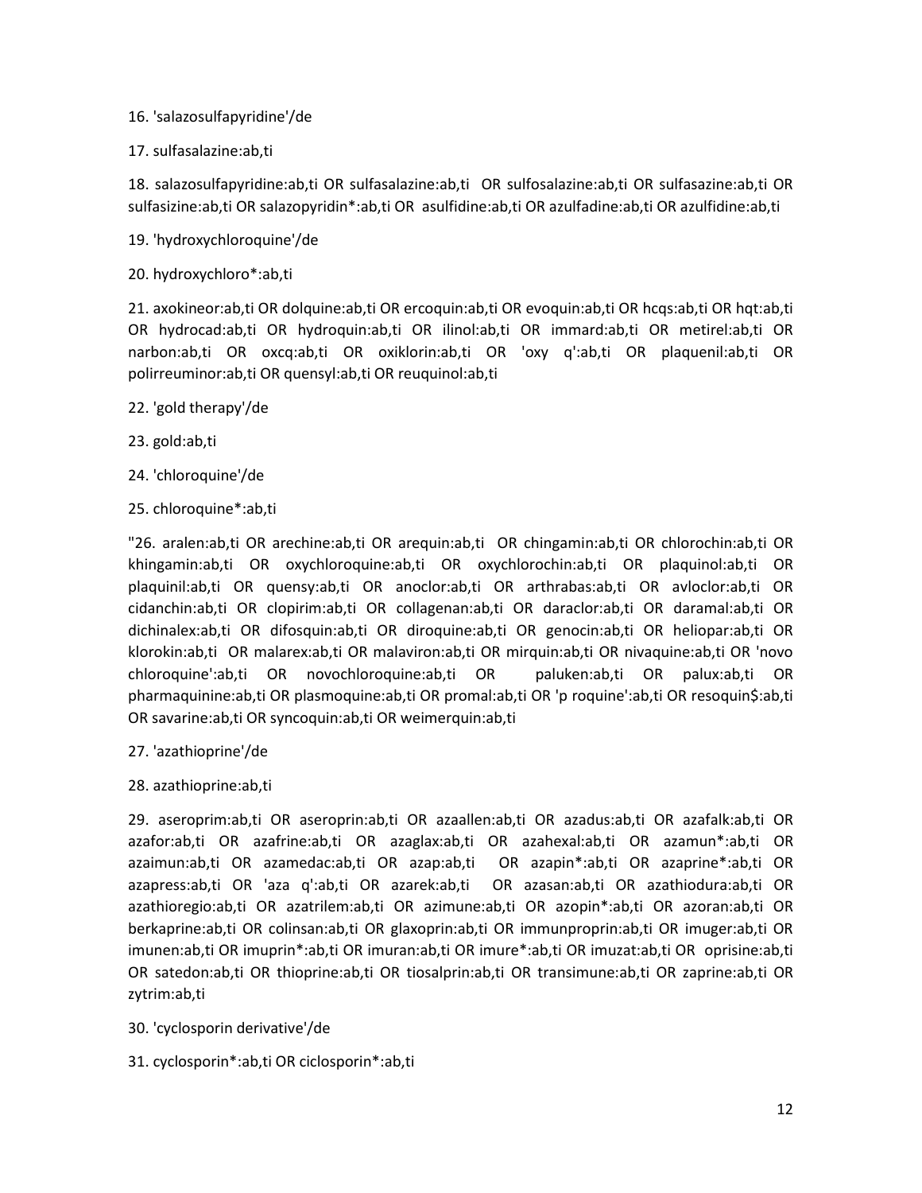16. 'salazosulfapyridine'/de

17. sulfasalazine:ab,ti

18. salazosulfapyridine:ab,ti OR sulfasalazine:ab,ti OR sulfosalazine:ab,ti OR sulfasazine:ab,ti OR sulfasizine:ab,ti OR salazopyridin*:ab,ti OR asulfidine:ab,ti OR azulfadine:ab,ti OR azulfidine:ab,ti

19. 'hydroxychloroquine'/de

20. hydroxychloro*:ab,ti

21. axokineor:ab,ti OR dolquine:ab,ti OR ercoquin:ab,ti OR evoquin:ab,ti OR hcqs:ab,ti OR hqt:ab,ti OR hydrocad:ab,ti OR hydroquin:ab,ti OR ilinol:ab,ti OR immard:ab,ti OR metirel:ab,ti OR narbon:ab,ti OR oxcq:ab,ti OR oxiklorin:ab,ti OR 'oxy q':ab,ti OR plaquenil:ab,ti OR polirreuminor:ab,ti OR quensyl:ab,ti OR reuquinol:ab,ti

22. 'gold therapy'/de

23. gold:ab,ti

24. 'chloroquine'/de

25. chloroquine*:ab,ti

"26. aralen:ab,ti OR arechine:ab,ti OR arequin:ab,ti OR chingamin:ab,ti OR chlorochin:ab,ti OR khingamin:ab,ti OR oxychloroquine:ab,ti OR oxychlorochin:ab,ti OR plaquinol:ab,ti OR plaquinil:ab,ti OR quensy:ab,ti OR anoclor:ab,ti OR arthrabas:ab,ti OR avloclor:ab,ti OR cidanchin:ab,ti OR clopirim:ab,ti OR collagenan:ab,ti OR daraclor:ab,ti OR daramal:ab,ti OR dichinalex:ab,ti OR difosquin:ab,ti OR diroquine:ab,ti OR genocin:ab,ti OR heliopar:ab,ti OR klorokin:ab,ti OR malarex:ab,ti OR malaviron:ab,ti OR mirquin:ab,ti OR nivaquine:ab,ti OR 'novo chloroquine':ab,ti OR novochloroquine:ab,ti OR paluken:ab,ti OR palux:ab,ti OR pharmaquinine:ab,ti OR plasmoquine:ab,ti OR promal:ab,ti OR 'p roquine':ab,ti OR resoquin$:ab,ti OR savarine:ab,ti OR syncoquin:ab,ti OR weimerquin:ab,ti

27. 'azathioprine'/de

28. azathioprine:ab,ti

29. aseroprim:ab,ti OR aseroprin:ab,ti OR azaallen:ab,ti OR azadus:ab,ti OR azafalk:ab,ti OR azafor:ab,ti OR azafrine:ab,ti OR azaglax:ab,ti OR azahexal:ab,ti OR azamun*:ab,ti OR azaimun:ab,ti OR azamedac:ab,ti OR azap:ab,ti OR azapin*:ab,ti OR azaprine*:ab,ti OR azapress:ab,ti OR 'aza q':ab,ti OR azarek:ab,ti OR azasan:ab,ti OR azathiodura:ab,ti OR azathioregio:ab,ti OR azatrilem:ab,ti OR azimune:ab,ti OR azopin*:ab,ti OR azoran:ab,ti OR berkaprine:ab,ti OR colinsan:ab,ti OR glaxoprin:ab,ti OR immunproprin:ab,ti OR imuger:ab,ti OR imunen:ab,ti OR imuprin*:ab,ti OR imuran:ab,ti OR imure*:ab,ti OR imuzat:ab,ti OR oprisine:ab,ti OR satedon:ab,ti OR thioprine:ab,ti OR tiosalprin:ab,ti OR transimune:ab,ti OR zaprine:ab,ti OR zytrim:ab,ti

30. 'cyclosporin derivative'/de

31. cyclosporin*:ab,ti OR ciclosporin*:ab,ti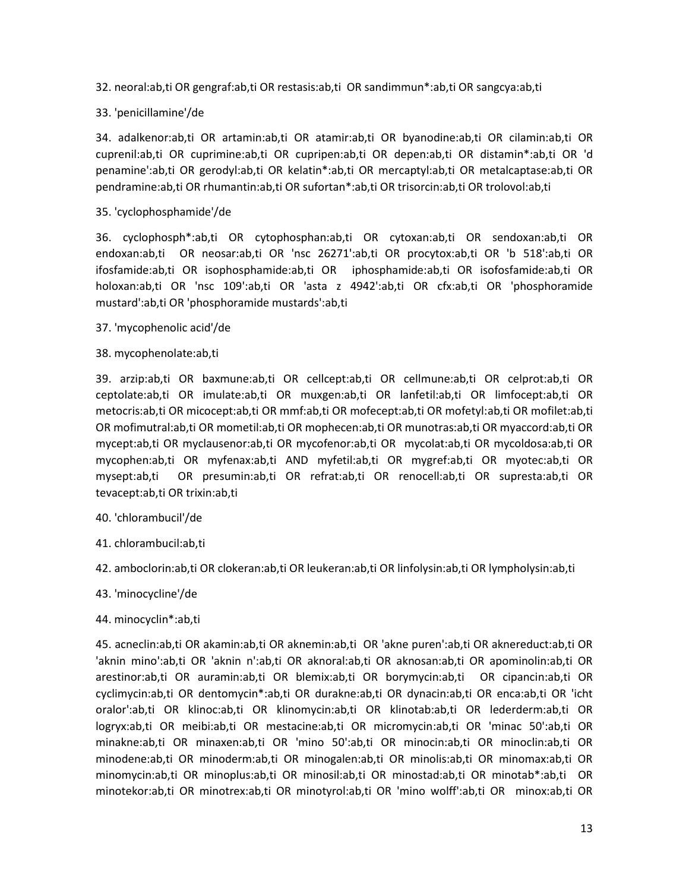32. neoral:ab,ti OR gengraf:ab,ti OR restasis:ab,ti OR sandimmun*:ab,ti OR sangcya:ab,ti

33. 'penicillamine'/de

34. adalkenor:ab,ti OR artamin:ab,ti OR atamir:ab,ti OR byanodine:ab,ti OR cilamin:ab,ti OR cuprenil:ab,ti OR cuprimine:ab,ti OR cupripen:ab,ti OR depen:ab,ti OR distamin*:ab,ti OR 'd penamine':ab,ti OR gerodyl:ab,ti OR kelatin*:ab,ti OR mercaptyl:ab,ti OR metalcaptase:ab,ti OR pendramine:ab,ti OR rhumantin:ab,ti OR sufortan*:ab,ti OR trisorcin:ab,ti OR trolovol:ab,ti

35. 'cyclophosphamide'/de

36. cyclophosph*:ab,ti OR cytophosphan:ab,ti OR cytoxan:ab,ti OR sendoxan:ab,ti OR endoxan:ab,ti OR neosar:ab,ti OR 'nsc 26271':ab,ti OR procytox:ab,ti OR 'b 518':ab,ti OR ifosfamide:ab,ti OR isophosphamide:ab,ti OR iphosphamide:ab,ti OR isofosfamide:ab,ti OR holoxan:ab,ti OR 'nsc 109':ab,ti OR 'asta z 4942':ab,ti OR cfx:ab,ti OR 'phosphoramide mustard':ab,ti OR 'phosphoramide mustards':ab,ti

37. 'mycophenolic acid'/de

38. mycophenolate:ab,ti

39. arzip:ab,ti OR baxmune:ab,ti OR cellcept:ab,ti OR cellmune:ab,ti OR celprot:ab,ti OR ceptolate:ab,ti OR imulate:ab,ti OR muxgen:ab,ti OR lanfetil:ab,ti OR limfocept:ab,ti OR metocris:ab,ti OR micocept:ab,ti OR mmf:ab,ti OR mofecept:ab,ti OR mofetyl:ab,ti OR mofilet:ab,ti OR mofimutral:ab,ti OR mometil:ab,ti OR mophecen:ab,ti OR munotras:ab,ti OR myaccord:ab,ti OR mycept:ab,ti OR myclausenor:ab,ti OR mycofenor:ab,ti OR mycolat:ab,ti OR mycoldosa:ab,ti OR mycophen:ab,ti OR myfenax:ab,ti AND myfetil:ab,ti OR mygref:ab,ti OR myotec:ab,ti OR mysept:ab,ti OR presumin:ab,ti OR refrat:ab,ti OR renocell:ab,ti OR supresta:ab,ti OR tevacept:ab,ti OR trixin:ab,ti

40. 'chlorambucil'/de

41. chlorambucil:ab,ti

42. amboclorin:ab,ti OR clokeran:ab,ti OR leukeran:ab,ti OR linfolysin:ab,ti OR lympholysin:ab,ti

43. 'minocycline'/de

44. minocyclin*:ab,ti

45. acneclin:ab,ti OR akamin:ab,ti OR aknemin:ab,ti OR 'akne puren':ab,ti OR aknereduct:ab,ti OR 'aknin mino':ab,ti OR 'aknin n':ab,ti OR aknoral:ab,ti OR aknosan:ab,ti OR apominolin:ab,ti OR arestinor:ab,ti OR auramin:ab,ti OR blemix:ab,ti OR borymycin:ab,ti OR cipancin:ab,ti OR cyclimycin:ab,ti OR dentomycin*:ab,ti OR durakne:ab,ti OR dynacin:ab,ti OR enca:ab,ti OR 'icht oralor':ab,ti OR klinoc:ab,ti OR klinomycin:ab,ti OR klinotab:ab,ti OR lederderm:ab,ti OR logryx:ab,ti OR meibi:ab,ti OR mestacine:ab,ti OR micromycin:ab,ti OR 'minac 50':ab,ti OR minakne:ab,ti OR minaxen:ab,ti OR 'mino 50':ab,ti OR minocin:ab,ti OR minoclin:ab,ti OR minodene:ab,ti OR minoderm:ab,ti OR minogalen:ab,ti OR minolis:ab,ti OR minomax:ab,ti OR minomycin:ab,ti OR minoplus:ab,ti OR minosil:ab,ti OR minostad:ab,ti OR minotab*:ab,ti OR minotekor:ab,ti OR minotrex:ab,ti OR minotyrol:ab,ti OR 'mino wolff':ab,ti OR minox:ab,ti OR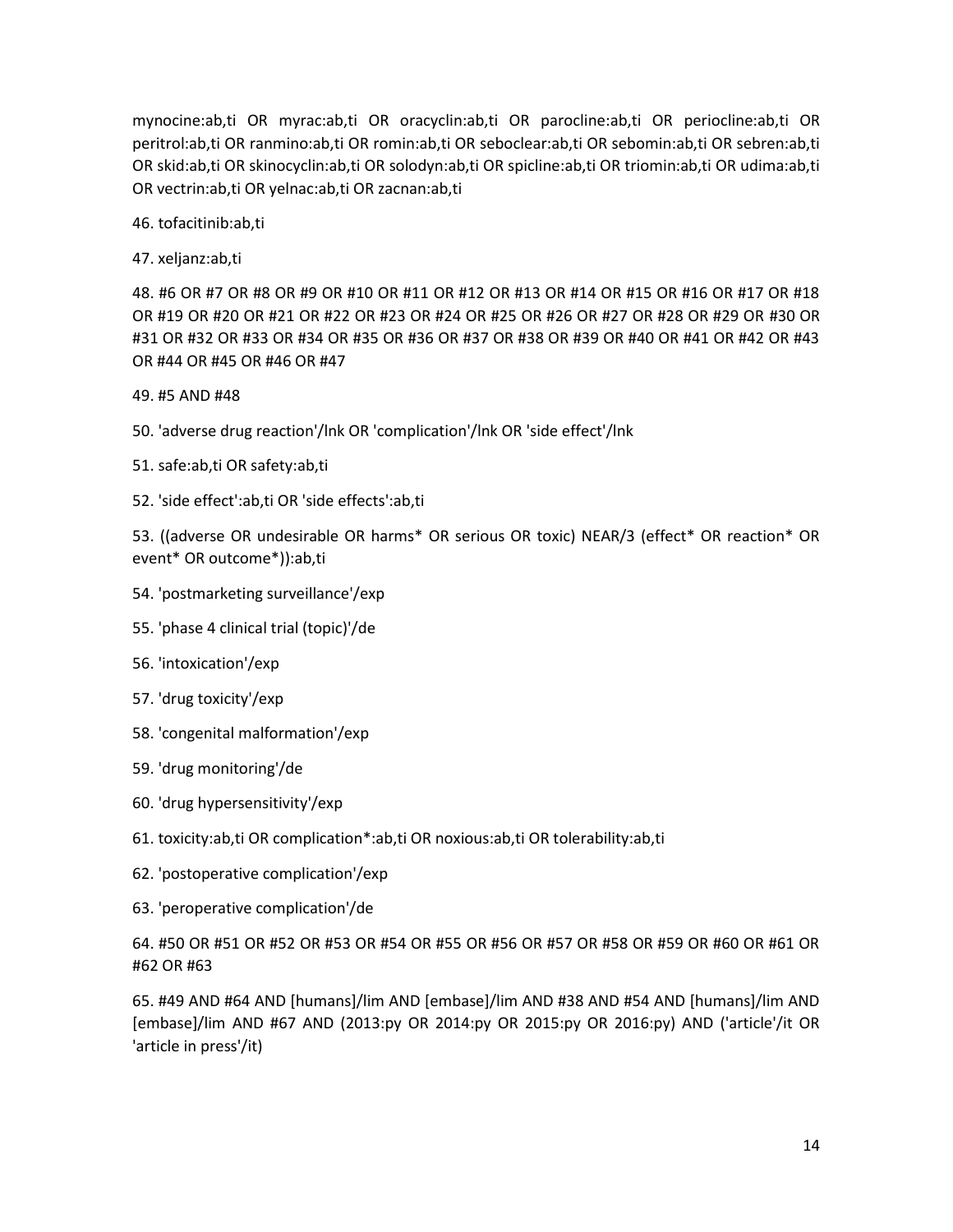mynocine:ab,ti OR myrac:ab,ti OR oracyclin:ab,ti OR parocline:ab,ti OR periocline:ab,ti OR peritrol:ab,ti OR ranmino:ab,ti OR romin:ab,ti OR seboclear:ab,ti OR sebomin:ab,ti OR sebren:ab,ti OR skid:ab,ti OR skinocyclin:ab,ti OR solodyn:ab,ti OR spicline:ab,ti OR triomin:ab,ti OR udima:ab,ti OR vectrin:ab,ti OR yelnac:ab,ti OR zacnan:ab,ti

46. tofacitinib:ab,ti

47. xeljanz:ab,ti

48. #6 OR #7 OR #8 OR #9 OR #10 OR #11 OR #12 OR #13 OR #14 OR #15 OR #16 OR #17 OR #18 OR #19 OR #20 OR #21 OR #22 OR #23 OR #24 OR #25 OR #26 OR #27 OR #28 OR #29 OR #30 OR #31 OR #32 OR #33 OR #34 OR #35 OR #36 OR #37 OR #38 OR #39 OR #40 OR #41 OR #42 OR #43 OR #44 OR #45 OR #46 OR #47

49. #5 AND #48

50. 'adverse drug reaction'/lnk OR 'complication'/lnk OR 'side effect'/lnk

51. safe:ab,ti OR safety:ab,ti

52. 'side effect':ab,ti OR 'side effects':ab,ti

53. ((adverse OR undesirable OR harms* OR serious OR toxic) NEAR/3 (effect* OR reaction* OR event* OR outcome*)):ab,ti

54. 'postmarketing surveillance'/exp

55. 'phase 4 clinical trial (topic)'/de

56. 'intoxication'/exp

57. 'drug toxicity'/exp

58. 'congenital malformation'/exp

59. 'drug monitoring'/de

60. 'drug hypersensitivity'/exp

61. toxicity:ab,ti OR complication*:ab,ti OR noxious:ab,ti OR tolerability:ab,ti

62. 'postoperative complication'/exp

63. 'peroperative complication'/de

64. #50 OR #51 OR #52 OR #53 OR #54 OR #55 OR #56 OR #57 OR #58 OR #59 OR #60 OR #61 OR #62 OR #63

65. #49 AND #64 AND [humans]/lim AND [embase]/lim AND #38 AND #54 AND [humans]/lim AND [embase]/lim AND #67 AND (2013:py OR 2014:py OR 2015:py OR 2016:py) AND ('article'/it OR 'article in press'/it)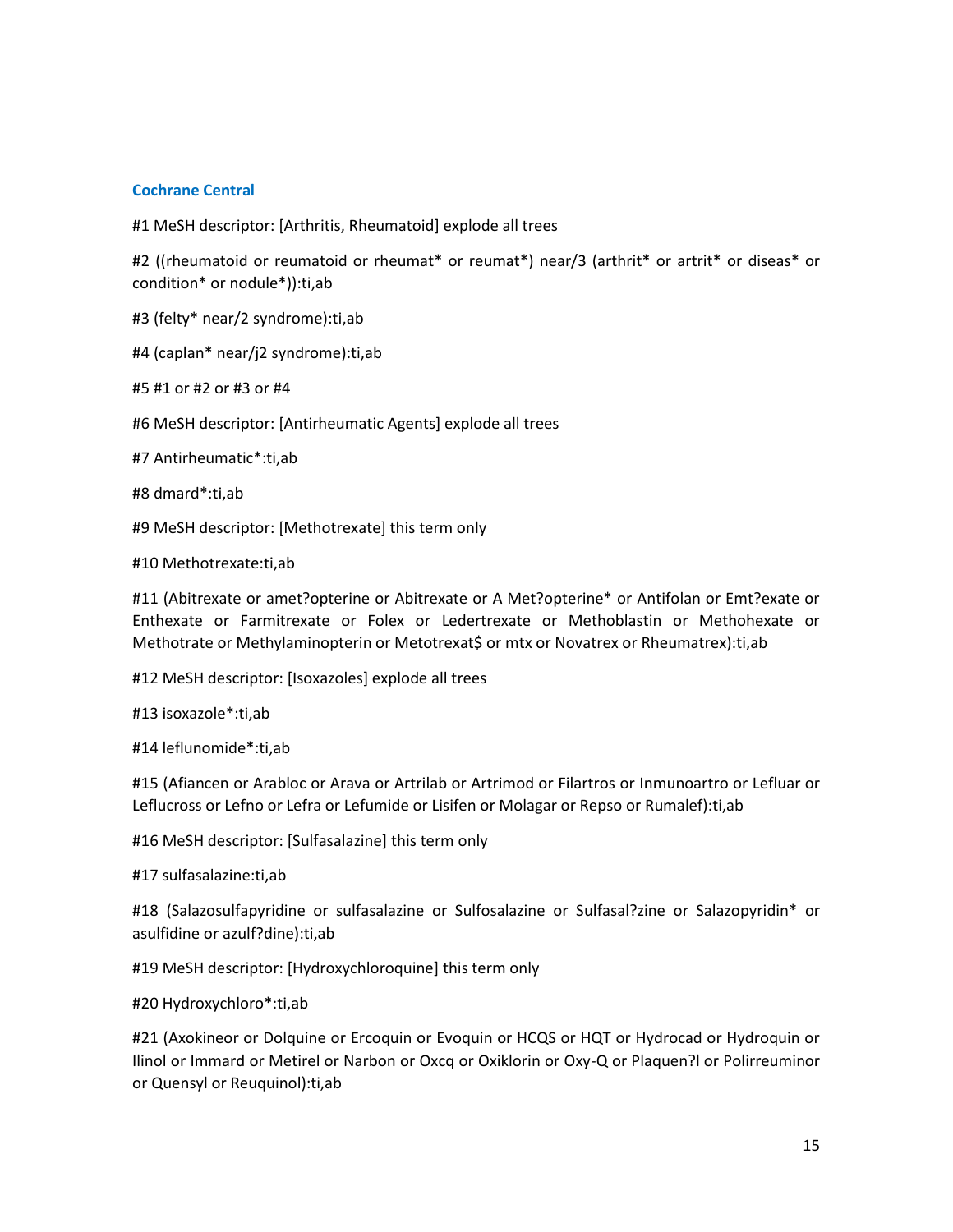### Cochrane Central

#1 MeSH descriptor: [Arthritis, Rheumatoid] explode all trees

#2 ((rheumatoid or reumatoid or rheumat* or reumat*) near/3 (arthrit* or artrit* or diseas* or condition* or nodule*)):ti,ab

#3 (felty* near/2 syndrome):ti,ab

#4 (caplan* near/j2 syndrome):ti,ab

#5 #1 or #2 or #3 or #4

#6 MeSH descriptor: [Antirheumatic Agents] explode all trees

#7 Antirheumatic*:ti,ab

#8 dmard*:ti,ab

#9 MeSH descriptor: [Methotrexate] this term only

#10 Methotrexate:ti,ab

#11 (Abitrexate or amet?opterine or Abitrexate or A Met?opterine* or Antifolan or Emt?exate or Enthexate or Farmitrexate or Folex or Ledertrexate or Methoblastin or Methohexate or Methotrate or Methylaminopterin or Metotrexat$ or mtx or Novatrex or Rheumatrex):ti,ab

#12 MeSH descriptor: [Isoxazoles] explode all trees

#13 isoxazole*:ti,ab

#14 leflunomide*:ti,ab

#15 (Afiancen or Arabloc or Arava or Artrilab or Artrimod or Filartros or Inmunoartro or Lefluar or Leflucross or Lefno or Lefra or Lefumide or Lisifen or Molagar or Repso or Rumalef):ti,ab

#16 MeSH descriptor: [Sulfasalazine] this term only

#17 sulfasalazine:ti,ab

#18 (Salazosulfapyridine or sulfasalazine or Sulfosalazine or Sulfasal?zine or Salazopyridin* or asulfidine or azulf?dine):ti,ab

#19 MeSH descriptor: [Hydroxychloroquine] this term only

#20 Hydroxychloro*:ti,ab

#21 (Axokineor or Dolquine or Ercoquin or Evoquin or HCQS or HQT or Hydrocad or Hydroquin or Ilinol or Immard or Metirel or Narbon or Oxcq or Oxiklorin or Oxy-Q or Plaquen?l or Polirreuminor or Quensyl or Reuquinol):ti,ab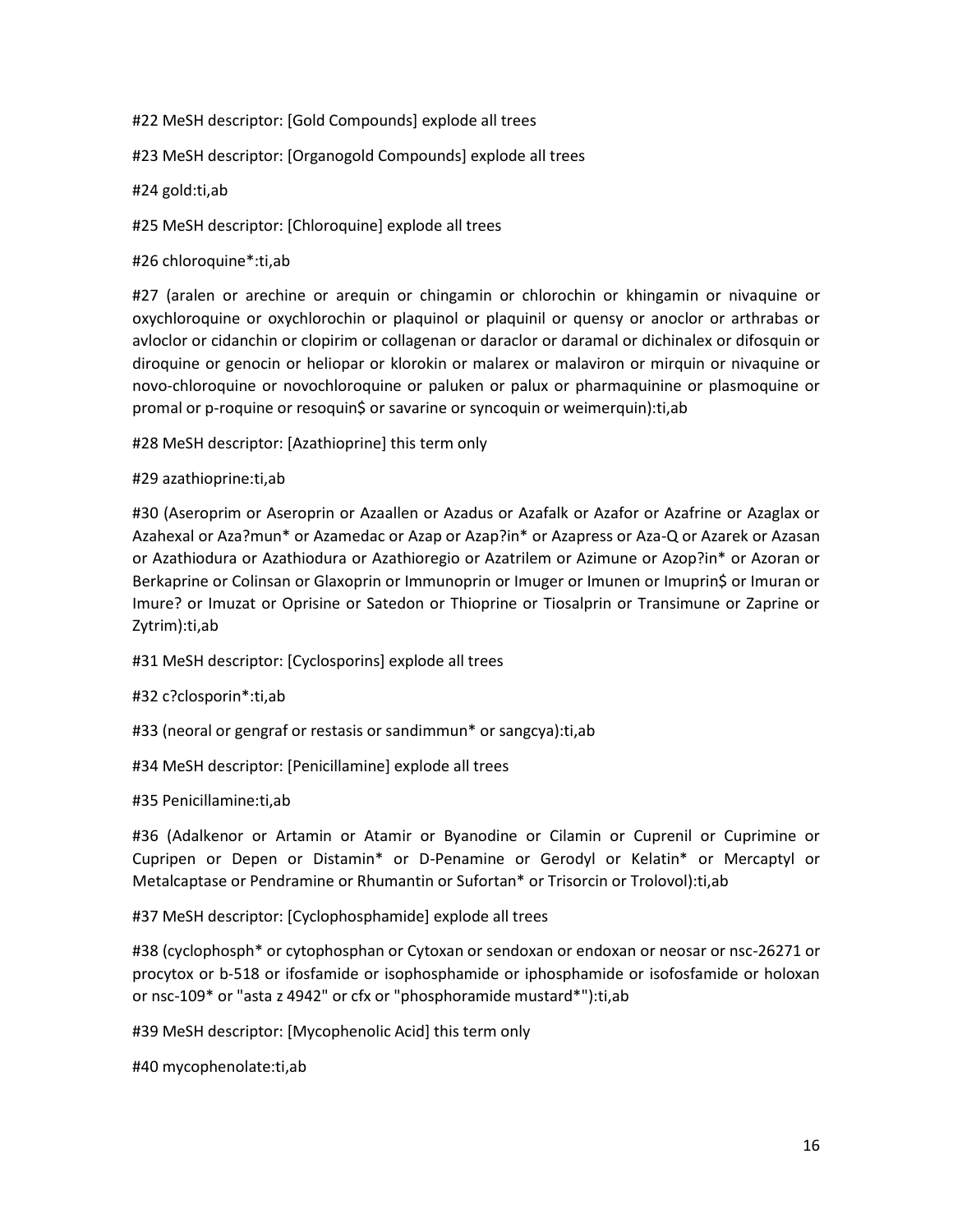#22 MeSH descriptor: [Gold Compounds] explode all trees

#23 MeSH descriptor: [Organogold Compounds] explode all trees

#24 gold:ti,ab

#25 MeSH descriptor: [Chloroquine] explode all trees

#26 chloroquine*:ti,ab

#27 (aralen or arechine or arequin or chingamin or chlorochin or khingamin or nivaquine or oxychloroquine or oxychlorochin or plaquinol or plaquinil or quensy or anoclor or arthrabas or avloclor or cidanchin or clopirim or collagenan or daraclor or daramal or dichinalex or difosquin or diroquine or genocin or heliopar or klorokin or malarex or malaviron or mirquin or nivaquine or novo-chloroquine or novochloroquine or paluken or palux or pharmaquinine or plasmoquine or promal or p-roquine or resoquin$ or savarine or syncoquin or weimerquin):ti,ab

#28 MeSH descriptor: [Azathioprine] this term only

#29 azathioprine:ti,ab

#30 (Aseroprim or Aseroprin or Azaallen or Azadus or Azafalk or Azafor or Azafrine or Azaglax or Azahexal or Aza?mun* or Azamedac or Azap or Azap?in* or Azapress or Aza-Q or Azarek or Azasan or Azathiodura or Azathiodura or Azathioregio or Azatrilem or Azimune or Azop?in* or Azoran or Berkaprine or Colinsan or Glaxoprin or Immunoprin or Imuger or Imunen or Imuprin$ or Imuran or Imure? or Imuzat or Oprisine or Satedon or Thioprine or Tiosalprin or Transimune or Zaprine or Zytrim):ti,ab

#31 MeSH descriptor: [Cyclosporins] explode all trees

#32 c?closporin*:ti,ab

#33 (neoral or gengraf or restasis or sandimmun* or sangcya):ti,ab

#34 MeSH descriptor: [Penicillamine] explode all trees

#35 Penicillamine:ti,ab

#36 (Adalkenor or Artamin or Atamir or Byanodine or Cilamin or Cuprenil or Cuprimine or Cupripen or Depen or Distamin* or D-Penamine or Gerodyl or Kelatin* or Mercaptyl or Metalcaptase or Pendramine or Rhumantin or Sufortan* or Trisorcin or Trolovol):ti,ab

#37 MeSH descriptor: [Cyclophosphamide] explode all trees

#38 (cyclophosph* or cytophosphan or Cytoxan or sendoxan or endoxan or neosar or nsc-26271 or procytox or b-518 or ifosfamide or isophosphamide or iphosphamide or isofosfamide or holoxan or nsc-109* or "asta z 4942" or cfx or "phosphoramide mustard*"):ti,ab

#39 MeSH descriptor: [Mycophenolic Acid] this term only

#40 mycophenolate:ti,ab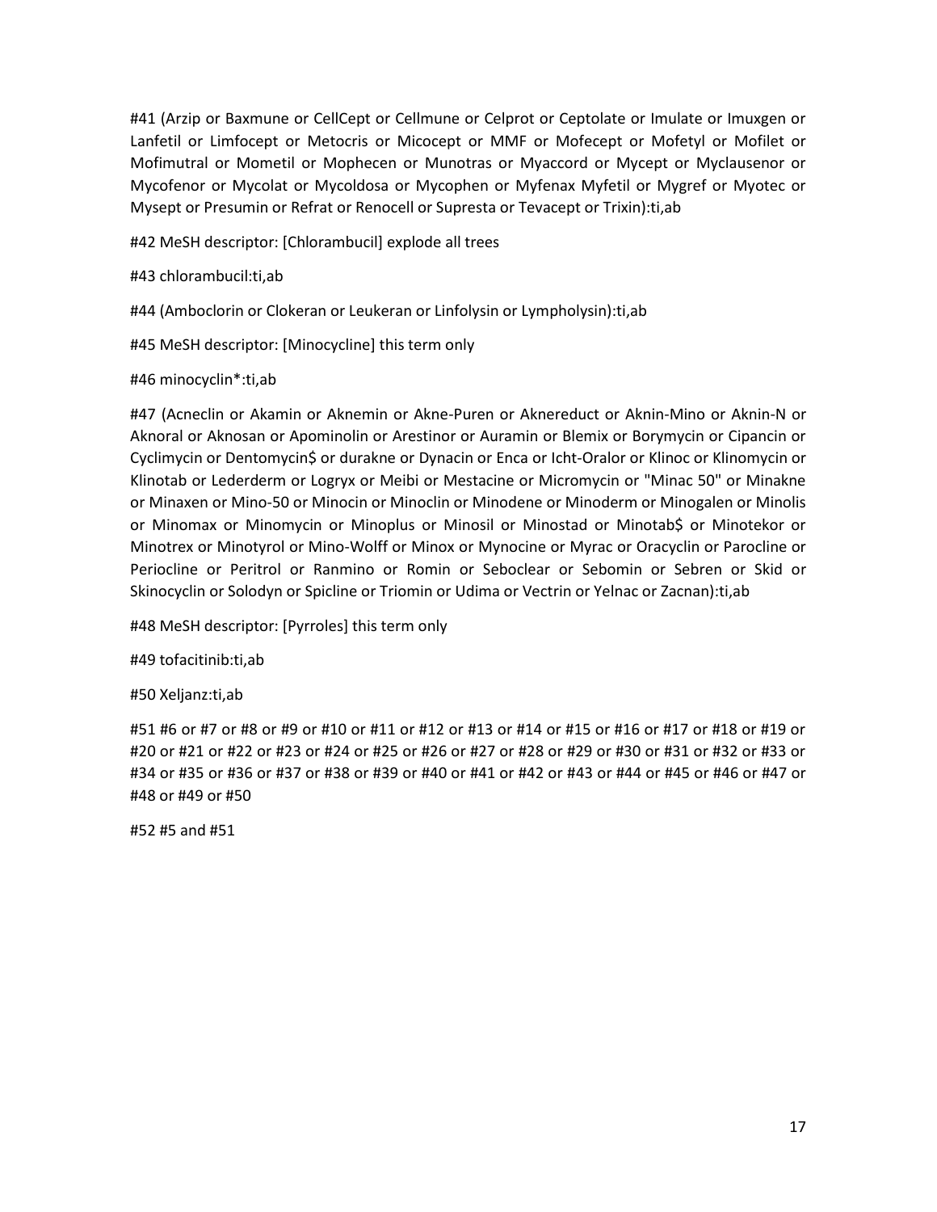#41 (Arzip or Baxmune or CellCept or Cellmune or Celprot or Ceptolate or Imulate or Imuxgen or Lanfetil or Limfocept or Metocris or Micocept or MMF or Mofecept or Mofetyl or Mofilet or Mofimutral or Mometil or Mophecen or Munotras or Myaccord or Mycept or Myclausenor or Mycofenor or Mycolat or Mycoldosa or Mycophen or Myfenax Myfetil or Mygref or Myotec or Mysept or Presumin or Refrat or Renocell or Supresta or Tevacept or Trixin):ti,ab

#42 MeSH descriptor: [Chlorambucil] explode all trees

#43 chlorambucil:ti,ab

#44 (Amboclorin or Clokeran or Leukeran or Linfolysin or Lympholysin):ti,ab

#45 MeSH descriptor: [Minocycline] this term only

#46 minocyclin*:ti,ab

#47 (Acneclin or Akamin or Aknemin or Akne-Puren or Aknereduct or Aknin-Mino or Aknin-N or Aknoral or Aknosan or Apominolin or Arestinor or Auramin or Blemix or Borymycin or Cipancin or Cyclimycin or Dentomycin$ or durakne or Dynacin or Enca or Icht-Oralor or Klinoc or Klinomycin or Klinotab or Lederderm or Logryx or Meibi or Mestacine or Micromycin or "Minac 50" or Minakne or Minaxen or Mino-50 or Minocin or Minoclin or Minodene or Minoderm or Minogalen or Minolis or Minomax or Minomycin or Minoplus or Minosil or Minostad or Minotab$ or Minotekor or Minotrex or Minotyrol or Mino-Wolff or Minox or Mynocine or Myrac or Oracyclin or Parocline or Periocline or Peritrol or Ranmino or Romin or Seboclear or Sebomin or Sebren or Skid or Skinocyclin or Solodyn or Spicline or Triomin or Udima or Vectrin or Yelnac or Zacnan):ti,ab

#48 MeSH descriptor: [Pyrroles] this term only

#49 tofacitinib:ti,ab

#50 Xeljanz:ti,ab

#51 #6 or #7 or #8 or #9 or #10 or #11 or #12 or #13 or #14 or #15 or #16 or #17 or #18 or #19 or #20 or #21 or #22 or #23 or #24 or #25 or #26 or #27 or #28 or #29 or #30 or #31 or #32 or #33 or #34 or #35 or #36 or #37 or #38 or #39 or #40 or #41 or #42 or #43 or #44 or #45 or #46 or #47 or #48 or #49 or #50

#52 #5 and #51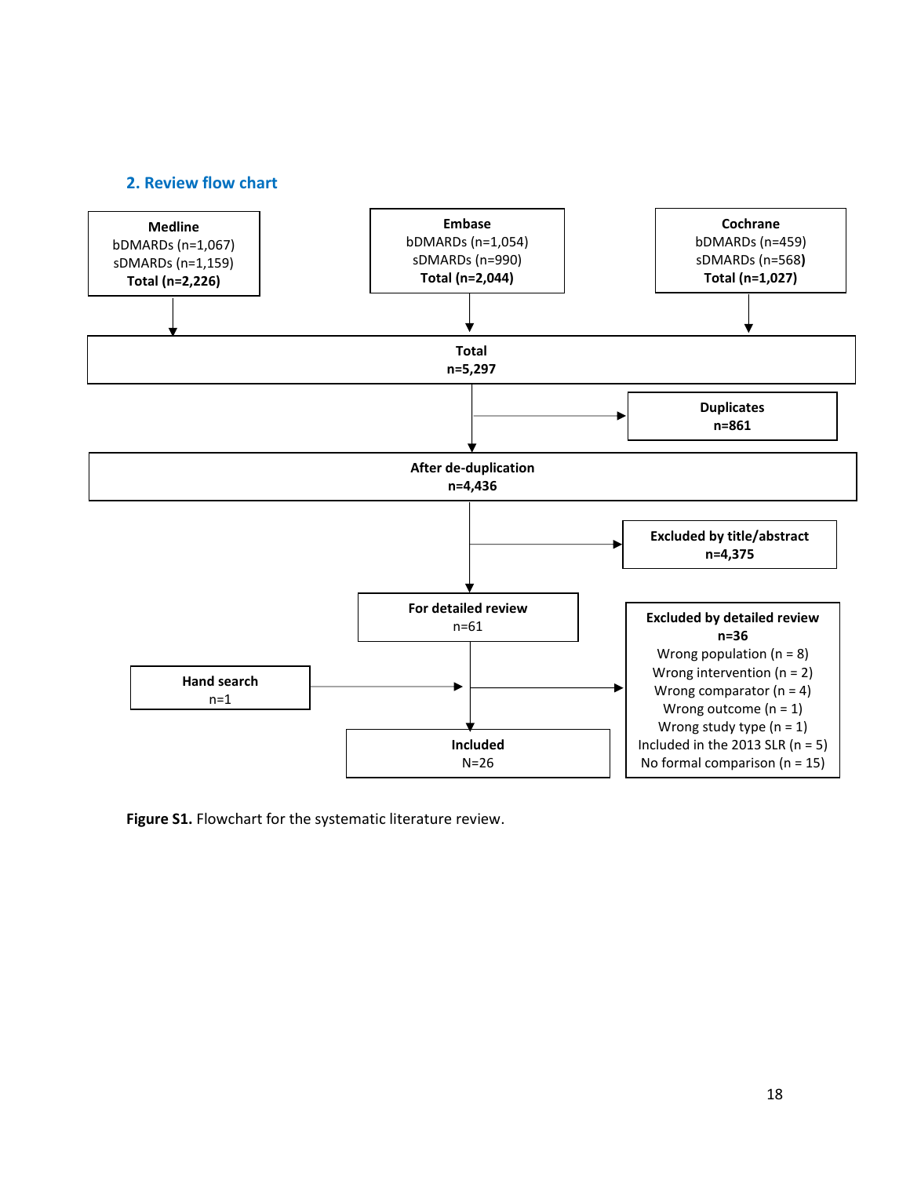## 2. Review flow chart

**Medline**
bDMARDs (n=1,067)
sDMARDs (n=1,159)
**Total (n=2,226)**

**Embase**
bDMARDs (n=1,054)
sDMARDs (n=990)
**Total (n=2,044)**

**Cochrane**
bDMARDs (n=459)
sDMARDs (n=568)
**Total (n=1,027)**

**Total**
**n=5,297**

**Duplicates**
**n=861**

**After de-duplication**
**n=4,436**

**Excluded by title/abstract**
**n=4,375**

**For detailed review**
n=61

**Hand search**
n=1

**Excluded by detailed review**
**n=36**
Wrong population (n = 8)
Wrong intervention (n = 2)
Wrong comparator (n = 4)
Wrong outcome (n = 1)
Wrong study type (n = 1)
Included in the 2013 SLR (n = 5)
No formal comparison (n = 15)

**Included**
N=26

**Figure S1.** Flowchart for the systematic literature review.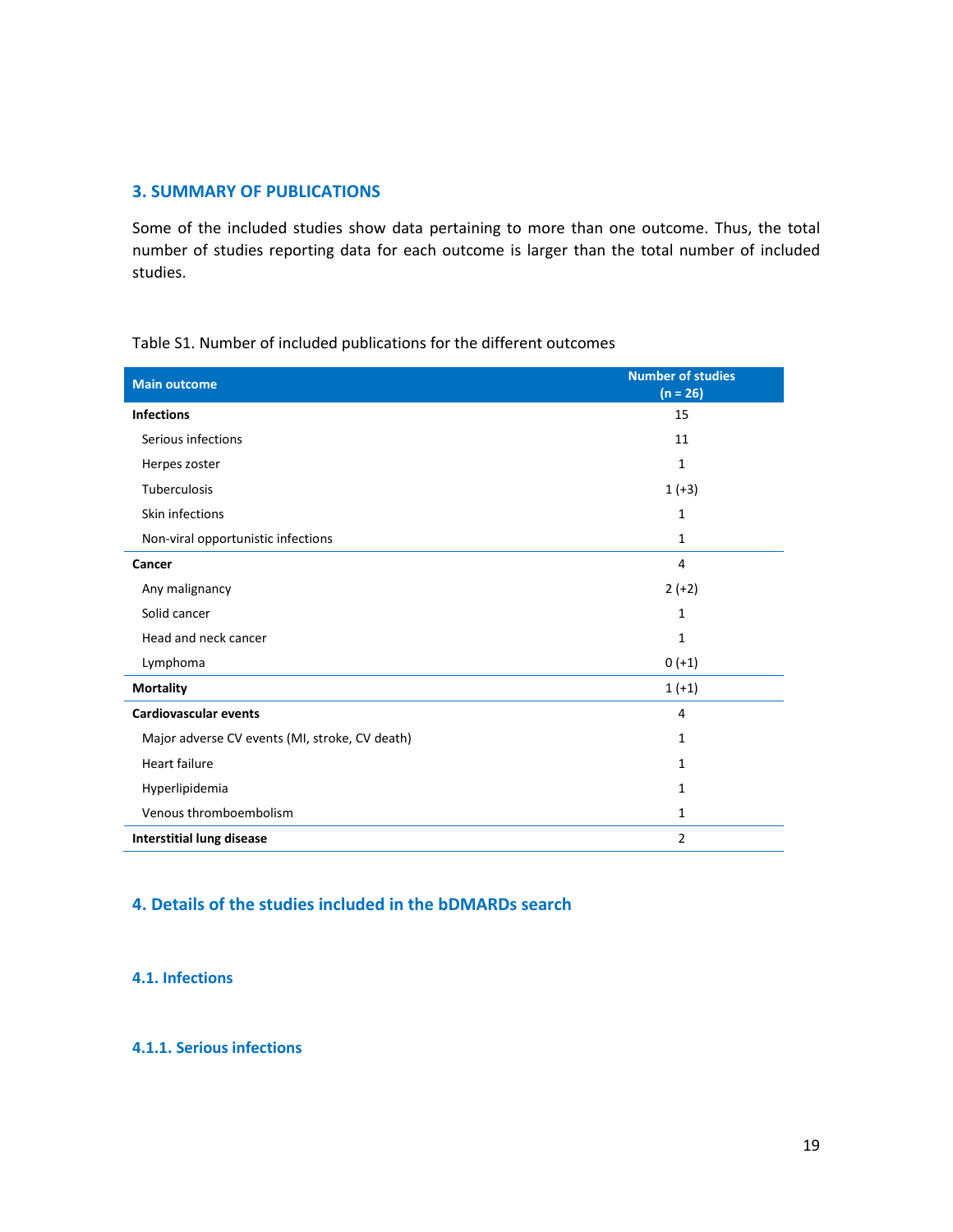## 3. SUMMARY OF PUBLICATIONS

Some of the included studies show data pertaining to more than one outcome. Thus, the total number of studies reporting data for each outcome is larger than the total number of included studies.

Table S1. Number of included publications for the different outcomes

| Main outcome | Number of studies (n = 26) |
|---|---|
| **Infections** | 15 |
| Serious infections | 11 |
| Herpes zoster | 1 |
| Tuberculosis | 1 (+3) |
| Skin infections | 1 |
| Non-viral opportunistic infections | 1 |
| **Cancer** | 4 |
| Any malignancy | 2 (+2) |
| Solid cancer | 1 |
| Head and neck cancer | 1 |
| Lymphoma | 0 (+1) |
| **Mortality** | 1 (+1) |
| **Cardiovascular events** | 4 |
| Major adverse CV events (MI, stroke, CV death) | 1 |
| Heart failure | 1 |
| Hyperlipidemia | 1 |
| Venous thromboembolism | 1 |
| **Interstitial lung disease** | 2 |

## 4. Details of the studies included in the bDMARDs search

### 4.1. Infections

#### 4.1.1. Serious infections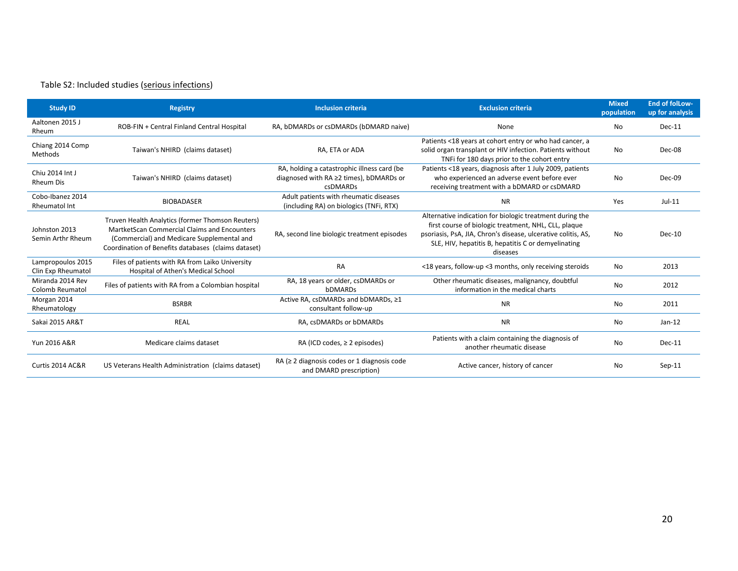Table S2: Included studies (serious infections)

| Study ID | Registry | Inclusion criteria | Exclusion criteria | Mixed population | End of folLow-up for analysis |
|---|---|---|---|---|---|
| Aaltonen 2015 J Rheum | ROB-FIN + Central Finland Central Hospital | RA, bDMARDs or csDMARDs (bDMARD naive) | None | No | Dec-11 |
| Chiang 2014 Comp Methods | Taiwan's NHIRD (claims dataset) | RA, ETA or ADA | Patients <18 years at cohort entry or who had cancer, a solid organ transplant or HIV infection. Patients without TNFi for 180 days prior to the cohort entry | No | Dec-08 |
| Chiu 2014 Int J Rheum Dis | Taiwan's NHIRD (claims dataset) | RA, holding a catastrophic illness card (be diagnosed with RA ≥2 times), bDMARDs or csDMARDs | Patients <18 years, diagnosis after 1 July 2009, patients who experienced an adverse event before ever receiving treatment with a bDMARD or csDMARD | No | Dec-09 |
| Cobo-Ibanez 2014 Rheumatol Int | BIOBADASER | Adult patients with rheumatic diseases (including RA) on biologics (TNFi, RTX) | NR | Yes | Jul-11 |
| Johnston 2013 Semin Arthr Rheum | Truven Health Analytics (former Thomson Reuters) MartketScan Commercial Claims and Encounters (Commercial) and Medicare Supplemental and Coordination of Benefits databases (claims dataset) | RA, second line biologic treatment episodes | Alternative indication for biologic treatment during the first course of biologic treatment, NHL, CLL, plaque psoriasis, PsA, JIA, Chron's disease, ulcerative colitis, AS, SLE, HIV, hepatitis B, hepatitis C or demyelinating diseases | No | Dec-10 |
| Lampropoulos 2015 Clin Exp Rheumatol | Files of patients with RA from Laiko University Hospital of Athen's Medical School | RA | <18 years, follow-up <3 months, only receiving steroids | No | 2013 |
| Miranda 2014 Rev Colomb Reumatol | Files of patients with RA from a Colombian hospital | RA, 18 years or older, csDMARDs or bDMARDs | Other rheumatic diseases, malignancy, doubtful information in the medical charts | No | 2012 |
| Morgan 2014 Rheumatology | BSRBR | Active RA, csDMARDs and bDMARDs, ≥1 consultant follow-up | NR | No | 2011 |
| Sakai 2015 AR&T | REAL | RA, csDMARDs or bDMARDs | NR | No | Jan-12 |
| Yun 2016 A&R | Medicare claims dataset | RA (ICD codes, ≥ 2 episodes) | Patients with a claim containing the diagnosis of another rheumatic disease | No | Dec-11 |
| Curtis 2014 AC&R | US Veterans Health Administration (claims dataset) | RA (≥ 2 diagnosis codes or 1 diagnosis code and DMARD prescription) | Active cancer, history of cancer | No | Sep-11 |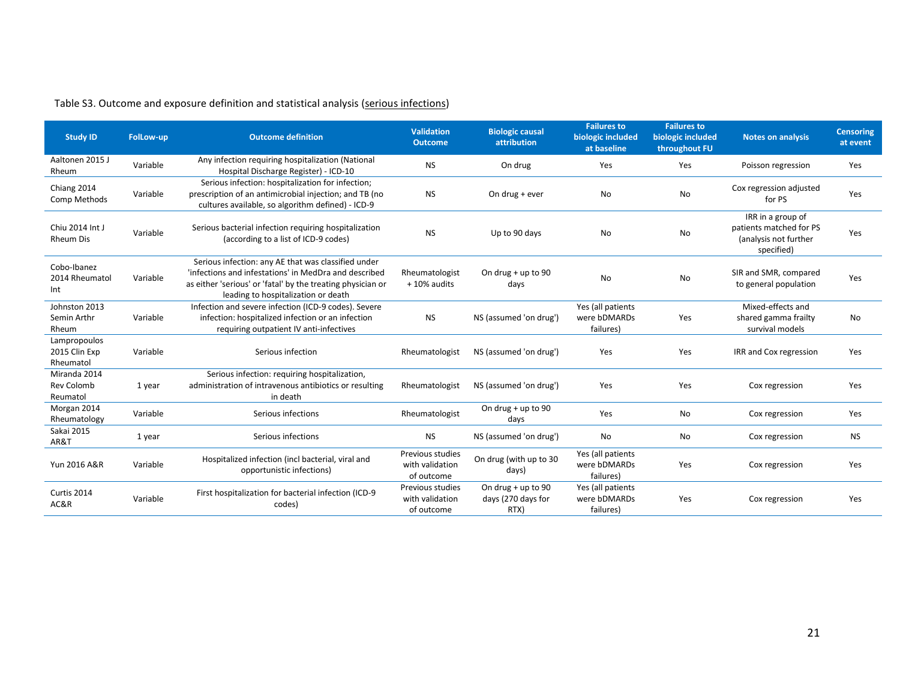Table S3. Outcome and exposure definition and statistical analysis (serious infections)

| Study ID | FolLow-up | Outcome definition | Validation Outcome | Biologic causal attribution | Failures to biologic included at baseline | Failures to biologic included throughout FU | Notes on analysis | Censoring at event |
|---|---|---|---|---|---|---|---|---|
| Aaltonen 2015 J Rheum | Variable | Any infection requiring hospitalization (National Hospital Discharge Register) - ICD-10 | NS | On drug | Yes | Yes | Poisson regression | Yes |
| Chiang 2014 Comp Methods | Variable | Serious infection: hospitalization for infection; prescription of an antimicrobial injection; and TB (no cultures available, so algorithm defined) - ICD-9 | NS | On drug + ever | No | No | Cox regression adjusted for PS | Yes |
| Chiu 2014 Int J Rheum Dis | Variable | Serious bacterial infection requiring hospitalization (according to a list of ICD-9 codes) | NS | Up to 90 days | No | No | IRR in a group of patients matched for PS (analysis not further specified) | Yes |
| Cobo-Ibanez 2014 Rheumatol Int | Variable | Serious infection: any AE that was classified under 'infections and infestations' in MedDra and described as either 'serious' or 'fatal' by the treating physician or leading to hospitalization or death | Rheumatologist + 10% audits | On drug + up to 90 days | No | No | SIR and SMR, compared to general population | Yes |
| Johnston 2013 Semin Arthr Rheum | Variable | Infection and severe infection (ICD-9 codes). Severe infection: hospitalized infection or an infection requiring outpatient IV anti-infectives | NS | NS (assumed 'on drug') | Yes (all patients were bDMARDs failures) | Yes | Mixed-effects and shared gamma frailty survival models | No |
| Lampropoulos 2015 Clin Exp Rheumatol | Variable | Serious infection | Rheumatologist | NS (assumed 'on drug') | Yes | Yes | IRR and Cox regression | Yes |
| Miranda 2014 Rev Colomb Reumatol | 1 year | Serious infection: requiring hospitalization, administration of intravenous antibiotics or resulting in death | Rheumatologist | NS (assumed 'on drug') | Yes | Yes | Cox regression | Yes |
| Morgan 2014 Rheumatology | Variable | Serious infections | Rheumatologist | On drug + up to 90 days | Yes | No | Cox regression | Yes |
| Sakai 2015 AR&T | 1 year | Serious infections | NS | NS (assumed 'on drug') | No | No | Cox regression | NS |
| Yun 2016 A&R | Variable | Hospitalized infection (incl bacterial, viral and opportunistic infections) | Previous studies with validation of outcome | On drug (with up to 30 days) | Yes (all patients were bDMARDs failures) | Yes | Cox regression | Yes |
| Curtis 2014 AC&R | Variable | First hospitalization for bacterial infection (ICD-9 codes) | Previous studies with validation of outcome | On drug + up to 90 days (270 days for RTX) | Yes (all patients were bDMARDs failures) | Yes | Cox regression | Yes |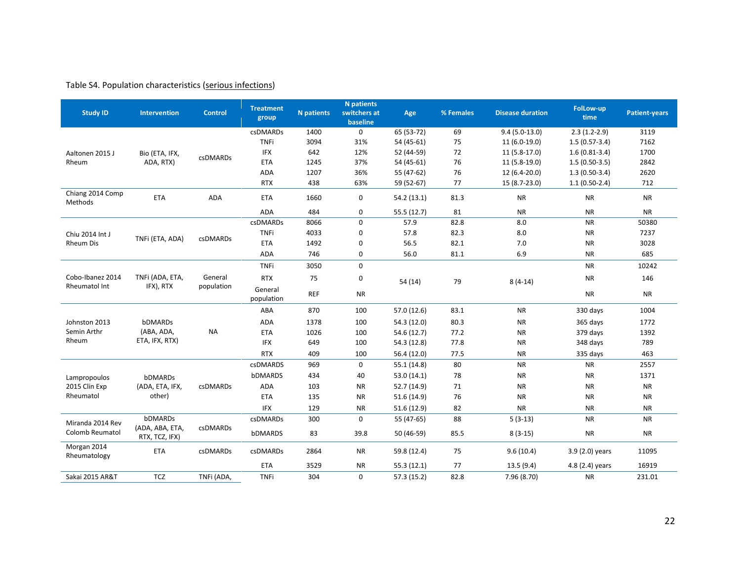Table S4. Population characteristics (serious infections)

| Study ID | Intervention | Control | Treatment group | N patients | N patients switchers at baseline | Age | % Females | Disease duration | FolLow-up time | Patient-years |
|---|---|---|---|---|---|---|---|---|---|---|
| Aaltonen 2015 J Rheum | Bio (ETA, IFX, ADA, RTX) | csDMARDs | csDMARDs | 1400 | 0 | 65 (53-72) | 69 | 9.4 (5.0-13.0) | 2.3 (1.2-2.9) | 3119 |
| | | | TNFi | 3094 | 31% | 54 (45-61) | 75 | 11 (6.0-19.0) | 1.5 (0.57-3.4) | 7162 |
| | | | IFX | 642 | 12% | 52 (44-59) | 72 | 11 (5.8-17.0) | 1.6 (0.81-3.4) | 1700 |
| | | | ETA | 1245 | 37% | 54 (45-61) | 76 | 11 (5.8-19.0) | 1.5 (0.50-3.5) | 2842 |
| | | | ADA | 1207 | 36% | 55 (47-62) | 76 | 12 (6.4-20.0) | 1.3 (0.50-3.4) | 2620 |
| | | | RTX | 438 | 63% | 59 (52-67) | 77 | 15 (8.7-23.0) | 1.1 (0.50-2.4) | 712 |
| Chiang 2014 Comp Methods | ETA | ADA | ETA | 1660 | 0 | 54.2 (13.1) | 81.3 | NR | NR | NR |
| | | | ADA | 484 | 0 | 55.5 (12.7) | 81 | NR | NR | NR |
| Chiu 2014 Int J Rheum Dis | TNFi (ETA, ADA) | csDMARDs | csDMARDs | 8066 | 0 | 57.9 | 82.8 | 8.0 | NR | 50380 |
| | | | TNFi | 4033 | 0 | 57.8 | 82.3 | 8.0 | NR | 7237 |
| | | | ETA | 1492 | 0 | 56.5 | 82.1 | 7.0 | NR | 3028 |
| | | | ADA | 746 | 0 | 56.0 | 81.1 | 6.9 | NR | 685 |
| Cobo-Ibanez 2014 Rheumatol Int | TNFi (ADA, ETA, IFX), RTX | General population | TNFi | 3050 | 0 | 54 (14) | 79 | 8 (4-14) | NR | 10242 |
| | | | RTX | 75 | 0 | | | | NR | 146 |
| | | | General population | REF | NR | | | | NR | NR |
| Johnston 2013 Semin Arthr Rheum | bDMARDs (ABA, ADA, ETA, IFX, RTX) | NA | ABA | 870 | 100 | 57.0 (12.6) | 83.1 | NR | 330 days | 1004 |
| | | | ADA | 1378 | 100 | 54.3 (12.0) | 80.3 | NR | 365 days | 1772 |
| | | | ETA | 1026 | 100 | 54.6 (12.7) | 77.2 | NR | 379 days | 1392 |
| | | | IFX | 649 | 100 | 54.3 (12.8) | 77.8 | NR | 348 days | 789 |
| | | | RTX | 409 | 100 | 56.4 (12.0) | 77.5 | NR | 335 days | 463 |
| Lampropoulos 2015 Clin Exp Rheumatol | bDMARDs (ADA, ETA, IFX, other) | csDMARDs | csDMARDS | 969 | 0 | 55.1 (14.8) | 80 | NR | NR | 2557 |
| | | | bDMARDS | 434 | 40 | 53.0 (14.1) | 78 | NR | NR | 1371 |
| | | | ADA | 103 | NR | 52.7 (14.9) | 71 | NR | NR | NR |
| | | | ETA | 135 | NR | 51.6 (14.9) | 76 | NR | NR | NR |
| | | | IFX | 129 | NR | 51.6 (12.9) | 82 | NR | NR | NR |
| Miranda 2014 Rev Colomb Reumatol | bDMARDs (ADA, ABA, ETA, RTX, TCZ, IFX) | csDMARDs | csDMARDs | 300 | 0 | 55 (47-65) | 88 | 5 (3-13) | NR | NR |
| | | | bDMARDS | 83 | 39.8 | 50 (46-59) | 85.5 | 8 (3-15) | NR | NR |
| Morgan 2014 Rheumatology | ETA | csDMARDs | csDMARDs | 2864 | NR | 59.8 (12.4) | 75 | 9.6 (10.4) | 3.9 (2.0) years | 11095 |
| | | | ETA | 3529 | NR | 55.3 (12.1) | 77 | 13.5 (9.4) | 4.8 (2.4) years | 16919 |
| Sakai 2015 AR&T | TCZ | TNFi (ADA, | TNFi | 304 | 0 | 57.3 (15.2) | 82.8 | 7.96 (8.70) | NR | 231.01 |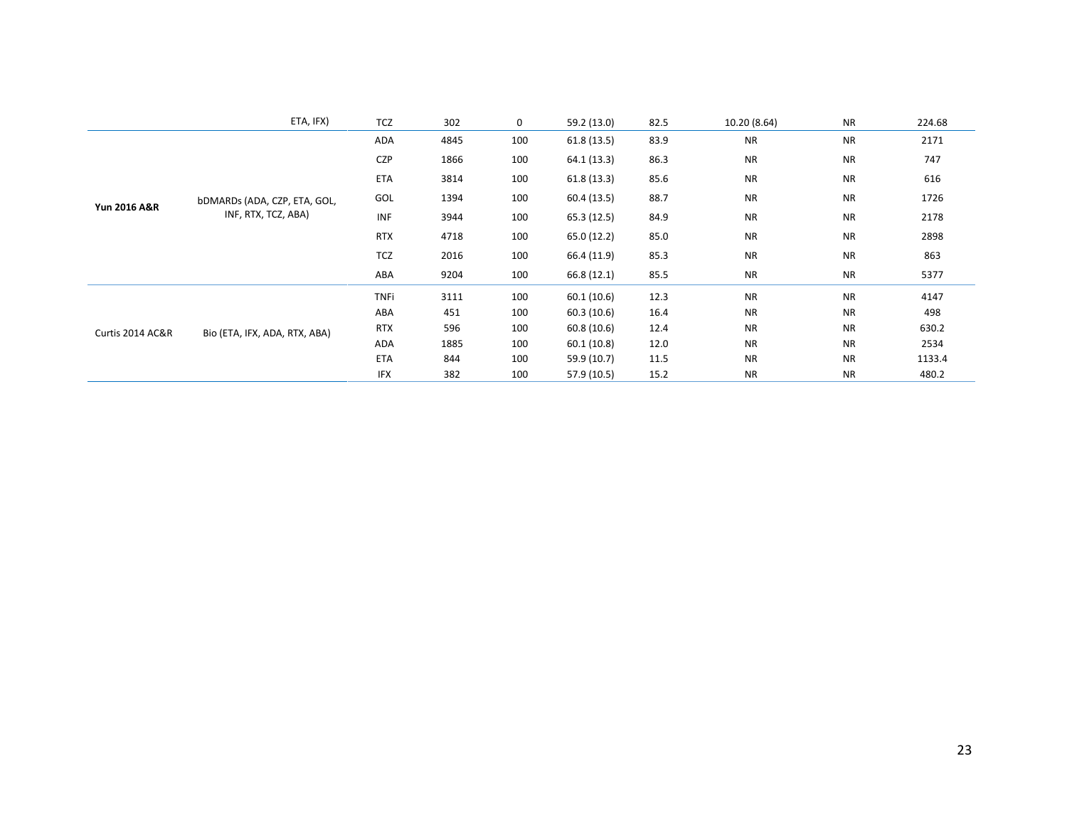| | ETA, IFX) | TCZ | 302 | 0 | 59.2 (13.0) | 82.5 | 10.20 (8.64) | NR | 224.68 |
|---|---|---|---|---|---|---|---|---|---|
| **Yun 2016 A&R** | bDMARDs (ADA, CZP, ETA, GOL, INF, RTX, TCZ, ABA) | ADA | 4845 | 100 | 61.8 (13.5) | 83.9 | NR | NR | 2171 |
| | | CZP | 1866 | 100 | 64.1 (13.3) | 86.3 | NR | NR | 747 |
| | | ETA | 3814 | 100 | 61.8 (13.3) | 85.6 | NR | NR | 616 |
| | | GOL | 1394 | 100 | 60.4 (13.5) | 88.7 | NR | NR | 1726 |
| | | INF | 3944 | 100 | 65.3 (12.5) | 84.9 | NR | NR | 2178 |
| | | RTX | 4718 | 100 | 65.0 (12.2) | 85.0 | NR | NR | 2898 |
| | | TCZ | 2016 | 100 | 66.4 (11.9) | 85.3 | NR | NR | 863 |
| | | ABA | 9204 | 100 | 66.8 (12.1) | 85.5 | NR | NR | 5377 |
| Curtis 2014 AC&R | Bio (ETA, IFX, ADA, RTX, ABA) | TNFi | 3111 | 100 | 60.1 (10.6) | 12.3 | NR | NR | 4147 |
| | | ABA | 451 | 100 | 60.3 (10.6) | 16.4 | NR | NR | 498 |
| | | RTX | 596 | 100 | 60.8 (10.6) | 12.4 | NR | NR | 630.2 |
| | | ADA | 1885 | 100 | 60.1 (10.8) | 12.0 | NR | NR | 2534 |
| | | ETA | 844 | 100 | 59.9 (10.7) | 11.5 | NR | NR | 1133.4 |
| | | IFX | 382 | 100 | 57.9 (10.5) | 15.2 | NR | NR | 480.2 |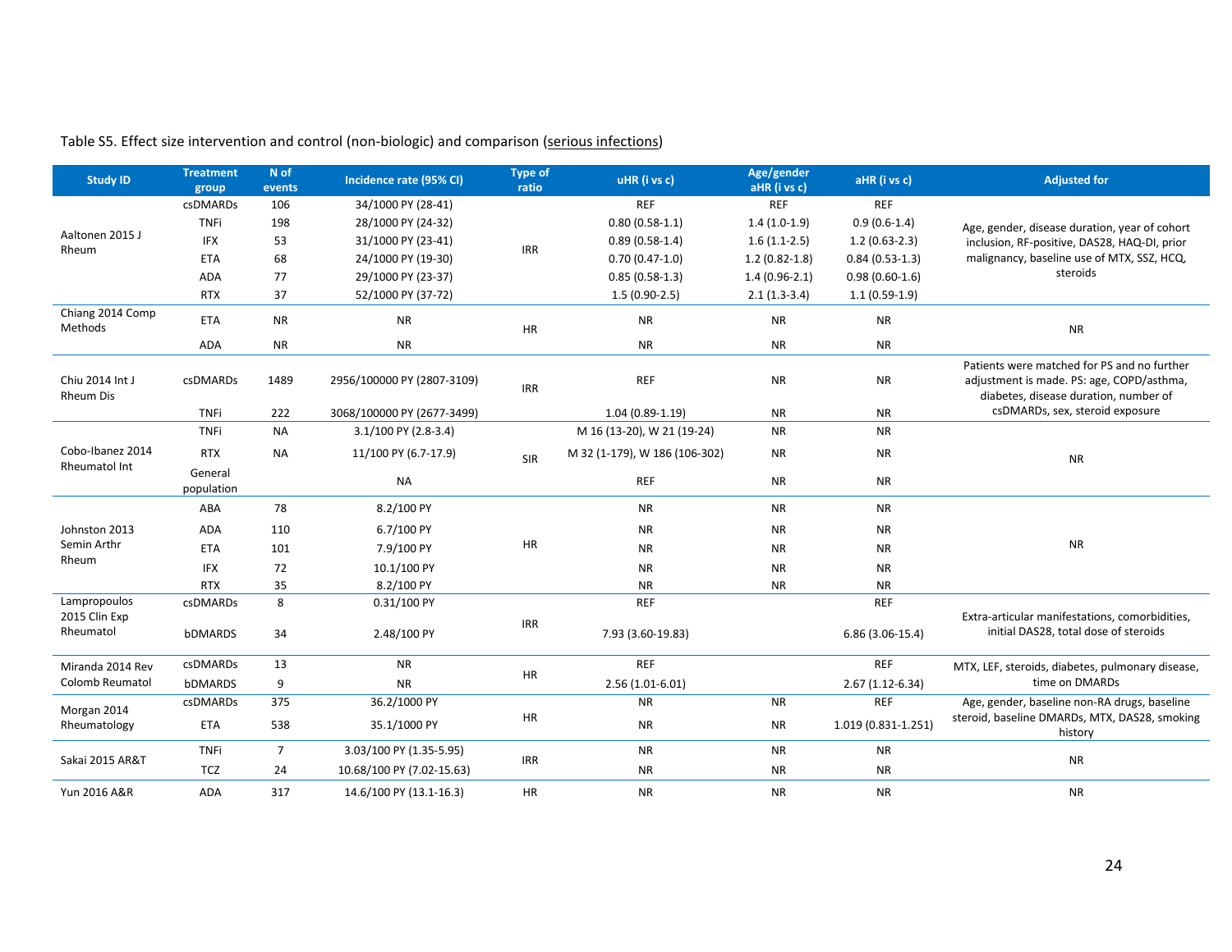Table S5. Effect size intervention and control (non-biologic) and comparison (serious infections)

| Study ID | Treatment group | N of events | Incidence rate (95% CI) | Type of ratio | uHR (i vs c) | Age/gender aHR (i vs c) | aHR (i vs c) | Adjusted for |
|---|---|---|---|---|---|---|---|---|
| Aaltonen 2015 J Rheum | csDMARDs | 106 | 34/1000 PY (28-41) | IRR | REF | REF | REF | Age, gender, disease duration, year of cohort inclusion, RF-positive, DAS28, HAQ-DI, prior malignancy, baseline use of MTX, SSZ, HCQ, steroids |
| | TNFi | 198 | 28/1000 PY (24-32) | | 0.80 (0.58-1.1) | 1.4 (1.0-1.9) | 0.9 (0.6-1.4) | |
| | IFX | 53 | 31/1000 PY (23-41) | | 0.89 (0.58-1.4) | 1.6 (1.1-2.5) | 1.2 (0.63-2.3) | |
| | ETA | 68 | 24/1000 PY (19-30) | | 0.70 (0.47-1.0) | 1.2 (0.82-1.8) | 0.84 (0.53-1.3) | |
| | ADA | 77 | 29/1000 PY (23-37) | | 0.85 (0.58-1.3) | 1.4 (0.96-2.1) | 0.98 (0.60-1.6) | |
| | RTX | 37 | 52/1000 PY (37-72) | | 1.5 (0.90-2.5) | 2.1 (1.3-3.4) | 1.1 (0.59-1.9) | |
| Chiang 2014 Comp Methods | ETA | NR | NR | HR | NR | NR | NR | NR |
| | ADA | NR | NR | | NR | NR | NR | |
| Chiu 2014 Int J Rheum Dis | csDMARDs | 1489 | 2956/100000 PY (2807-3109) | IRR | REF | NR | NR | Patients were matched for PS and no further adjustment is made. PS: age, COPD/asthma, diabetes, disease duration, number of csDMARDs, sex, steroid exposure |
| | TNFi | 222 | 3068/100000 PY (2677-3499) | | 1.04 (0.89-1.19) | NR | NR | |
| Cobo-Ibanez 2014 Rheumatol Int | TNFi | NA | 3.1/100 PY (2.8-3.4) | SIR | M 16 (13-20), W 21 (19-24) | NR | NR | NR |
| | RTX | NA | 11/100 PY (6.7-17.9) | | M 32 (1-179), W 186 (106-302) | NR | NR | |
| | General population | | NA | | REF | NR | NR | |
| Johnston 2013 Semin Arthr Rheum | ABA | 78 | 8.2/100 PY | HR | NR | NR | NR | NR |
| | ADA | 110 | 6.7/100 PY | | NR | NR | NR | |
| | ETA | 101 | 7.9/100 PY | | NR | NR | NR | |
| | IFX | 72 | 10.1/100 PY | | NR | NR | NR | |
| | RTX | 35 | 8.2/100 PY | | NR | NR | NR | |
| Lampropoulos 2015 Clin Exp Rheumatol | csDMARDs | 8 | 0.31/100 PY | IRR | REF | | REF | Extra-articular manifestations, comorbidities, initial DAS28, total dose of steroids |
| | bDMARDS | 34 | 2.48/100 PY | | 7.93 (3.60-19.83) | | 6.86 (3.06-15.4) | |
| Miranda 2014 Rev Colomb Reumatol | csDMARDs | 13 | NR | HR | REF | | REF | MTX, LEF, steroids, diabetes, pulmonary disease, time on DMARDs |
| | bDMARDS | 9 | NR | | 2.56 (1.01-6.01) | | 2.67 (1.12-6.34) | |
| Morgan 2014 Rheumatology | csDMARDs | 375 | 36.2/1000 PY | HR | NR | NR | REF | Age, gender, baseline non-RA drugs, baseline steroid, baseline DMARDs, MTX, DAS28, smoking history |
| | ETA | 538 | 35.1/1000 PY | | NR | NR | 1.019 (0.831-1.251) | |
| Sakai 2015 AR&T | TNFi | 7 | 3.03/100 PY (1.35-5.95) | IRR | NR | NR | NR | NR |
| | TCZ | 24 | 10.68/100 PY (7.02-15.63) | | NR | NR | NR | |
| Yun 2016 A&R | ADA | 317 | 14.6/100 PY (13.1-16.3) | HR | NR | NR | NR | NR |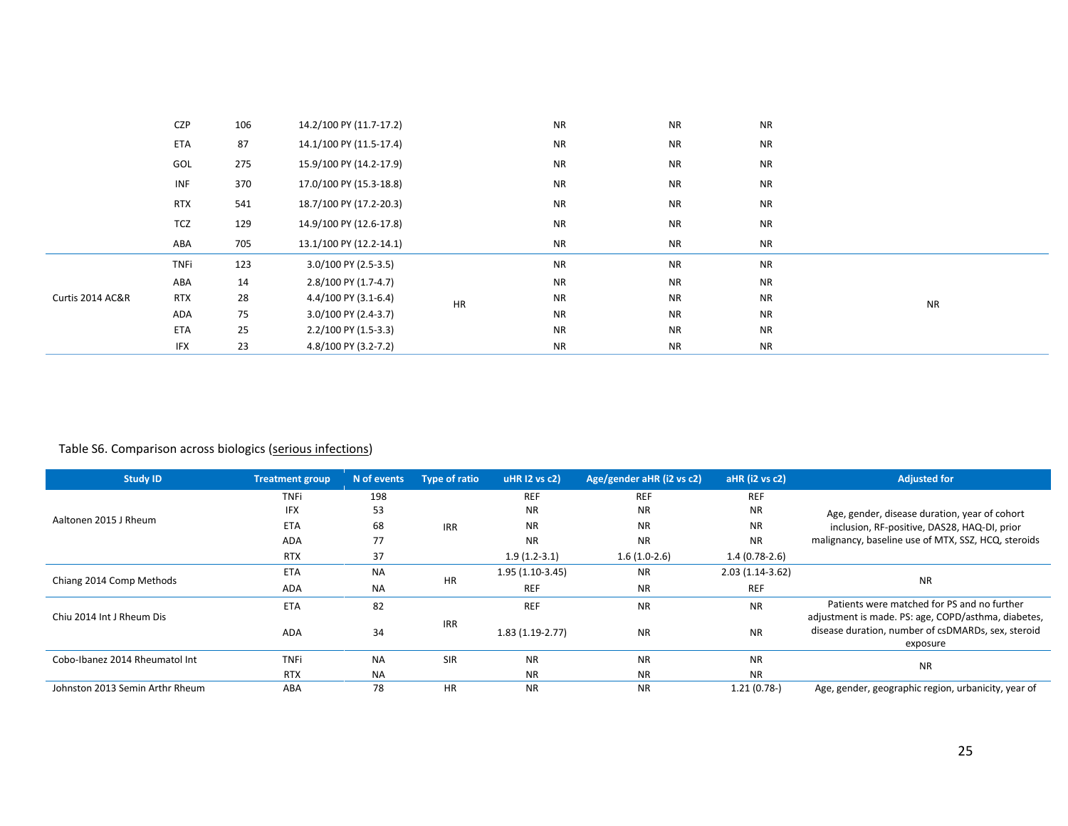| Study ID | Treatment group | N of events | Type of ratio | uHR I2 vs c2) | Age/gender aHR (i2 vs c2) | aHR (i2 vs c2) | Adjusted for |
|---|---|---|---|---|---|---|---|
| | CZP | 106 | 14.2/100 PY (11.7-17.2) | NR | NR | NR | |
| | ETA | 87 | 14.1/100 PY (11.5-17.4) | NR | NR | NR | |
| | GOL | 275 | 15.9/100 PY (14.2-17.9) | NR | NR | NR | |
| | INF | 370 | 17.0/100 PY (15.3-18.8) | NR | NR | NR | |
| | RTX | 541 | 18.7/100 PY (17.2-20.3) | NR | NR | NR | |
| | TCZ | 129 | 14.9/100 PY (12.6-17.8) | NR | NR | NR | |
| | ABA | 705 | 13.1/100 PY (12.2-14.1) | NR | NR | NR | |
| Curtis 2014 AC&R | TNFi | 123 | 3.0/100 PY (2.5-3.5) HR | NR | NR | NR | NR |
| | ABA | 14 | 2.8/100 PY (1.7-4.7) | NR | NR | NR | |
| | RTX | 28 | 4.4/100 PY (3.1-6.4) | NR | NR | NR | |
| | ADA | 75 | 3.0/100 PY (2.4-3.7) | NR | NR | NR | |
| | ETA | 25 | 2.2/100 PY (1.5-3.3) | NR | NR | NR | |
| | IFX | 23 | 4.8/100 PY (3.2-7.2) | NR | NR | NR | |

Table S6. Comparison across biologics (serious infections)

| Study ID | Treatment group | N of events | Type of ratio | uHR I2 vs c2) | Age/gender aHR (i2 vs c2) | aHR (i2 vs c2) | Adjusted for |
|---|---|---|---|---|---|---|---|
| Aaltonen 2015 J Rheum | TNFi | 198 | IRR | REF | REF | REF | Age, gender, disease duration, year of cohort inclusion, RF-positive, DAS28, HAQ-DI, prior malignancy, baseline use of MTX, SSZ, HCQ, steroids |
| | IFX | 53 | | NR | NR | NR | |
| | ETA | 68 | | NR | NR | NR | |
| | ADA | 77 | | NR | NR | NR | |
| | RTX | 37 | | 1.9 (1.2-3.1) | 1.6 (1.0-2.6) | 1.4 (0.78-2.6) | |
| Chiang 2014 Comp Methods | ETA | NA | HR | 1.95 (1.10-3.45) | NR | 2.03 (1.14-3.62) | NR |
| | ADA | NA | | REF | NR | REF | |
| Chiu 2014 Int J Rheum Dis | ETA | 82 | IRR | REF | NR | NR | Patients were matched for PS and no further adjustment is made. PS: age, COPD/asthma, diabetes, disease duration, number of csDMARDs, sex, steroid exposure |
| | ADA | 34 | | 1.83 (1.19-2.77) | NR | NR | |
| Cobo-Ibanez 2014 Rheumatol Int | TNFi | NA | SIR | NR | NR | NR | NR |
| | RTX | NA | | NR | NR | NR | |
| Johnston 2013 Semin Arthr Rheum | ABA | 78 | HR | NR | NR | 1.21 (0.78-) | Age, gender, geographic region, urbanicity, year of |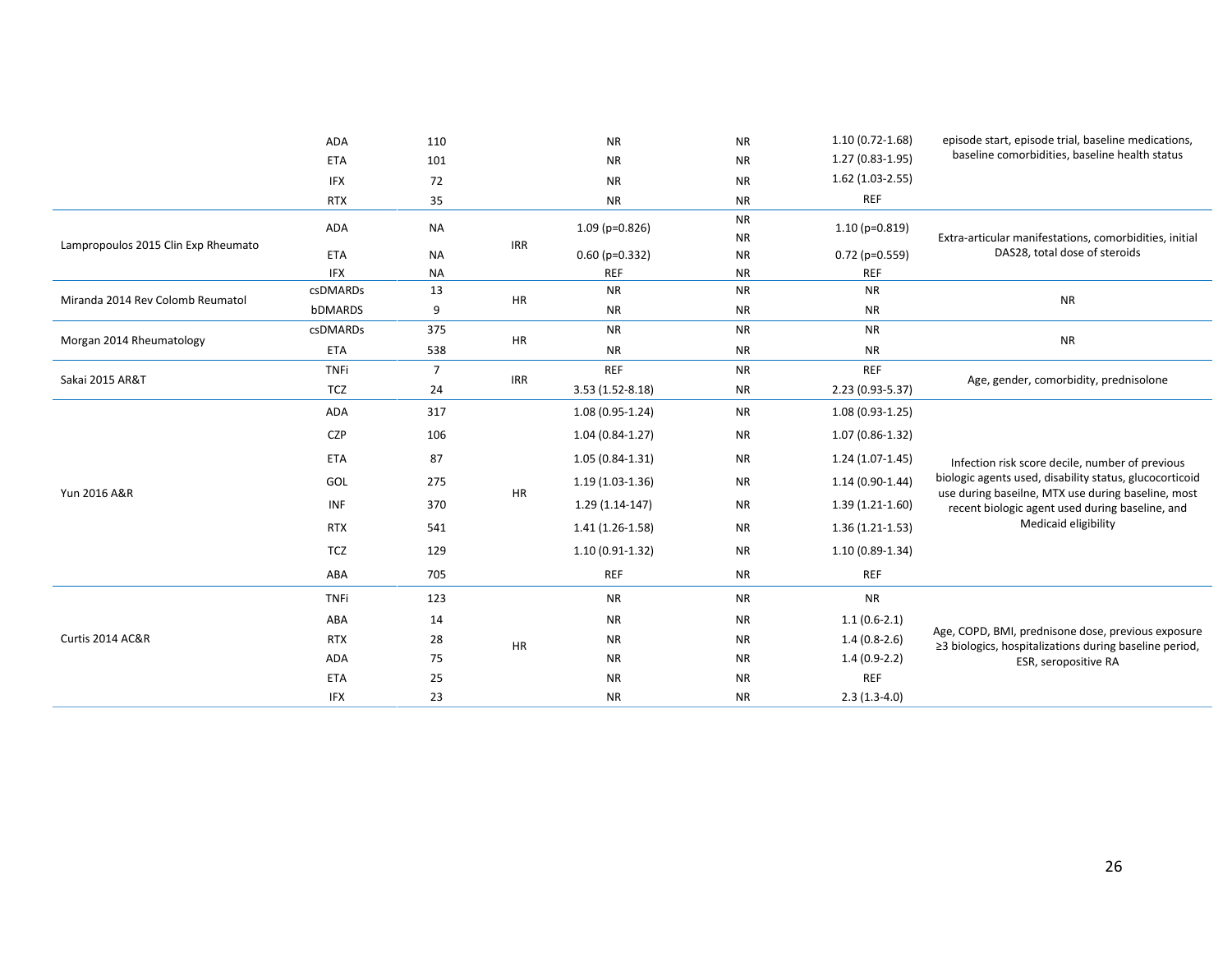| | ADA | 110 | | NR | NR | 1.10 (0.72-1.68) | episode start, episode trial, baseline medications, baseline comorbidities, baseline health status |
|---|---|---|---|---|---|---|---|
| | ETA | 101 | | NR | NR | 1.27 (0.83-1.95) | |
| | IFX | 72 | | NR | NR | 1.62 (1.03-2.55) | |
| | RTX | 35 | | NR | NR | REF | |
| Lampropoulos 2015 Clin Exp Rheumato | ADA | NA | IRR | 1.09 (p=0.826) | NR NR | 1.10 (p=0.819) | Extra-articular manifestations, comorbidities, initial DAS28, total dose of steroids |
| | ETA | NA | | 0.60 (p=0.332) | NR | 0.72 (p=0.559) | |
| | IFX | NA | | REF | NR | REF | |
| Miranda 2014 Rev Colomb Reumatol | csDMARDs | 13 | HR | NR | NR | NR | NR |
| | bDMARDS | 9 | | NR | NR | NR | |
| Morgan 2014 Rheumatology | csDMARDs | 375 | HR | NR | NR | NR | NR |
| | ETA | 538 | | NR | NR | NR | |
| Sakai 2015 AR&T | TNFi | 7 | IRR | REF | NR | REF | Age, gender, comorbidity, prednisolone |
| | TCZ | 24 | | 3.53 (1.52-8.18) | NR | 2.23 (0.93-5.37) | |
| Yun 2016 A&R | ADA | 317 | HR | 1.08 (0.95-1.24) | NR | 1.08 (0.93-1.25) | Infection risk score decile, number of previous biologic agents used, disability status, glucocorticoid use during baseilne, MTX use during baseline, most recent biologic agent used during baseline, and Medicaid eligibility |
| | CZP | 106 | | 1.04 (0.84-1.27) | NR | 1.07 (0.86-1.32) | |
| | ETA | 87 | | 1.05 (0.84-1.31) | NR | 1.24 (1.07-1.45) | |
| | GOL | 275 | | 1.19 (1.03-1.36) | NR | 1.14 (0.90-1.44) | |
| | INF | 370 | | 1.29 (1.14-147) | NR | 1.39 (1.21-1.60) | |
| | RTX | 541 | | 1.41 (1.26-1.58) | NR | 1.36 (1.21-1.53) | |
| | TCZ | 129 | | 1.10 (0.91-1.32) | NR | 1.10 (0.89-1.34) | |
| | ABA | 705 | | REF | NR | REF | |
| Curtis 2014 AC&R | TNFi | 123 | HR | NR | NR | NR | Age, COPD, BMI, prednisone dose, previous exposure ≥3 biologics, hospitalizations during baseline period, ESR, seropositive RA |
| | ABA | 14 | | NR | NR | 1.1 (0.6-2.1) | |
| | RTX | 28 | | NR | NR | 1.4 (0.8-2.6) | |
| | ADA | 75 | | NR | NR | 1.4 (0.9-2.2) | |
| | ETA | 25 | | NR | NR | REF | |
| | IFX | 23 | | NR | NR | 2.3 (1.3-4.0) | |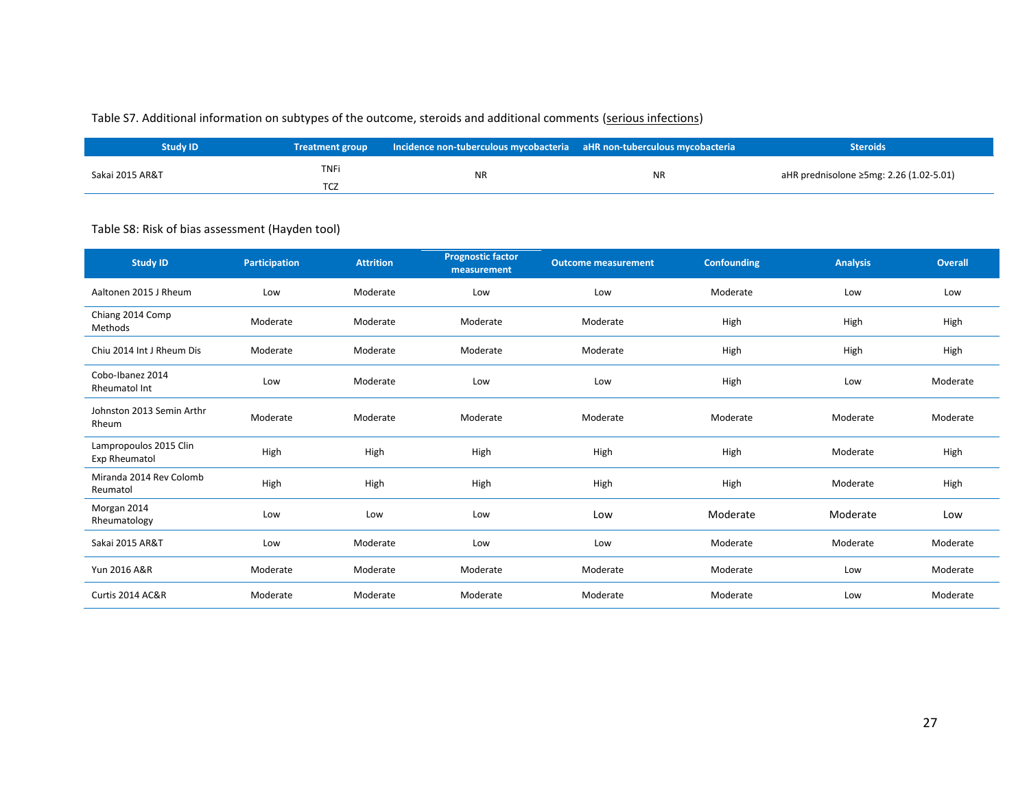Table S7. Additional information on subtypes of the outcome, steroids and additional comments (serious infections)

| Study ID | Treatment group | Incidence non-tuberculous mycobacteria | aHR non-tuberculous mycobacteria | Steroids |
|---|---|---|---|---|
| Sakai 2015 AR&T | TNFi<br>TCZ | NR | NR | aHR prednisolone ≥5mg: 2.26 (1.02-5.01) |

Table S8: Risk of bias assessment (Hayden tool)

| Study ID | Participation | Attrition | Prognostic factor measurement | Outcome measurement | Confounding | Analysis | Overall |
|---|---|---|---|---|---|---|---|
| Aaltonen 2015 J Rheum | Low | Moderate | Low | Low | Moderate | Low | Low |
| Chiang 2014 Comp Methods | Moderate | Moderate | Moderate | Moderate | High | High | High |
| Chiu 2014 Int J Rheum Dis | Moderate | Moderate | Moderate | Moderate | High | High | High |
| Cobo-Ibanez 2014 Rheumatol Int | Low | Moderate | Low | Low | High | Low | Moderate |
| Johnston 2013 Semin Arthr Rheum | Moderate | Moderate | Moderate | Moderate | Moderate | Moderate | Moderate |
| Lampropoulos 2015 Clin Exp Rheumatol | High | High | High | High | High | Moderate | High |
| Miranda 2014 Rev Colomb Reumatol | High | High | High | High | High | Moderate | High |
| Morgan 2014 Rheumatology | Low | Low | Low | Low | Moderate | Moderate | Low |
| Sakai 2015 AR&T | Low | Moderate | Low | Low | Moderate | Moderate | Moderate |
| Yun 2016 A&R | Moderate | Moderate | Moderate | Moderate | Moderate | Low | Moderate |
| Curtis 2014 AC&R | Moderate | Moderate | Moderate | Moderate | Moderate | Low | Moderate |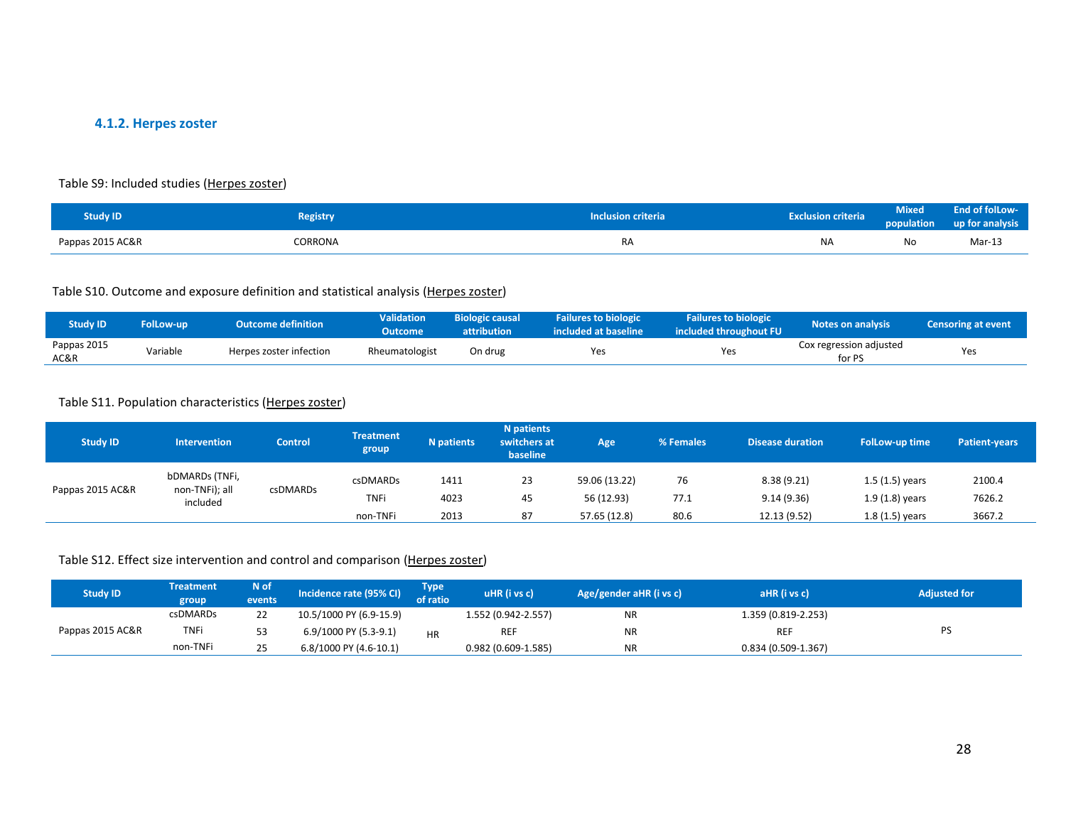### 4.1.2. Herpes zoster

Table S9: Included studies (Herpes zoster)

| Study ID | Registry | Inclusion criteria | Exclusion criteria | Mixed population | End of folLow-up for analysis |
|---|---|---|---|---|---|
| Pappas 2015 AC&R | CORRONA | RA | NA | No | Mar-13 |

Table S10. Outcome and exposure definition and statistical analysis (Herpes zoster)

| Study ID | FolLow-up | Outcome definition | Validation Outcome | Biologic causal attribution | Failures to biologic included at baseline | Failures to biologic included throughout FU | Notes on analysis | Censoring at event |
|---|---|---|---|---|---|---|---|---|
| Pappas 2015 AC&R | Variable | Herpes zoster infection | Rheumatologist | On drug | Yes | Yes | Cox regression adjusted for PS | Yes |

Table S11. Population characteristics (Herpes zoster)

| Study ID | Intervention | Control | Treatment group | N patients | N patients switchers at baseline | Age | % Females | Disease duration | FolLow-up time | Patient-years |
|---|---|---|---|---|---|---|---|---|---|---|
| Pappas 2015 AC&R | bDMARDs (TNFi, non-TNFi); all included | csDMARDs | csDMARDs | 1411 | 23 | 59.06 (13.22) | 76 | 8.38 (9.21) | 1.5 (1.5) years | 2100.4 |
| | | | TNFi | 4023 | 45 | 56 (12.93) | 77.1 | 9.14 (9.36) | 1.9 (1.8) years | 7626.2 |
| | | | non-TNFi | 2013 | 87 | 57.65 (12.8) | 80.6 | 12.13 (9.52) | 1.8 (1.5) years | 3667.2 |

Table S12. Effect size intervention and control and comparison (Herpes zoster)

| Study ID | Treatment group | N of events | Incidence rate (95% CI) | Type of ratio | uHR (i vs c) | Age/gender aHR (i vs c) | aHR (i vs c) | Adjusted for |
|---|---|---|---|---|---|---|---|---|
| Pappas 2015 AC&R | csDMARDs | 22 | 10.5/1000 PY (6.9-15.9) | HR | 1.552 (0.942-2.557) | NR | 1.359 (0.819-2.253) | PS |
| | TNFi | 53 | 6.9/1000 PY (5.3-9.1) | | REF | NR | REF | |
| | non-TNFi | 25 | 6.8/1000 PY (4.6-10.1) | | 0.982 (0.609-1.585) | NR | 0.834 (0.509-1.367) | |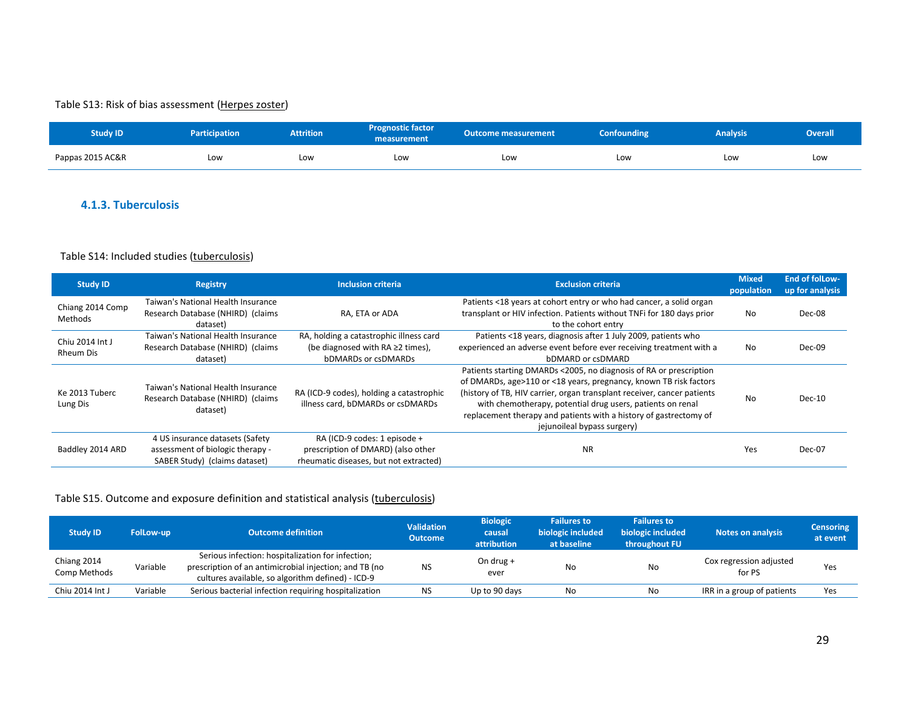Table S13: Risk of bias assessment (Herpes zoster)

| Study ID | Participation | Attrition | Prognostic factor measurement | Outcome measurement | Confounding | Analysis | Overall |
|---|---|---|---|---|---|---|---|
| Pappas 2015 AC&R | Low | Low | Low | Low | Low | Low | Low |

### 4.1.3. Tuberculosis

Table S14: Included studies (tuberculosis)

| Study ID | Registry | Inclusion criteria | Exclusion criteria | Mixed population | End of folLow-up for analysis |
|---|---|---|---|---|---|
| Chiang 2014 Comp Methods | Taiwan's National Health Insurance Research Database (NHIRD) (claims dataset) | RA, ETA or ADA | Patients <18 years at cohort entry or who had cancer, a solid organ transplant or HIV infection. Patients without TNFi for 180 days prior to the cohort entry | No | Dec-08 |
| Chiu 2014 Int J Rheum Dis | Taiwan's National Health Insurance Research Database (NHIRD) (claims dataset) | RA, holding a catastrophic illness card (be diagnosed with RA ≥2 times), bDMARDs or csDMARDs | Patients <18 years, diagnosis after 1 July 2009, patients who experienced an adverse event before ever receiving treatment with a bDMARD or csDMARD | No | Dec-09 |
| Ke 2013 Tuberc Lung Dis | Taiwan's National Health Insurance Research Database (NHIRD) (claims dataset) | RA (ICD-9 codes), holding a catastrophic illness card, bDMARDs or csDMARDs | Patients starting DMARDs <2005, no diagnosis of RA or prescription of DMARDs, age>110 or <18 years, pregnancy, known TB risk factors (history of TB, HIV carrier, organ transplant receiver, cancer patients with chemotherapy, potential drug users, patients on renal replacement therapy and patients with a history of gastrectomy of jejunoileal bypass surgery) | No | Dec-10 |
| Baddley 2014 ARD | 4 US insurance datasets (Safety assessment of biologic therapy - SABER Study) (claims dataset) | RA (ICD-9 codes: 1 episode + prescription of DMARD) (also other rheumatic diseases, but not extracted) | NR | Yes | Dec-07 |

Table S15. Outcome and exposure definition and statistical analysis (tuberculosis)

| Study ID | FolLow-up | Outcome definition | Validation Outcome | Biologic causal attribution | Failures to biologic included at baseline | Failures to biologic included throughout FU | Notes on analysis | Censoring at event |
|---|---|---|---|---|---|---|---|---|
| Chiang 2014 Comp Methods | Variable | Serious infection: hospitalization for infection; prescription of an antimicrobial injection; and TB (no cultures available, so algorithm defined) - ICD-9 | NS | On drug + ever | No | No | Cox regression adjusted for PS | Yes |
| Chiu 2014 Int J | Variable | Serious bacterial infection requiring hospitalization | NS | Up to 90 days | No | No | IRR in a group of patients | Yes |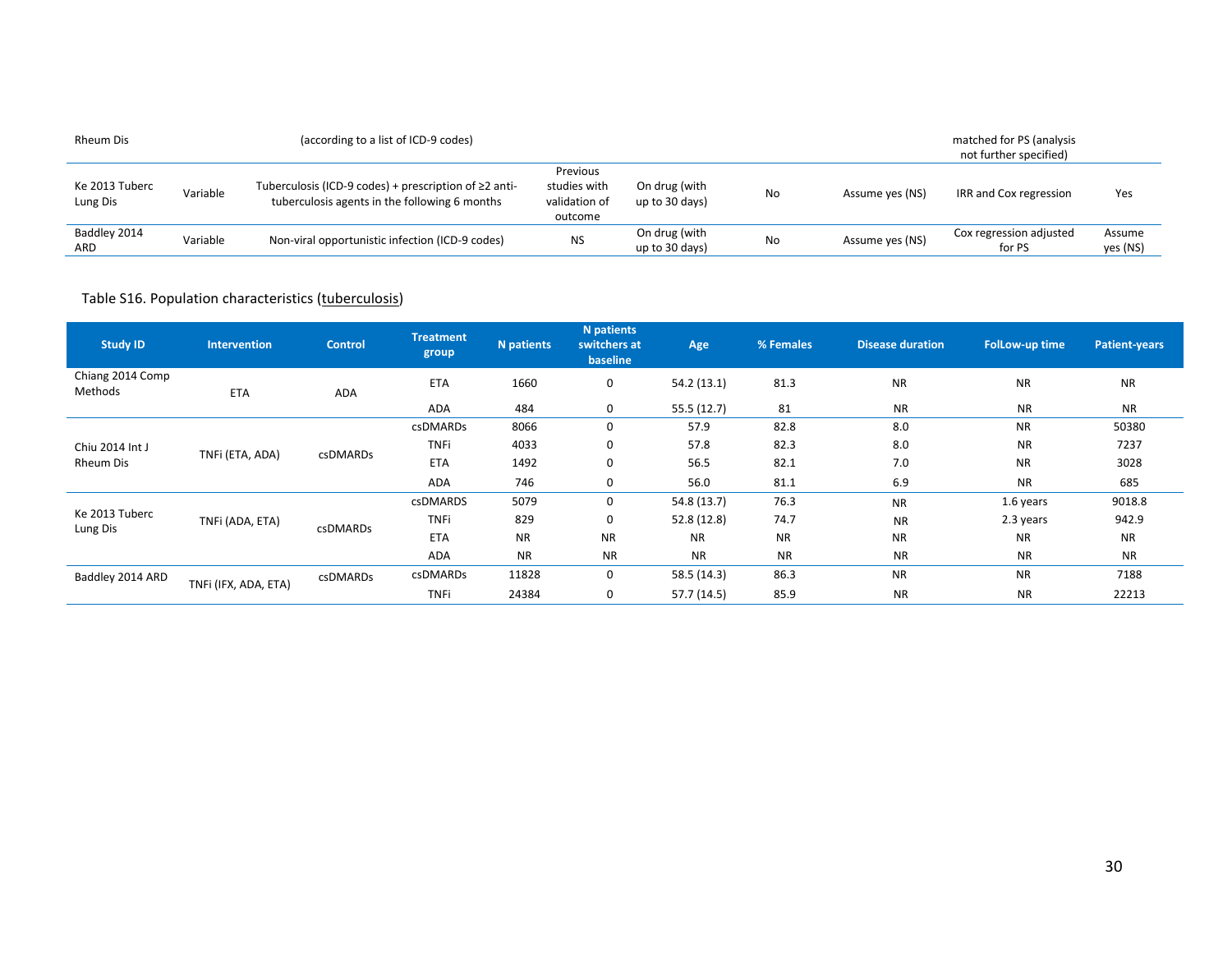| | | | | | | | | |
|---|---|---|---|---|---|---|---|---|
| Rheum Dis | | (according to a list of ICD-9 codes) | | | | | matched for PS (analysis not further specified) | |
| Ke 2013 Tuberc Lung Dis | Variable | Tuberculosis (ICD-9 codes) + prescription of ≥2 anti-tuberculosis agents in the following 6 months | Previous studies with validation of outcome | On drug (with up to 30 days) | No | Assume yes (NS) | IRR and Cox regression | Yes |
| Baddley 2014 ARD | Variable | Non-viral opportunistic infection (ICD-9 codes) | NS | On drug (with up to 30 days) | No | Assume yes (NS) | Cox regression adjusted for PS | Assume yes (NS) |

Table S16. Population characteristics (tuberculosis)

| Study ID | Intervention | Control | Treatment group | N patients | N patients switchers at baseline | Age | % Females | Disease duration | FolLow-up time | Patient-years |
|---|---|---|---|---|---|---|---|---|---|---|
| Chiang 2014 Comp Methods | ETA | ADA | ETA | 1660 | 0 | 54.2 (13.1) | 81.3 | NR | NR | NR |
| | | | ADA | 484 | 0 | 55.5 (12.7) | 81 | NR | NR | NR |
| Chiu 2014 Int J Rheum Dis | TNFi (ETA, ADA) | csDMARDs | csDMARDs | 8066 | 0 | 57.9 | 82.8 | 8.0 | NR | 50380 |
| | | | TNFi | 4033 | 0 | 57.8 | 82.3 | 8.0 | NR | 7237 |
| | | | ETA | 1492 | 0 | 56.5 | 82.1 | 7.0 | NR | 3028 |
| | | | ADA | 746 | 0 | 56.0 | 81.1 | 6.9 | NR | 685 |
| Ke 2013 Tuberc Lung Dis | TNFi (ADA, ETA) | csDMARDs | csDMARDS | 5079 | 0 | 54.8 (13.7) | 76.3 | NR | 1.6 years | 9018.8 |
| | | | TNFi | 829 | 0 | 52.8 (12.8) | 74.7 | NR | 2.3 years | 942.9 |
| | | | ETA | NR | NR | NR | NR | NR | NR | NR |
| | | | ADA | NR | NR | NR | NR | NR | NR | NR |
| Baddley 2014 ARD | TNFi (IFX, ADA, ETA) | csDMARDs | csDMARDs | 11828 | 0 | 58.5 (14.3) | 86.3 | NR | NR | 7188 |
| | | | TNFi | 24384 | 0 | 57.7 (14.5) | 85.9 | NR | NR | 22213 |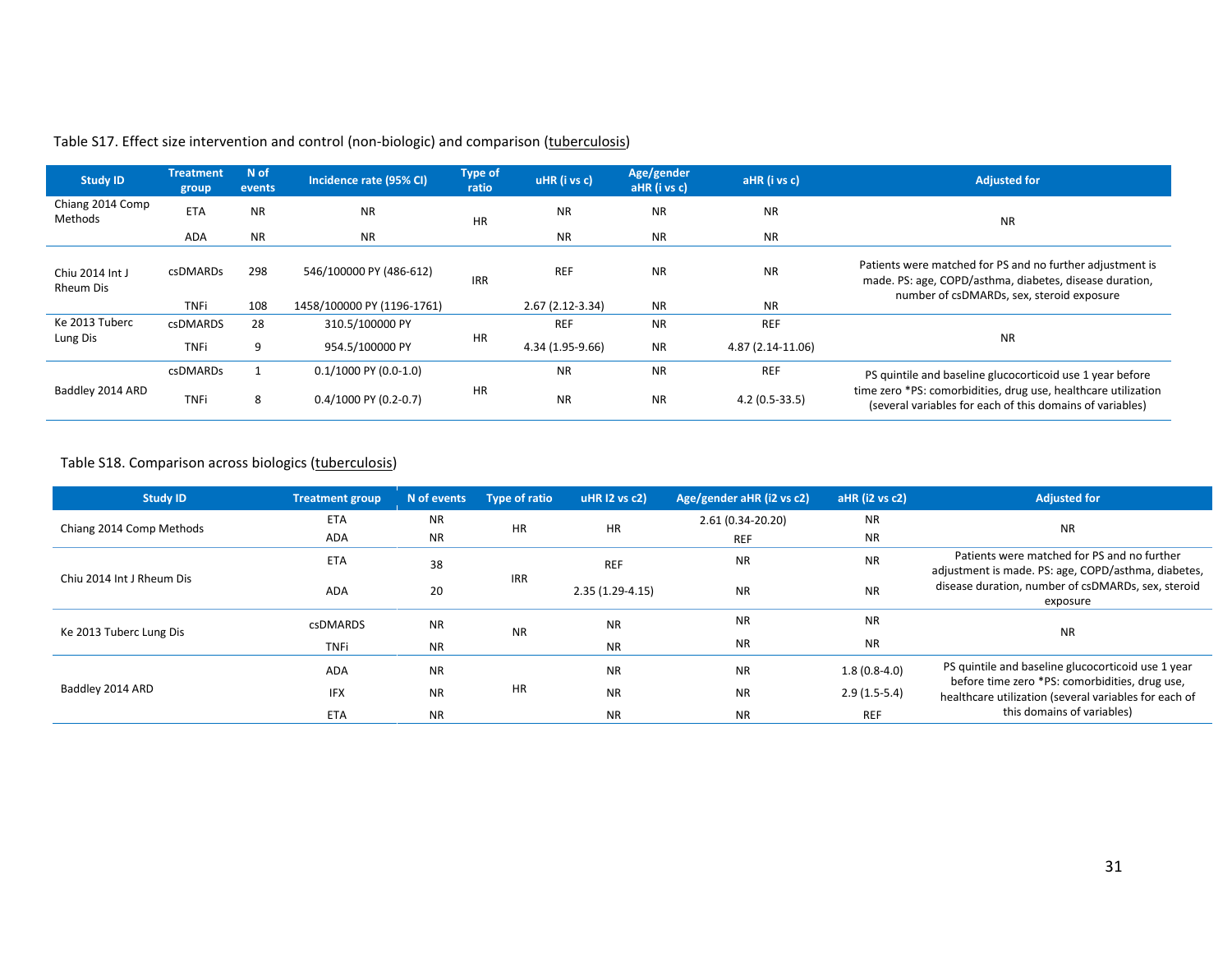Table S17. Effect size intervention and control (non-biologic) and comparison (tuberculosis)

| Study ID | Treatment group | N of events | Incidence rate (95% CI) | Type of ratio | uHR (i vs c) | Age/gender aHR (i vs c) | aHR (i vs c) | Adjusted for |
|---|---|---|---|---|---|---|---|---|
| Chiang 2014 Comp Methods | ETA | NR | NR | HR | NR | NR | NR | NR |
| | ADA | NR | NR | | NR | NR | NR | |
| Chiu 2014 Int J Rheum Dis | csDMARDs | 298 | 546/100000 PY (486-612) | IRR | REF | NR | NR | Patients were matched for PS and no further adjustment is made. PS: age, COPD/asthma, diabetes, disease duration, number of csDMARDs, sex, steroid exposure |
| | TNFi | 108 | 1458/100000 PY (1196-1761) | | 2.67 (2.12-3.34) | NR | NR | |
| Ke 2013 Tuberc Lung Dis | csDMARDS | 28 | 310.5/100000 PY | HR | REF | NR | REF | NR |
| | TNFi | 9 | 954.5/100000 PY | | 4.34 (1.95-9.66) | NR | 4.87 (2.14-11.06) | |
| Baddley 2014 ARD | csDMARDs | 1 | 0.1/1000 PY (0.0-1.0) | HR | NR | NR | REF | PS quintile and baseline glucocorticoid use 1 year before time zero *PS: comorbidities, drug use, healthcare utilization (several variables for each of this domains of variables) |
| | TNFi | 8 | 0.4/1000 PY (0.2-0.7) | | NR | NR | 4.2 (0.5-33.5) | |

Table S18. Comparison across biologics (tuberculosis)

| Study ID | Treatment group | N of events | Type of ratio | uHR I2 vs c2) | Age/gender aHR (i2 vs c2) | aHR (i2 vs c2) | Adjusted for |
|---|---|---|---|---|---|---|---|
| Chiang 2014 Comp Methods | ETA | NR | HR | HR | 2.61 (0.34-20.20) | NR | NR |
| | ADA | NR | | | REF | NR | |
| Chiu 2014 Int J Rheum Dis | ETA | 38 | IRR | REF | NR | NR | Patients were matched for PS and no further adjustment is made. PS: age, COPD/asthma, diabetes, disease duration, number of csDMARDs, sex, steroid exposure |
| | ADA | 20 | | 2.35 (1.29-4.15) | NR | NR | |
| Ke 2013 Tuberc Lung Dis | csDMARDS | NR | NR | NR | NR | NR | NR |
| | TNFi | NR | | NR | NR | NR | |
| Baddley 2014 ARD | ADA | NR | HR | NR | NR | 1.8 (0.8-4.0) | PS quintile and baseline glucocorticoid use 1 year before time zero *PS: comorbidities, drug use, healthcare utilization (several variables for each of this domains of variables) |
| | IFX | NR | | NR | NR | 2.9 (1.5-5.4) | |
| | ETA | NR | | NR | NR | REF | |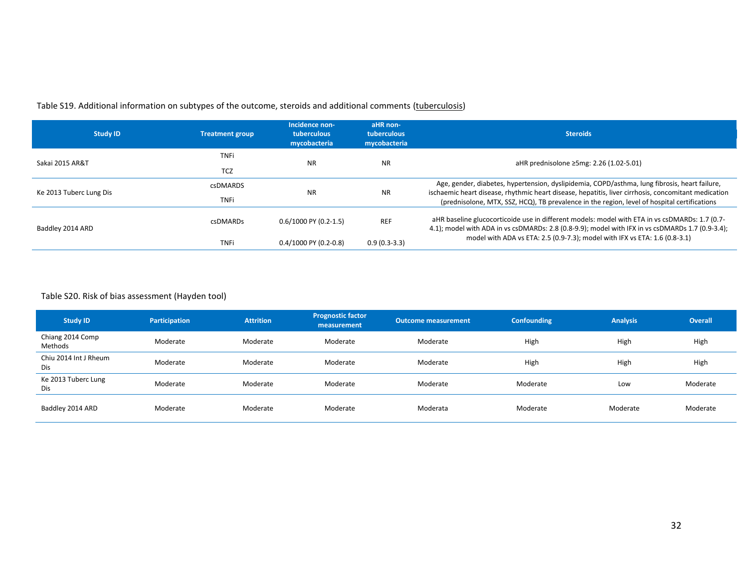Table S19. Additional information on subtypes of the outcome, steroids and additional comments (tuberculosis)

| Study ID | Treatment group | Incidence non-tuberculous mycobacteria | aHR non-tuberculous mycobacteria | Steroids |
|---|---|---|---|---|
| Sakai 2015 AR&T | TNFi | NR | NR | aHR prednisolone ≥5mg: 2.26 (1.02-5.01) |
| | TCZ | | | |
| Ke 2013 Tuberc Lung Dis | csDMARDS | NR | NR | Age, gender, diabetes, hypertension, dyslipidemia, COPD/asthma, lung fibrosis, heart failure, ischaemic heart disease, rhythmic heart disease, hepatitis, liver cirrhosis, concomitant medication (prednisolone, MTX, SSZ, HCQ), TB prevalence in the region, level of hospital certifications |
| | TNFi | | | |
| Baddley 2014 ARD | csDMARDs | 0.6/1000 PY (0.2-1.5) | REF | aHR baseline glucocorticoide use in different models: model with ETA in vs csDMARDs: 1.7 (0.7-4.1); model with ADA in vs csDMARDs: 2.8 (0.8-9.9); model with IFX in vs csDMARDs 1.7 (0.9-3.4); model with ADA vs ETA: 2.5 (0.9-7.3); model with IFX vs ETA: 1.6 (0.8-3.1) |
| | TNFi | 0.4/1000 PY (0.2-0.8) | 0.9 (0.3-3.3) | |

Table S20. Risk of bias assessment (Hayden tool)

| Study ID | Participation | Attrition | Prognostic factor measurement | Outcome measurement | Confounding | Analysis | Overall |
|---|---|---|---|---|---|---|---|
| Chiang 2014 Comp Methods | Moderate | Moderate | Moderate | Moderate | High | High | High |
| Chiu 2014 Int J Rheum Dis | Moderate | Moderate | Moderate | Moderate | High | High | High |
| Ke 2013 Tuberc Lung Dis | Moderate | Moderate | Moderate | Moderate | Moderate | Low | Moderate |
| Baddley 2014 ARD | Moderate | Moderate | Moderate | Moderata | Moderate | Moderate | Moderate |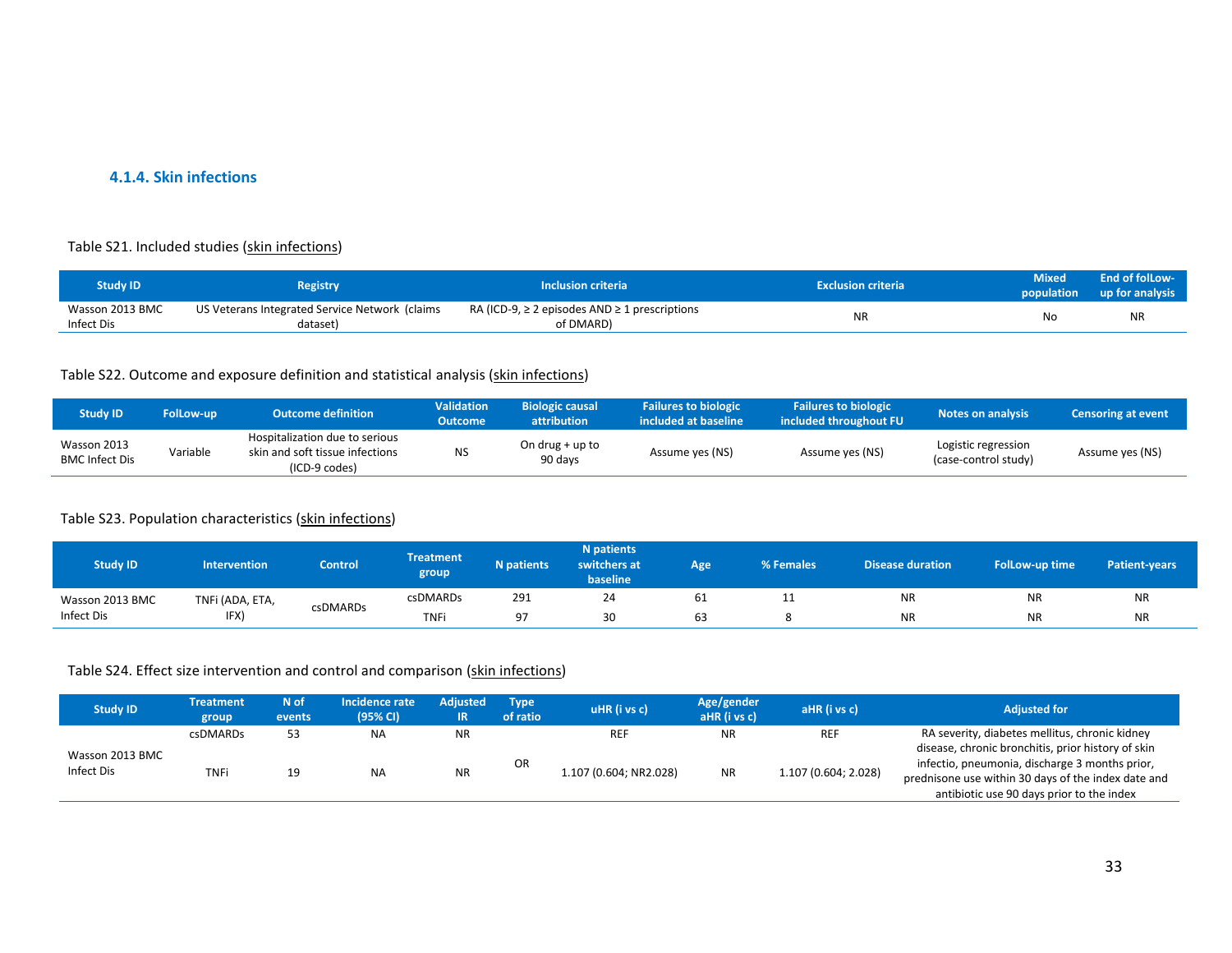### 4.1.4. Skin infections

Table S21. Included studies (skin infections)

| Study ID | Registry | Inclusion criteria | Exclusion criteria | Mixed population | End of folLow-up for analysis |
|---|---|---|---|---|---|
| Wasson 2013 BMC Infect Dis | US Veterans Integrated Service Network (claims dataset) | RA (ICD-9, ≥ 2 episodes AND ≥ 1 prescriptions of DMARD) | NR | No | NR |

Table S22. Outcome and exposure definition and statistical analysis (skin infections)

| Study ID | FolLow-up | Outcome definition | Validation Outcome | Biologic causal attribution | Failures to biologic included at baseline | Failures to biologic included throughout FU | Notes on analysis | Censoring at event |
|---|---|---|---|---|---|---|---|---|
| Wasson 2013 BMC Infect Dis | Variable | Hospitalization due to serious skin and soft tissue infections (ICD-9 codes) | NS | On drug + up to 90 days | Assume yes (NS) | Assume yes (NS) | Logistic regression (case-control study) | Assume yes (NS) |

Table S23. Population characteristics (skin infections)

| Study ID | Intervention | Control | Treatment group | N patients | N patients switchers at baseline | Age | % Females | Disease duration | FolLow-up time | Patient-years |
|---|---|---|---|---|---|---|---|---|---|---|
| Wasson 2013 BMC Infect Dis | TNFi (ADA, ETA, IFX) | csDMARDs | csDMARDs | 291 | 24 | 61 | 11 | NR | NR | NR |
| | | | TNFi | 97 | 30 | 63 | 8 | NR | NR | NR |

Table S24. Effect size intervention and control and comparison (skin infections)

| Study ID | Treatment group | N of events | Incidence rate (95% CI) | Adjusted IR | Type of ratio | uHR (i vs c) | Age/gender aHR (i vs c) | aHR (i vs c) | Adjusted for |
|---|---|---|---|---|---|---|---|---|---|
| Wasson 2013 BMC Infect Dis | csDMARDs | 53 | NA | NR | OR | REF | NR | REF | RA severity, diabetes mellitus, chronic kidney disease, chronic bronchitis, prior history of skin infectio, pneumonia, discharge 3 months prior, prednisone use within 30 days of the index date and antibiotic use 90 days prior to the index |
| | TNFi | 19 | NA | NR | | 1.107 (0.604; NR2.028) | NR | 1.107 (0.604; 2.028) | |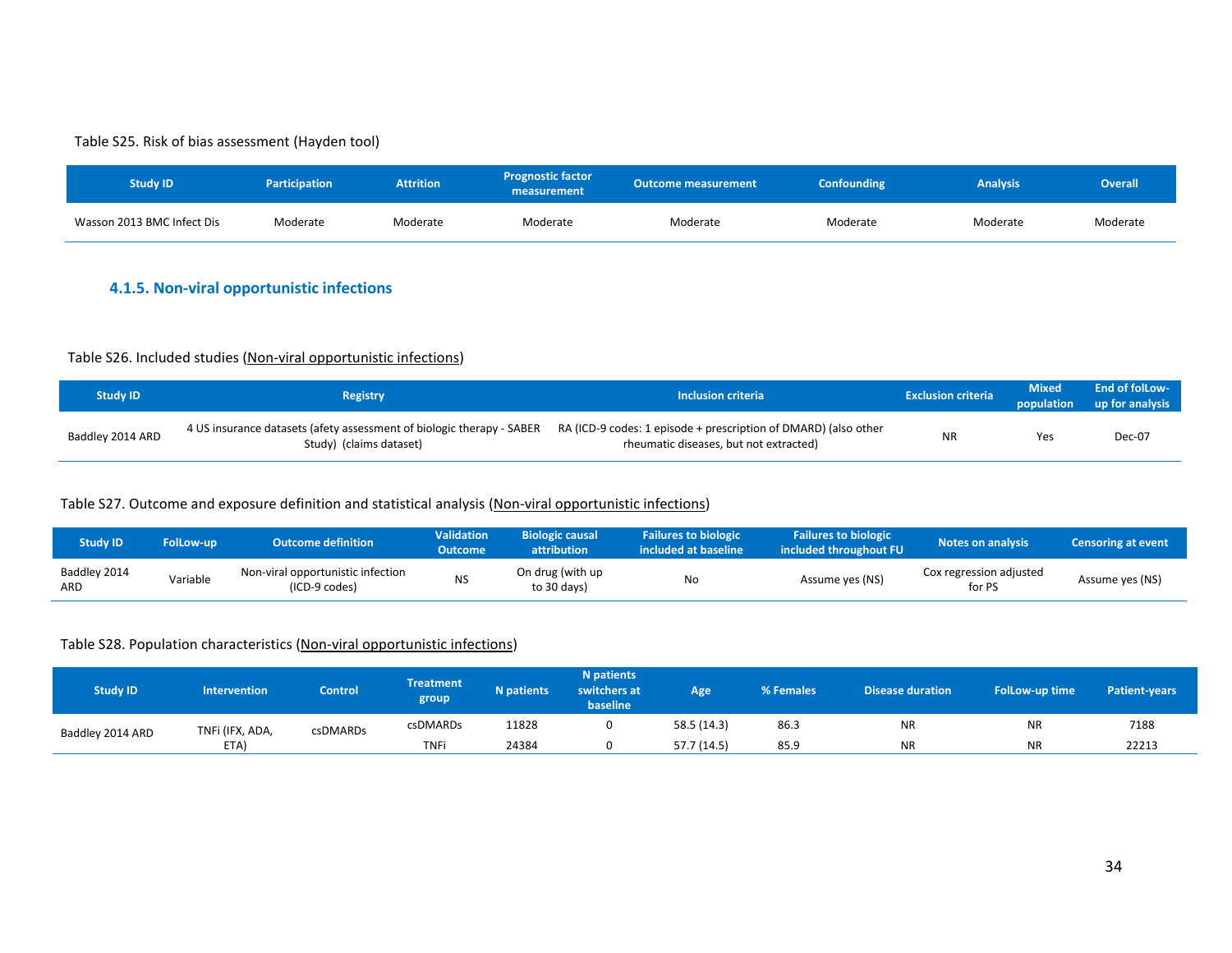Table S25. Risk of bias assessment (Hayden tool)

| Study ID | Participation | Attrition | Prognostic factor measurement | Outcome measurement | Confounding | Analysis | Overall |
|---|---|---|---|---|---|---|---|
| Wasson 2013 BMC Infect Dis | Moderate | Moderate | Moderate | Moderate | Moderate | Moderate | Moderate |

### 4.1.5. Non-viral opportunistic infections

Table S26. Included studies (Non-viral opportunistic infections)

| Study ID | Registry | Inclusion criteria | Exclusion criteria | Mixed population | End of folLow-up for analysis |
|---|---|---|---|---|---|
| Baddley 2014 ARD | 4 US insurance datasets (afety assessment of biologic therapy - SABER Study) (claims dataset) | RA (ICD-9 codes: 1 episode + prescription of DMARD) (also other rheumatic diseases, but not extracted) | NR | Yes | Dec-07 |

Table S27. Outcome and exposure definition and statistical analysis (Non-viral opportunistic infections)

| Study ID | FolLow-up | Outcome definition | Validation Outcome | Biologic causal attribution | Failures to biologic included at baseline | Failures to biologic included throughout FU | Notes on analysis | Censoring at event |
|---|---|---|---|---|---|---|---|---|
| Baddley 2014 ARD | Variable | Non-viral opportunistic infection (ICD-9 codes) | NS | On drug (with up to 30 days) | No | Assume yes (NS) | Cox regression adjusted for PS | Assume yes (NS) |

Table S28. Population characteristics (Non-viral opportunistic infections)

| Study ID | Intervention | Control | Treatment group | N patients | N patients switchers at baseline | Age | % Females | Disease duration | FolLow-up time | Patient-years |
|---|---|---|---|---|---|---|---|---|---|---|
| Baddley 2014 ARD | TNFi (IFX, ADA, ETA) | csDMARDs | csDMARDs | 11828 | 0 | 58.5 (14.3) | 86.3 | NR | NR | 7188 |
| | | | TNFi | 24384 | 0 | 57.7 (14.5) | 85.9 | NR | NR | 22213 |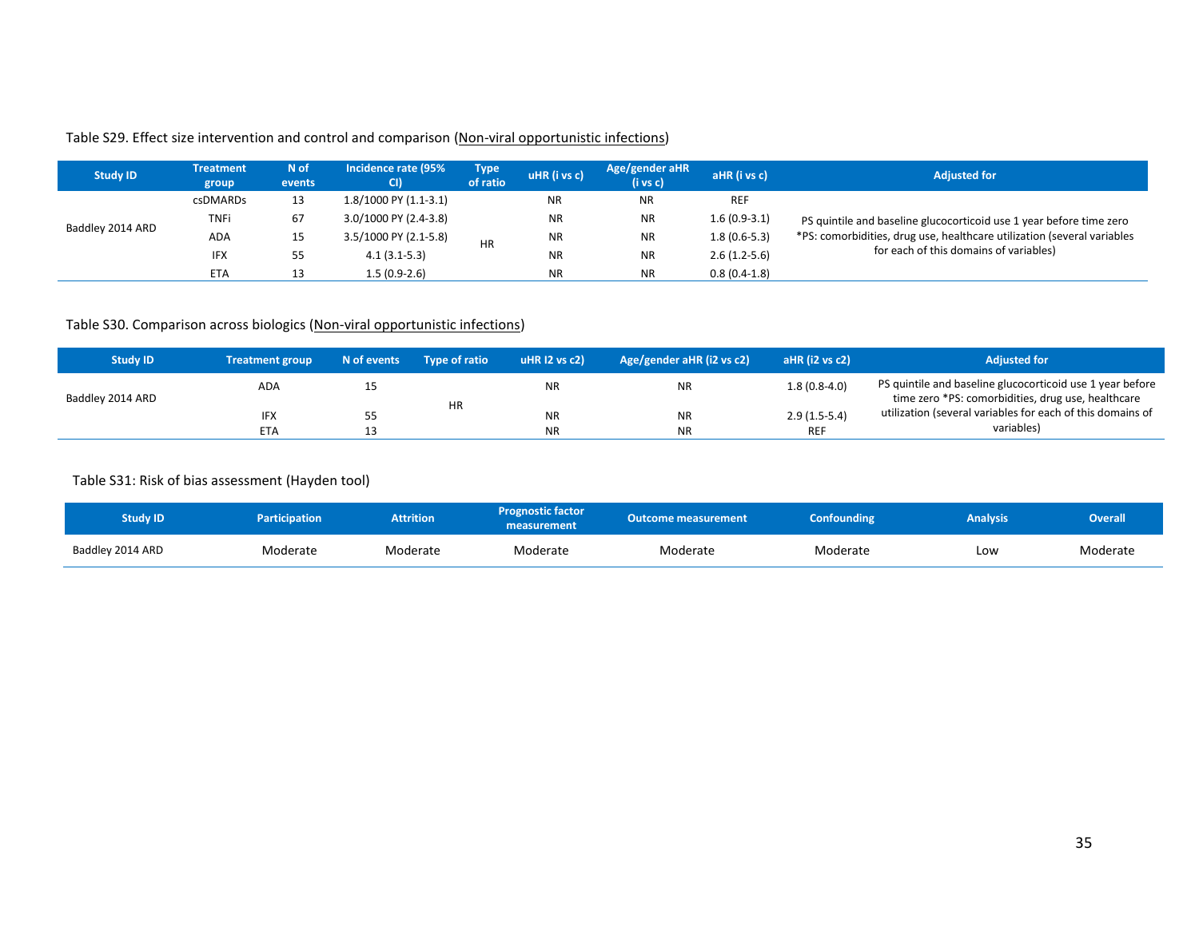Table S29. Effect size intervention and control and comparison (Non-viral opportunistic infections)

| Study ID | Treatment group | N of events | Incidence rate (95% CI) | Type of ratio | uHR (i vs c) | Age/gender aHR (i vs c) | aHR (i vs c) | Adjusted for |
|---|---|---|---|---|---|---|---|---|
| Baddley 2014 ARD | csDMARDs | 13 | 1.8/1000 PY (1.1-3.1) | HR | NR | NR | REF | PS quintile and baseline glucocorticoid use 1 year before time zero *PS: comorbidities, drug use, healthcare utilization (several variables for each of this domains of variables) |
| | TNFi | 67 | 3.0/1000 PY (2.4-3.8) | | NR | NR | 1.6 (0.9-3.1) | |
| | ADA | 15 | 3.5/1000 PY (2.1-5.8) | | NR | NR | 1.8 (0.6-5.3) | |
| | IFX | 55 | 4.1 (3.1-5.3) | | NR | NR | 2.6 (1.2-5.6) | |
| | ETA | 13 | 1.5 (0.9-2.6) | | NR | NR | 0.8 (0.4-1.8) | |

Table S30. Comparison across biologics (Non-viral opportunistic infections)

| Study ID | Treatment group | N of events | Type of ratio | uHR I2 vs c2) | Age/gender aHR (i2 vs c2) | aHR (i2 vs c2) | Adjusted for |
|---|---|---|---|---|---|---|---|
| Baddley 2014 ARD | ADA | 15 | HR | NR | NR | 1.8 (0.8-4.0) | PS quintile and baseline glucocorticoid use 1 year before time zero *PS: comorbidities, drug use, healthcare utilization (several variables for each of this domains of variables) |
| | IFX | 55 | | NR | NR | 2.9 (1.5-5.4) | |
| | ETA | 13 | | NR | NR | REF | |

Table S31: Risk of bias assessment (Hayden tool)

| Study ID | Participation | Attrition | Prognostic factor measurement | Outcome measurement | Confounding | Analysis | Overall |
|---|---|---|---|---|---|---|---|
| Baddley 2014 ARD | Moderate | Moderate | Moderate | Moderate | Moderate | Low | Moderate |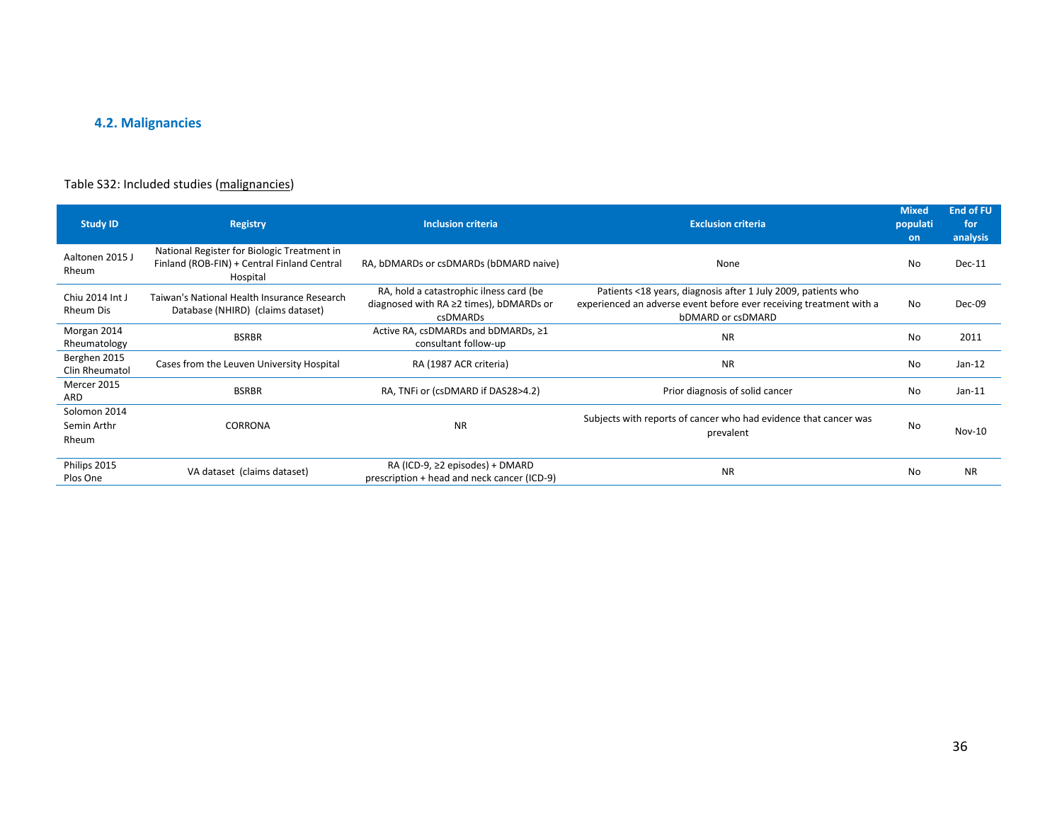### 4.2. Malignancies

Table S32: Included studies (malignancies)

| Study ID | Registry | Inclusion criteria | Exclusion criteria | Mixed population | End of FU for analysis |
|---|---|---|---|---|---|
| Aaltonen 2015 J Rheum | National Register for Biologic Treatment in Finland (ROB-FIN) + Central Finland Central Hospital | RA, bDMARDs or csDMARDs (bDMARD naive) | None | No | Dec-11 |
| Chiu 2014 Int J Rheum Dis | Taiwan's National Health Insurance Research Database (NHIRD) (claims dataset) | RA, hold a catastrophic ilness card (be diagnosed with RA ≥2 times), bDMARDs or csDMARDs | Patients <18 years, diagnosis after 1 July 2009, patients who experienced an adverse event before ever receiving treatment with a bDMARD or csDMARD | No | Dec-09 |
| Morgan 2014 Rheumatology | BSRBR | Active RA, csDMARDs and bDMARDs, ≥1 consultant follow-up | NR | No | 2011 |
| Berghen 2015 Clin Rheumatol | Cases from the Leuven University Hospital | RA (1987 ACR criteria) | NR | No | Jan-12 |
| Mercer 2015 ARD | BSRBR | RA, TNFi or (csDMARD if DAS28>4.2) | Prior diagnosis of solid cancer | No | Jan-11 |
| Solomon 2014 Semin Arthr Rheum | CORRONA | NR | Subjects with reports of cancer who had evidence that cancer was prevalent | No | Nov-10 |
| Philips 2015 Plos One | VA dataset (claims dataset) | RA (ICD-9, ≥2 episodes) + DMARD prescription + head and neck cancer (ICD-9) | NR | No | NR |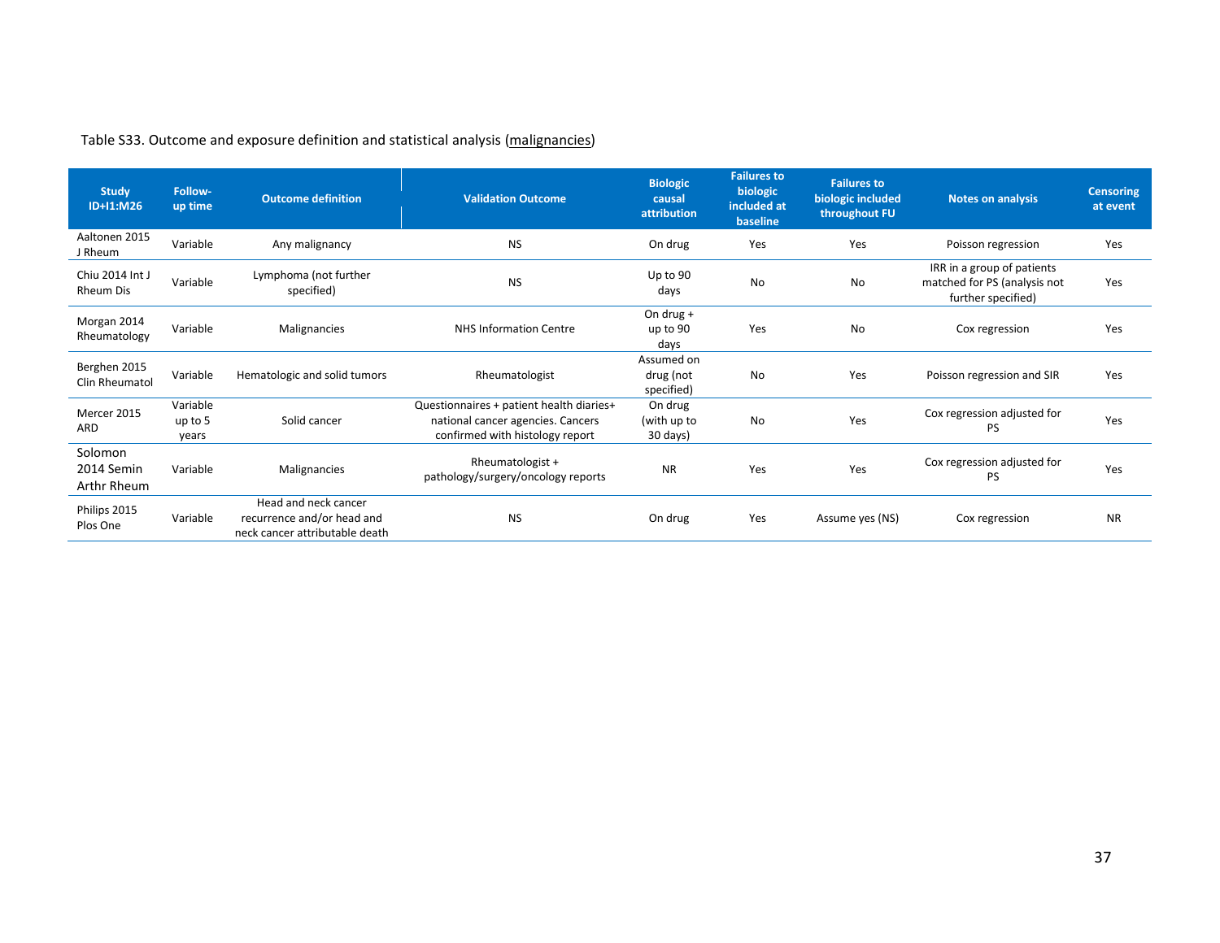Table S33. Outcome and exposure definition and statistical analysis (malignancies)

| Study ID+I1:M26 | Follow-up time | Outcome definition | Validation Outcome | Biologic causal attribution | Failures to biologic included at baseline | Failures to biologic included throughout FU | Notes on analysis | Censoring at event |
|---|---|---|---|---|---|---|---|---|
| Aaltonen 2015 J Rheum | Variable | Any malignancy | NS | On drug | Yes | Yes | Poisson regression | Yes |
| Chiu 2014 Int J Rheum Dis | Variable | Lymphoma (not further specified) | NS | Up to 90 days | No | No | IRR in a group of patients matched for PS (analysis not further specified) | Yes |
| Morgan 2014 Rheumatology | Variable | Malignancies | NHS Information Centre | On drug + up to 90 days | Yes | No | Cox regression | Yes |
| Berghen 2015 Clin Rheumatol | Variable | Hematologic and solid tumors | Rheumatologist | Assumed on drug (not specified) | No | Yes | Poisson regression and SIR | Yes |
| Mercer 2015 ARD | Variable up to 5 years | Solid cancer | Questionnaires + patient health diaries+ national cancer agencies. Cancers confirmed with histology report | On drug (with up to 30 days) | No | Yes | Cox regression adjusted for PS | Yes |
| Solomon 2014 Semin Arthr Rheum | Variable | Malignancies | Rheumatologist + pathology/surgery/oncology reports | NR | Yes | Yes | Cox regression adjusted for PS | Yes |
| Philips 2015 Plos One | Variable | Head and neck cancer recurrence and/or head and neck cancer attributable death | NS | On drug | Yes | Assume yes (NS) | Cox regression | NR |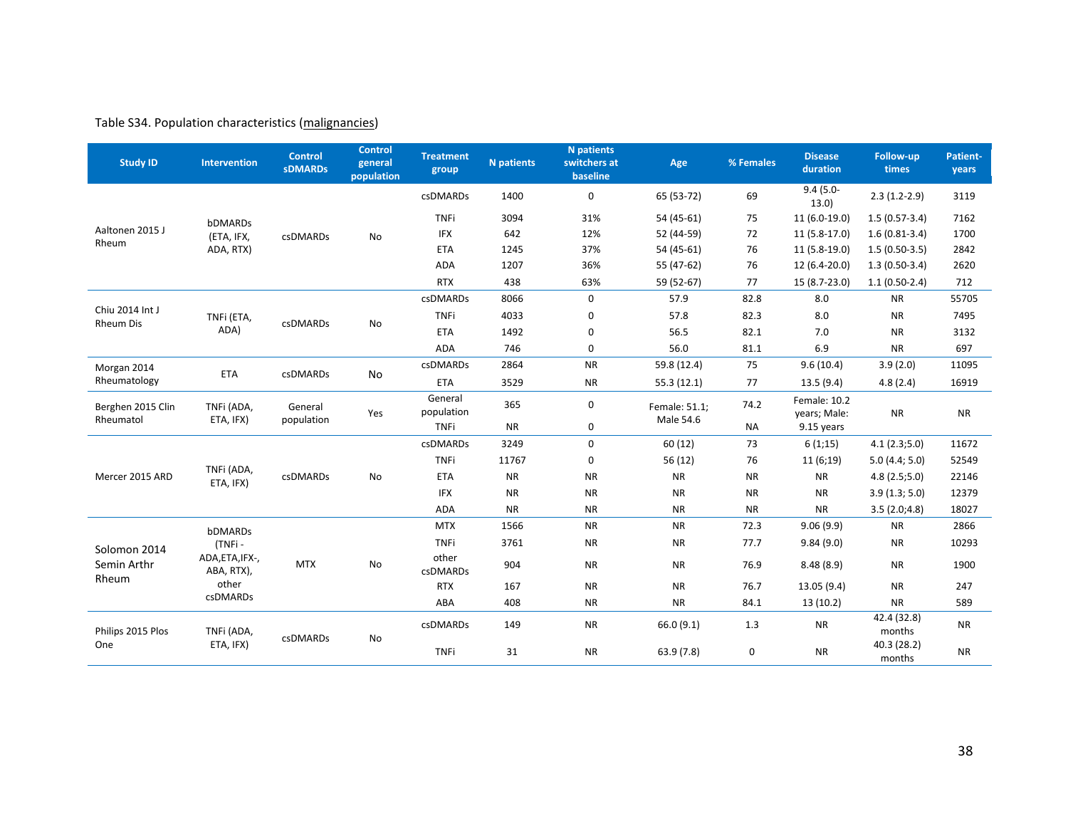Table S34. Population characteristics (malignancies)

| Study ID | Intervention | Control sDMARDs | Control general population | Treatment group | N patients | N patients switchers at baseline | Age | % Females | Disease duration | Follow-up times | Patient-years |
|---|---|---|---|---|---|---|---|---|---|---|---|
| Aaltonen 2015 J Rheum | bDMARDs (ETA, IFX, ADA, RTX) | csDMARDs | No | csDMARDs | 1400 | 0 | 65 (53-72) | 69 | 9.4 (5.0-13.0) | 2.3 (1.2-2.9) | 3119 |
| | | | | TNFi | 3094 | 31% | 54 (45-61) | 75 | 11 (6.0-19.0) | 1.5 (0.57-3.4) | 7162 |
| | | | | IFX | 642 | 12% | 52 (44-59) | 72 | 11 (5.8-17.0) | 1.6 (0.81-3.4) | 1700 |
| | | | | ETA | 1245 | 37% | 54 (45-61) | 76 | 11 (5.8-19.0) | 1.5 (0.50-3.5) | 2842 |
| | | | | ADA | 1207 | 36% | 55 (47-62) | 76 | 12 (6.4-20.0) | 1.3 (0.50-3.4) | 2620 |
| | | | | RTX | 438 | 63% | 59 (52-67) | 77 | 15 (8.7-23.0) | 1.1 (0.50-2.4) | 712 |
| Chiu 2014 Int J Rheum Dis | TNFi (ETA, ADA) | csDMARDs | No | csDMARDs | 8066 | 0 | 57.9 | 82.8 | 8.0 | NR | 55705 |
| | | | | TNFi | 4033 | 0 | 57.8 | 82.3 | 8.0 | NR | 7495 |
| | | | | ETA | 1492 | 0 | 56.5 | 82.1 | 7.0 | NR | 3132 |
| | | | | ADA | 746 | 0 | 56.0 | 81.1 | 6.9 | NR | 697 |
| Morgan 2014 Rheumatology | ETA | csDMARDs | No | csDMARDs | 2864 | NR | 59.8 (12.4) | 75 | 9.6 (10.4) | 3.9 (2.0) | 11095 |
| | | | | ETA | 3529 | NR | 55.3 (12.1) | 77 | 13.5 (9.4) | 4.8 (2.4) | 16919 |
| Berghen 2015 Clin Rheumatol | TNFi (ADA, ETA, IFX) | General population | Yes | General population | 365 | 0 | Female: 51.1; Male 54.6 | 74.2 | Female: 10.2 years; Male: 9.15 years | NR | NR |
| | | | | TNFi | NR | 0 | | NA | | | |
| Mercer 2015 ARD | TNFi (ADA, ETA, IFX) | csDMARDs | No | csDMARDs | 3249 | 0 | 60 (12) | 73 | 6 (1;15) | 4.1 (2.3;5.0) | 11672 |
| | | | | TNFi | 11767 | 0 | 56 (12) | 76 | 11 (6;19) | 5.0 (4.4; 5.0) | 52549 |
| | | | | ETA | NR | NR | NR | NR | NR | 4.8 (2.5;5.0) | 22146 |
| | | | | IFX | NR | NR | NR | NR | NR | 3.9 (1.3; 5.0) | 12379 |
| | | | | ADA | NR | NR | NR | NR | NR | 3.5 (2.0;4.8) | 18027 |
| Solomon 2014 Semin Arthr Rheum | bDMARDs (TNFi - ADA,ETA,IFX-, ABA, RTX), other csDMARDs | MTX | No | MTX | 1566 | NR | NR | 72.3 | 9.06 (9.9) | NR | 2866 |
| | | | | TNFi | 3761 | NR | NR | 77.7 | 9.84 (9.0) | NR | 10293 |
| | | | | other csDMARDs | 904 | NR | NR | 76.9 | 8.48 (8.9) | NR | 1900 |
| | | | | RTX | 167 | NR | NR | 76.7 | 13.05 (9.4) | NR | 247 |
| | | | | ABA | 408 | NR | NR | 84.1 | 13 (10.2) | NR | 589 |
| Philips 2015 Plos One | TNFi (ADA, ETA, IFX) | csDMARDs | No | csDMARDs | 149 | NR | 66.0 (9.1) | 1.3 | NR | 42.4 (32.8) months | NR |
| | | | | TNFi | 31 | NR | 63.9 (7.8) | 0 | NR | 40.3 (28.2) months | NR |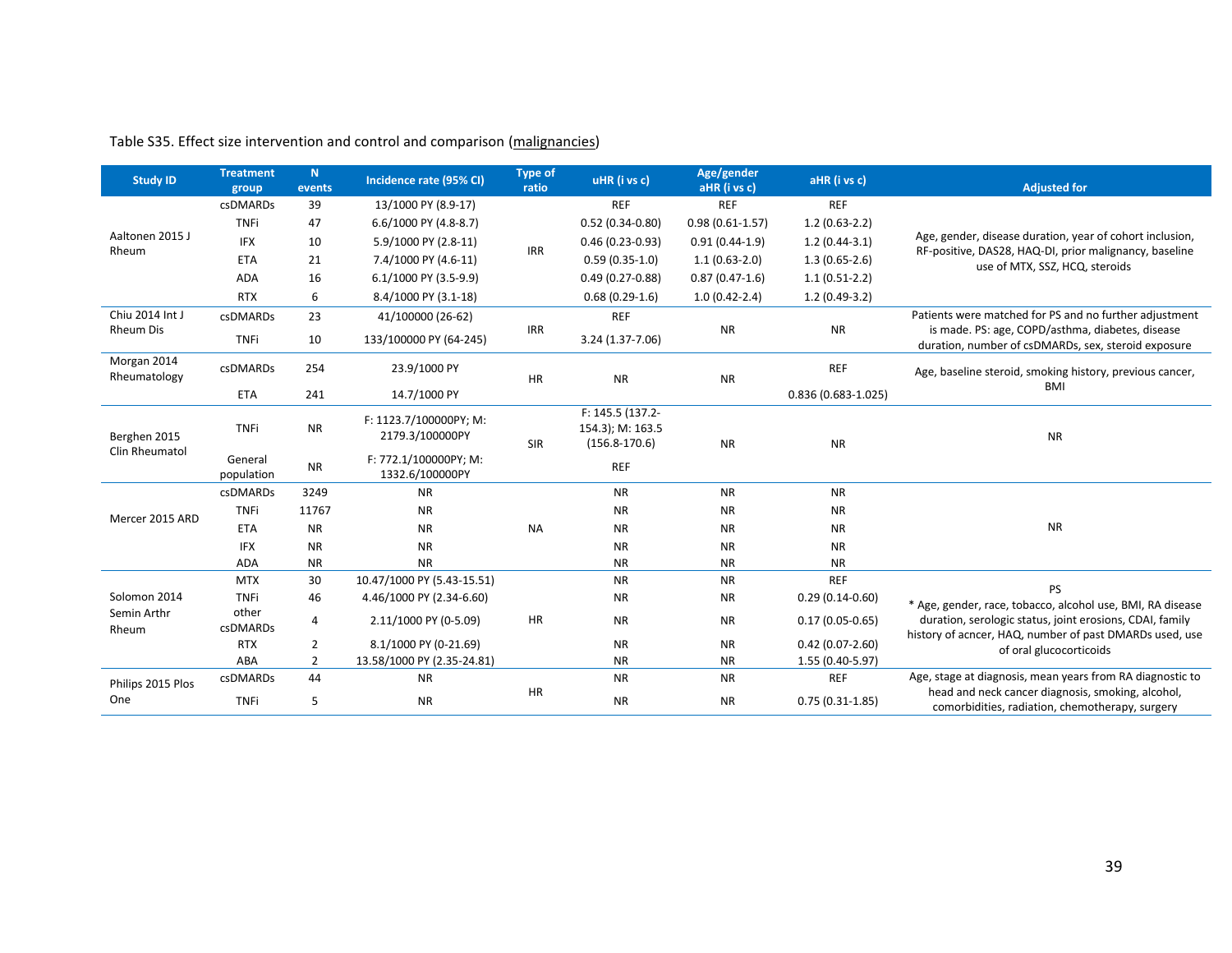Table S35. Effect size intervention and control and comparison (malignancies)

| Study ID | Treatment group | N events | Incidence rate (95% CI) | Type of ratio | uHR (i vs c) | Age/gender aHR (i vs c) | aHR (i vs c) | Adjusted for |
|---|---|---|---|---|---|---|---|---|
| Aaltonen 2015 J Rheum | csDMARDs | 39 | 13/1000 PY (8.9-17) | IRR | REF | REF | REF | Age, gender, disease duration, year of cohort inclusion, RF-positive, DAS28, HAQ-DI, prior malignancy, baseline use of MTX, SSZ, HCQ, steroids |
| | TNFi | 47 | 6.6/1000 PY (4.8-8.7) | | 0.52 (0.34-0.80) | 0.98 (0.61-1.57) | 1.2 (0.63-2.2) | |
| | IFX | 10 | 5.9/1000 PY (2.8-11) | | 0.46 (0.23-0.93) | 0.91 (0.44-1.9) | 1.2 (0.44-3.1) | |
| | ETA | 21 | 7.4/1000 PY (4.6-11) | | 0.59 (0.35-1.0) | 1.1 (0.63-2.0) | 1.3 (0.65-2.6) | |
| | ADA | 16 | 6.1/1000 PY (3.5-9.9) | | 0.49 (0.27-0.88) | 0.87 (0.47-1.6) | 1.1 (0.51-2.2) | |
| | RTX | 6 | 8.4/1000 PY (3.1-18) | | 0.68 (0.29-1.6) | 1.0 (0.42-2.4) | 1.2 (0.49-3.2) | |
| Chiu 2014 Int J Rheum Dis | csDMARDs | 23 | 41/100000 (26-62) | IRR | REF | NR | NR | Patients were matched for PS and no further adjustment is made. PS: age, COPD/asthma, diabetes, disease duration, number of csDMARDs, sex, steroid exposure |
| | TNFi | 10 | 133/100000 PY (64-245) | | 3.24 (1.37-7.06) | | | |
| Morgan 2014 Rheumatology | csDMARDs | 254 | 23.9/1000 PY | HR | NR | NR | REF | Age, baseline steroid, smoking history, previous cancer, BMI |
| | ETA | 241 | 14.7/1000 PY | | | | 0.836 (0.683-1.025) | |
| Berghen 2015 Clin Rheumatol | TNFi | NR | F: 1123.7/100000PY; M: 2179.3/100000PY | SIR | F: 145.5 (137.2-154.3); M: 163.5 (156.8-170.6) | NR | NR | NR |
| | General population | NR | F: 772.1/100000PY; M: 1332.6/100000PY | | REF | | | |
| Mercer 2015 ARD | csDMARDs | 3249 | NR | NA | NR | NR | NR | NR |
| | TNFi | 11767 | NR | | NR | NR | NR | |
| | ETA | NR | NR | | NR | NR | NR | |
| | IFX | NR | NR | | NR | NR | NR | |
| | ADA | NR | NR | | NR | NR | NR | |
| Solomon 2014 Semin Arthr Rheum | MTX | 30 | 10.47/1000 PY (5.43-15.51) | HR | NR | NR | REF | PS * Age, gender, race, tobacco, alcohol use, BMI, RA disease duration, serologic status, joint erosions, CDAI, family history of acncer, HAQ, number of past DMARDs used, use of oral glucocorticoids |
| | TNFi | 46 | 4.46/1000 PY (2.34-6.60) | | NR | NR | 0.29 (0.14-0.60) | |
| | other csDMARDs | 4 | 2.11/1000 PY (0-5.09) | | NR | NR | 0.17 (0.05-0.65) | |
| | RTX | 2 | 8.1/1000 PY (0-21.69) | | NR | NR | 0.42 (0.07-2.60) | |
| | ABA | 2 | 13.58/1000 PY (2.35-24.81) | | NR | NR | 1.55 (0.40-5.97) | |
| Philips 2015 Plos One | csDMARDs | 44 | NR | HR | NR | NR | REF | Age, stage at diagnosis, mean years from RA diagnostic to head and neck cancer diagnosis, smoking, alcohol, comorbidities, radiation, chemotherapy, surgery |
| | TNFi | 5 | NR | | NR | NR | 0.75 (0.31-1.85) | |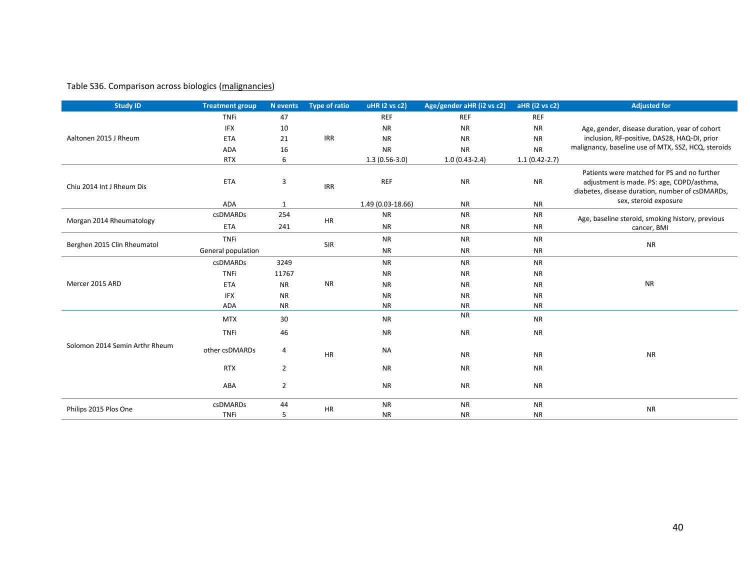Table S36. Comparison across biologics (malignancies)

| Study ID | Treatment group | N events | Type of ratio | uHR I2 vs c2) | Age/gender aHR (i2 vs c2) | aHR (i2 vs c2) | Adjusted for |
|---|---|---|---|---|---|---|---|
| Aaltonen 2015 J Rheum | TNFi | 47 | IRR | REF | REF | REF | Age, gender, disease duration, year of cohort inclusion, RF-positive, DAS28, HAQ-DI, prior malignancy, baseline use of MTX, SSZ, HCQ, steroids |
| | IFX | 10 | | NR | NR | NR | |
| | ETA | 21 | | NR | NR | NR | |
| | ADA | 16 | | NR | NR | NR | |
| | RTX | 6 | | 1.3 (0.56-3.0) | 1.0 (0.43-2.4) | 1.1 (0.42-2.7) | |
| Chiu 2014 Int J Rheum Dis | ETA | 3 | IRR | REF | NR | NR | Patients were matched for PS and no further adjustment is made. PS: age, COPD/asthma, diabetes, disease duration, number of csDMARDs, sex, steroid exposure |
| | ADA | 1 | | 1.49 (0.03-18.66) | NR | NR | |
| Morgan 2014 Rheumatology | csDMARDs | 254 | HR | NR | NR | NR | Age, baseline steroid, smoking history, previous cancer, BMI |
| | ETA | 241 | | NR | NR | NR | |
| Berghen 2015 Clin Rheumatol | TNFi | | SIR | NR | NR | NR | NR |
| | General population | | | NR | NR | NR | |
| Mercer 2015 ARD | csDMARDs | 3249 | NR | NR | NR | NR | NR |
| | TNFi | 11767 | | NR | NR | NR | |
| | ETA | NR | | NR | NR | NR | |
| | IFX | NR | | NR | NR | NR | |
| | ADA | NR | | NR | NR | NR | |
| Solomon 2014 Semin Arthr Rheum | MTX | 30 | HR | NR | NR | NR | NR |
| | TNFi | 46 | | NR | NR | NR | |
| | other csDMARDs | 4 | | NA | NR | NR | |
| | RTX | 2 | | NR | NR | NR | |
| | ABA | 2 | | NR | NR | NR | |
| Philips 2015 Plos One | csDMARDs | 44 | HR | NR | NR | NR | NR |
| | TNFi | 5 | | NR | NR | NR | |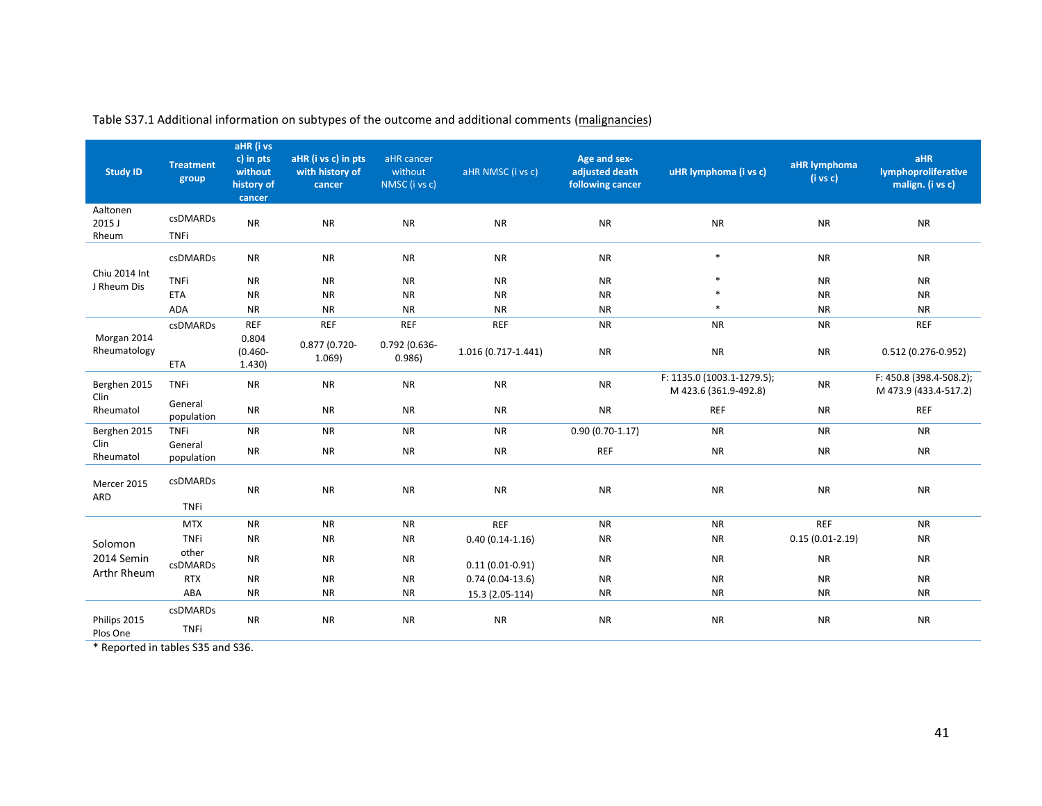Table S37.1 Additional information on subtypes of the outcome and additional comments (malignancies)

| Study ID | Treatment group | aHR (i vs c) in pts without history of cancer | aHR (i vs c) in pts with history of cancer | aHR cancer without NMSC (i vs c) | aHR NMSC (i vs c) | Age and sex-adjusted death following cancer | uHR lymphoma (i vs c) | aHR lymphoma (i vs c) | aHR lymphoproliferative malign. (i vs c) |
|---|---|---|---|---|---|---|---|---|---|
| Aaltonen 2015 J Rheum | csDMARDs<br>TNFi | NR | NR | NR | NR | NR | NR | NR | NR |
| Chiu 2014 Int J Rheum Dis | csDMARDs | NR | NR | NR | NR | NR | * | NR | NR |
| | TNFi | NR | NR | NR | NR | NR | * | NR | NR |
| | ETA | NR | NR | NR | NR | NR | * | NR | NR |
| | ADA | NR | NR | NR | NR | NR | * | NR | NR |
| Morgan 2014 Rheumatology | csDMARDs | REF | REF | REF | REF | NR | NR | NR | REF |
| | ETA | 0.804 (0.460-1.430) | 0.877 (0.720-1.069) | 0.792 (0.636-0.986) | 1.016 (0.717-1.441) | NR | NR | NR | 0.512 (0.276-0.952) |
| Berghen 2015 Clin Rheumatol | TNFi | NR | NR | NR | NR | NR | F: 1135.0 (1003.1-1279.5); M 423.6 (361.9-492.8) | NR | F: 450.8 (398.4-508.2); M 473.9 (433.4-517.2) |
| | General population | NR | NR | NR | NR | NR | REF | NR | REF |
| Berghen 2015 Clin Rheumatol | TNFi | NR | NR | NR | NR | 0.90 (0.70-1.17) | NR | NR | NR |
| | General population | NR | NR | NR | NR | REF | NR | NR | NR |
| Mercer 2015 ARD | csDMARDs<br>TNFi | NR | NR | NR | NR | NR | NR | NR | NR |
| Solomon 2014 Semin Arthr Rheum | MTX | NR | NR | NR | REF | NR | NR | REF | NR |
| | TNFi | NR | NR | NR | 0.40 (0.14-1.16) | NR | NR | 0.15 (0.01-2.19) | NR |
| | other csDMARDs | NR | NR | NR | 0.11 (0.01-0.91) | NR | NR | NR | NR |
| | RTX | NR | NR | NR | 0.74 (0.04-13.6) | NR | NR | NR | NR |
| | ABA | NR | NR | NR | 15.3 (2.05-114) | NR | NR | NR | NR |
| Philips 2015 Plos One | csDMARDs<br>TNFi | NR | NR | NR | NR | NR | NR | NR | NR |

* Reported in tables S35 and S36.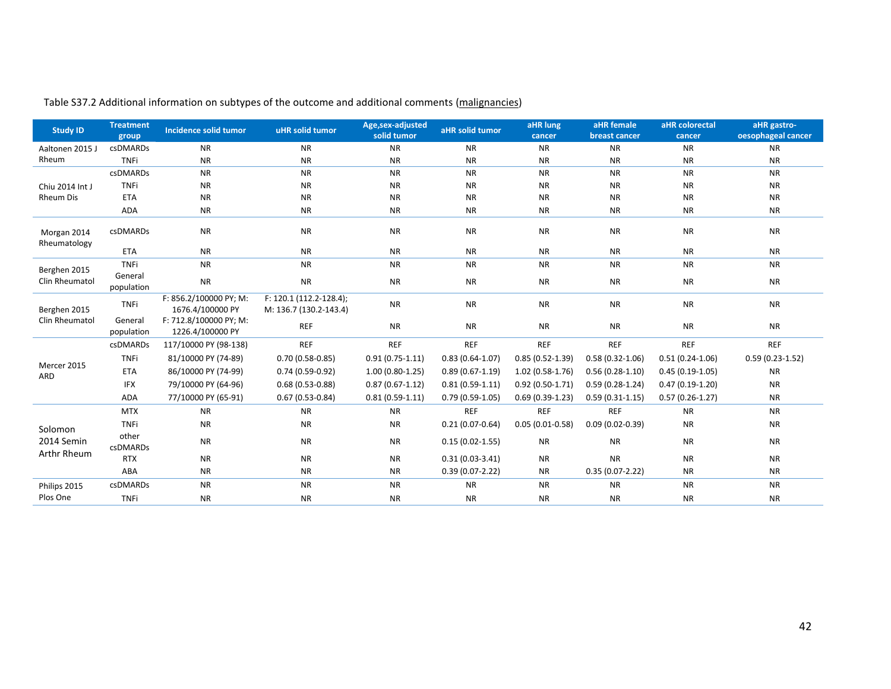Table S37.2 Additional information on subtypes of the outcome and additional comments (malignancies)

| Study ID | Treatment group | Incidence solid tumor | uHR solid tumor | Age,sex-adjusted solid tumor | aHR solid tumor | aHR lung cancer | aHR female breast cancer | aHR colorectal cancer | aHR gastro-oesophageal cancer |
|---|---|---|---|---|---|---|---|---|---|
| Aaltonen 2015 J Rheum | csDMARDs | NR | NR | NR | NR | NR | NR | NR | NR |
| | TNFi | NR | NR | NR | NR | NR | NR | NR | NR |
| Chiu 2014 Int J Rheum Dis | csDMARDs | NR | NR | NR | NR | NR | NR | NR | NR |
| | TNFi | NR | NR | NR | NR | NR | NR | NR | NR |
| | ETA | NR | NR | NR | NR | NR | NR | NR | NR |
| | ADA | NR | NR | NR | NR | NR | NR | NR | NR |
| Morgan 2014 Rheumatology | csDMARDs | NR | NR | NR | NR | NR | NR | NR | NR |
| | ETA | NR | NR | NR | NR | NR | NR | NR | NR |
| Berghen 2015 Clin Rheumatol | TNFi | NR | NR | NR | NR | NR | NR | NR | NR |
| | General population | NR | NR | NR | NR | NR | NR | NR | NR |
| Berghen 2015 Clin Rheumatol | TNFi | F: 856.2/100000 PY; M: 1676.4/100000 PY | F: 120.1 (112.2-128.4); M: 136.7 (130.2-143.4) | NR | NR | NR | NR | NR | NR |
| | General population | F: 712.8/100000 PY; M: 1226.4/100000 PY | REF | NR | NR | NR | NR | NR | NR |
| Mercer 2015 ARD | csDMARDs | 117/10000 PY (98-138) | REF | REF | REF | REF | REF | REF | REF |
| | TNFi | 81/10000 PY (74-89) | 0.70 (0.58-0.85) | 0.91 (0.75-1.11) | 0.83 (0.64-1.07) | 0.85 (0.52-1.39) | 0.58 (0.32-1.06) | 0.51 (0.24-1.06) | 0.59 (0.23-1.52) |
| | ETA | 86/10000 PY (74-99) | 0.74 (0.59-0.92) | 1.00 (0.80-1.25) | 0.89 (0.67-1.19) | 1.02 (0.58-1.76) | 0.56 (0.28-1.10) | 0.45 (0.19-1.05) | NR |
| | IFX | 79/10000 PY (64-96) | 0.68 (0.53-0.88) | 0.87 (0.67-1.12) | 0.81 (0.59-1.11) | 0.92 (0.50-1.71) | 0.59 (0.28-1.24) | 0.47 (0.19-1.20) | NR |
| | ADA | 77/10000 PY (65-91) | 0.67 (0.53-0.84) | 0.81 (0.59-1.11) | 0.79 (0.59-1.05) | 0.69 (0.39-1.23) | 0.59 (0.31-1.15) | 0.57 (0.26-1.27) | NR |
| Solomon 2014 Semin Arthr Rheum | MTX | NR | NR | NR | REF | REF | REF | NR | NR |
| | TNFi | NR | NR | NR | 0.21 (0.07-0.64) | 0.05 (0.01-0.58) | 0.09 (0.02-0.39) | NR | NR |
| | other csDMARDs | NR | NR | NR | 0.15 (0.02-1.55) | NR | NR | NR | NR |
| | RTX | NR | NR | NR | 0.31 (0.03-3.41) | NR | NR | NR | NR |
| | ABA | NR | NR | NR | 0.39 (0.07-2.22) | NR | 0.35 (0.07-2.22) | NR | NR |
| Philips 2015 Plos One | csDMARDs | NR | NR | NR | NR | NR | NR | NR | NR |
| | TNFi | NR | NR | NR | NR | NR | NR | NR | NR |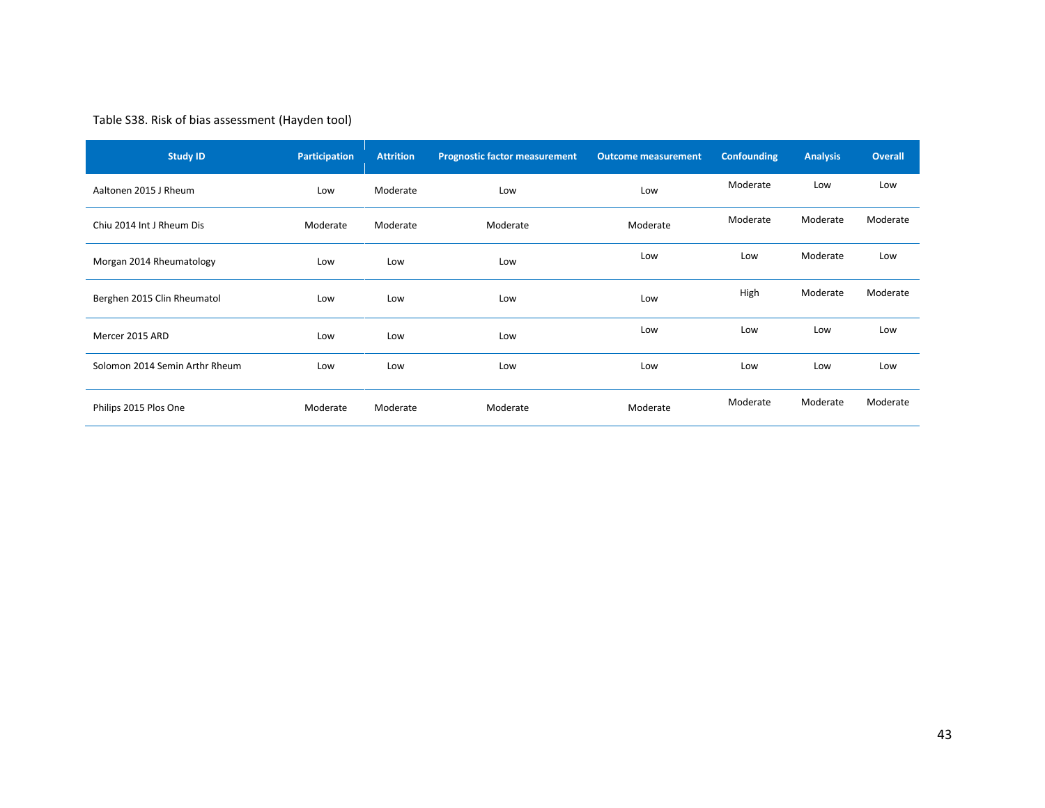Table S38. Risk of bias assessment (Hayden tool)

| Study ID | Participation | Attrition | Prognostic factor measurement | Outcome measurement | Confounding | Analysis | Overall |
|---|---|---|---|---|---|---|---|
| Aaltonen 2015 J Rheum | Low | Moderate | Low | Low | Moderate | Low | Low |
| Chiu 2014 Int J Rheum Dis | Moderate | Moderate | Moderate | Moderate | Moderate | Moderate | Moderate |
| Morgan 2014 Rheumatology | Low | Low | Low | Low | Low | Moderate | Low |
| Berghen 2015 Clin Rheumatol | Low | Low | Low | Low | High | Moderate | Moderate |
| Mercer 2015 ARD | Low | Low | Low | Low | Low | Low | Low |
| Solomon 2014 Semin Arthr Rheum | Low | Low | Low | Low | Low | Low | Low |
| Philips 2015 Plos One | Moderate | Moderate | Moderate | Moderate | Moderate | Moderate | Moderate |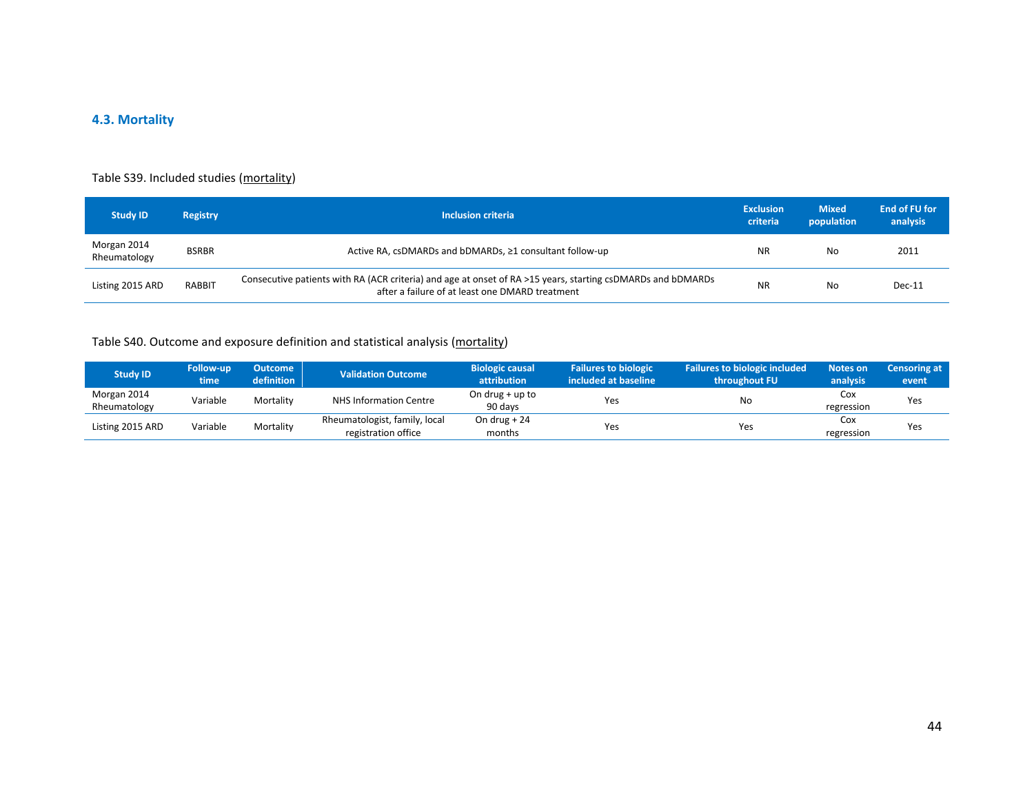### 4.3. Mortality

Table S39. Included studies (mortality)

| Study ID | Registry | Inclusion criteria | Exclusion criteria | Mixed population | End of FU for analysis |
|---|---|---|---|---|---|
| Morgan 2014 Rheumatology | BSRBR | Active RA, csDMARDs and bDMARDs, ≥1 consultant follow-up | NR | No | 2011 |
| Listing 2015 ARD | RABBIT | Consecutive patients with RA (ACR criteria) and age at onset of RA >15 years, starting csDMARDs and bDMARDs after a failure of at least one DMARD treatment | NR | No | Dec-11 |

Table S40. Outcome and exposure definition and statistical analysis (mortality)

| Study ID | Follow-up time | Outcome definition | Validation Outcome | Biologic causal attribution | Failures to biologic included at baseline | Failures to biologic included throughout FU | Notes on analysis | Censoring at event |
|---|---|---|---|---|---|---|---|---|
| Morgan 2014 Rheumatology | Variable | Mortality | NHS Information Centre | On drug + up to 90 days | Yes | No | Cox regression | Yes |
| Listing 2015 ARD | Variable | Mortality | Rheumatologist, family, local registration office | On drug + 24 months | Yes | Yes | Cox regression | Yes |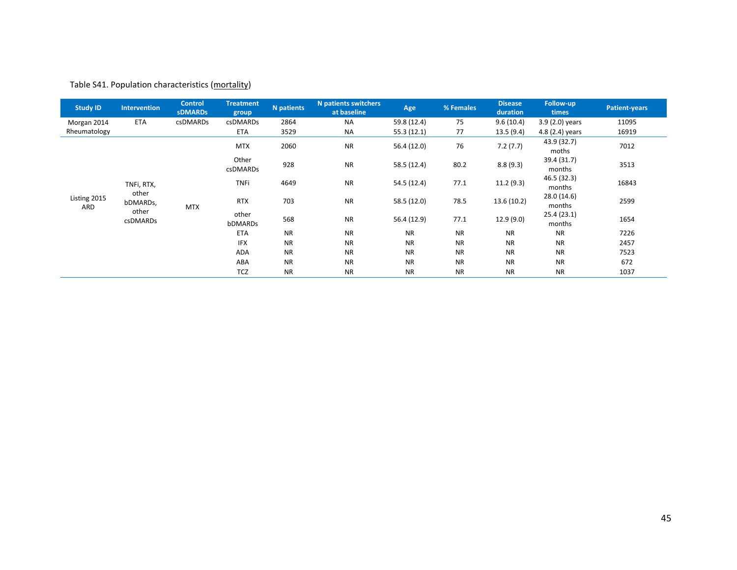Table S41. Population characteristics (mortality)

| Study ID | Intervention | Control sDMARDs | Treatment group | N patients | N patients switchers at baseline | Age | % Females | Disease duration | Follow-up times | Patient-years |
|---|---|---|---|---|---|---|---|---|---|---|
| Morgan 2014 Rheumatology | ETA | csDMARDs | csDMARDs | 2864 | NA | 59.8 (12.4) | 75 | 9.6 (10.4) | 3.9 (2.0) years | 11095 |
| | | | ETA | 3529 | NA | 55.3 (12.1) | 77 | 13.5 (9.4) | 4.8 (2.4) years | 16919 |
| Listing 2015 ARD | TNFi, RTX, other bDMARDs, other csDMARDs | MTX | MTX | 2060 | NR | 56.4 (12.0) | 76 | 7.2 (7.7) | 43.9 (32.7) moths | 7012 |
| | | | Other csDMARDs | 928 | NR | 58.5 (12.4) | 80.2 | 8.8 (9.3) | 39.4 (31.7) months | 3513 |
| | | | TNFi | 4649 | NR | 54.5 (12.4) | 77.1 | 11.2 (9.3) | 46.5 (32.3) months | 16843 |
| | | | RTX | 703 | NR | 58.5 (12.0) | 78.5 | 13.6 (10.2) | 28.0 (14.6) months | 2599 |
| | | | other bDMARDs | 568 | NR | 56.4 (12.9) | 77.1 | 12.9 (9.0) | 25.4 (23.1) months | 1654 |
| | | | ETA | NR | NR | NR | NR | NR | NR | 7226 |
| | | | IFX | NR | NR | NR | NR | NR | NR | 2457 |
| | | | ADA | NR | NR | NR | NR | NR | NR | 7523 |
| | | | ABA | NR | NR | NR | NR | NR | NR | 672 |
| | | | TCZ | NR | NR | NR | NR | NR | NR | 1037 |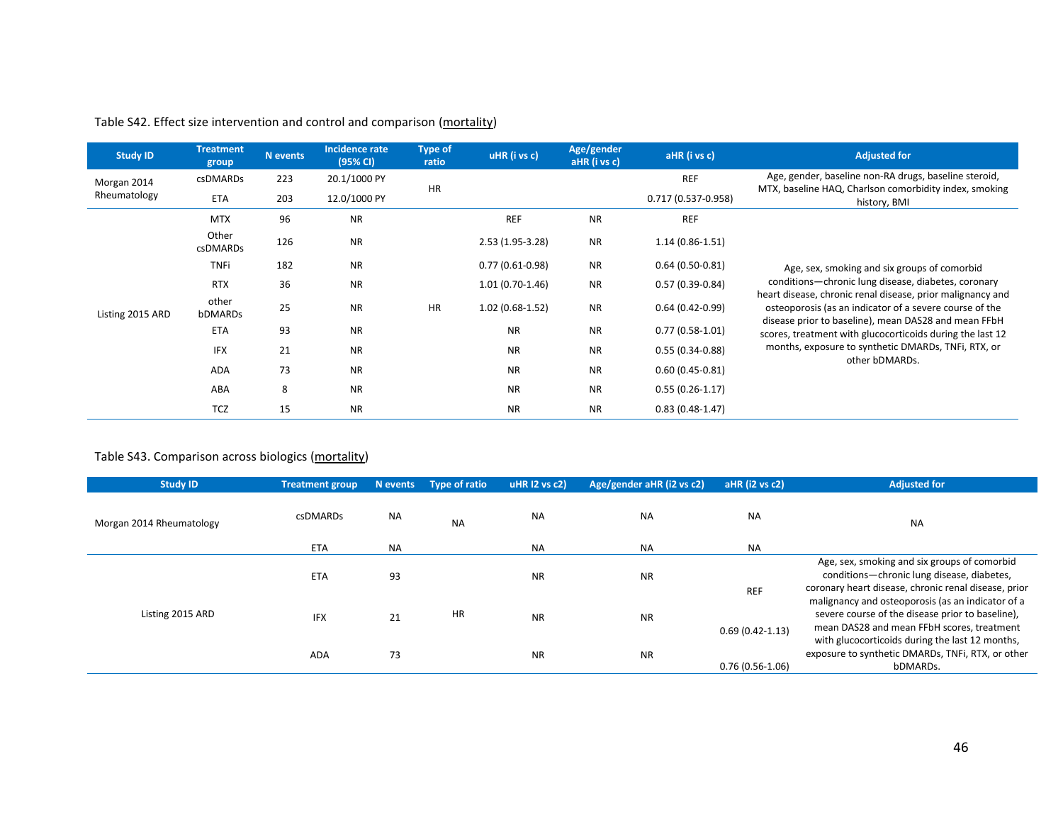Table S42. Effect size intervention and control and comparison (mortality)

| Study ID | Treatment group | N events | Incidence rate (95% CI) | Type of ratio | uHR (i vs c) | Age/gender aHR (i vs c) | aHR (i vs c) | Adjusted for |
|---|---|---|---|---|---|---|---|---|
| Morgan 2014 Rheumatology | csDMARDs | 223 | 20.1/1000 PY | HR | | | REF | Age, gender, baseline non-RA drugs, baseline steroid, MTX, baseline HAQ, Charlson comorbidity index, smoking history, BMI |
| | ETA | 203 | 12.0/1000 PY | | | | 0.717 (0.537-0.958) | |
| Listing 2015 ARD | MTX | 96 | NR | HR | REF | NR | REF | Age, sex, smoking and six groups of comorbid conditions—chronic lung disease, diabetes, coronary heart disease, chronic renal disease, prior malignancy and osteoporosis (as an indicator of a severe course of the disease prior to baseline), mean DAS28 and mean FFbH scores, treatment with glucocorticoids during the last 12 months, exposure to synthetic DMARDs, TNFi, RTX, or other bDMARDs. |
| | Other csDMARDs | 126 | NR | | 2.53 (1.95-3.28) | NR | 1.14 (0.86-1.51) | |
| | TNFi | 182 | NR | | 0.77 (0.61-0.98) | NR | 0.64 (0.50-0.81) | |
| | RTX | 36 | NR | | 1.01 (0.70-1.46) | NR | 0.57 (0.39-0.84) | |
| | other bDMARDs | 25 | NR | | 1.02 (0.68-1.52) | NR | 0.64 (0.42-0.99) | |
| | ETA | 93 | NR | | NR | NR | 0.77 (0.58-1.01) | |
| | IFX | 21 | NR | | NR | NR | 0.55 (0.34-0.88) | |
| | ADA | 73 | NR | | NR | NR | 0.60 (0.45-0.81) | |
| | ABA | 8 | NR | | NR | NR | 0.55 (0.26-1.17) | |
| | TCZ | 15 | NR | | NR | NR | 0.83 (0.48-1.47) | |

Table S43. Comparison across biologics (mortality)

| Study ID | Treatment group | N events | Type of ratio | uHR I2 vs c2) | Age/gender aHR (i2 vs c2) | aHR (i2 vs c2) | Adjusted for |
|---|---|---|---|---|---|---|---|
| Morgan 2014 Rheumatology | csDMARDs | NA | NA | NA | NA | NA | NA |
| | ETA | NA | | NA | NA | NA | |
| Listing 2015 ARD | ETA | 93 | HR | NR | NR | REF | Age, sex, smoking and six groups of comorbid conditions—chronic lung disease, diabetes, coronary heart disease, chronic renal disease, prior malignancy and osteoporosis (as an indicator of a severe course of the disease prior to baseline), mean DAS28 and mean FFbH scores, treatment with glucocorticoids during the last 12 months, exposure to synthetic DMARDs, TNFi, RTX, or other bDMARDs. |
| | IFX | 21 | | NR | NR | 0.69 (0.42-1.13) | |
| | ADA | 73 | | NR | NR | 0.76 (0.56-1.06) | |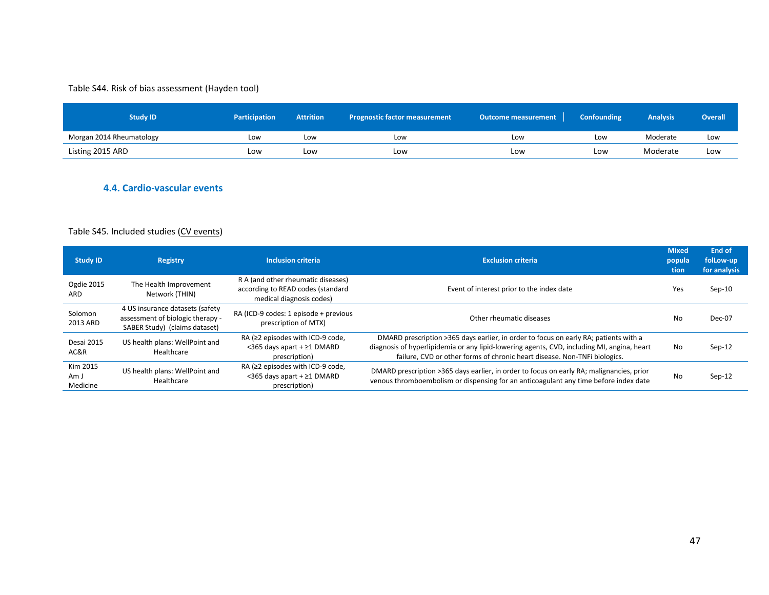Table S44. Risk of bias assessment (Hayden tool)

| Study ID | Participation | Attrition | Prognostic factor measurement | Outcome measurement | Confounding | Analysis | Overall |
|---|---|---|---|---|---|---|---|
| Morgan 2014 Rheumatology | Low | Low | Low | Low | Low | Moderate | Low |
| Listing 2015 ARD | Low | Low | Low | Low | Low | Moderate | Low |

### 4.4. Cardio-vascular events

Table S45. Included studies (CV events)

| Study ID | Registry | Inclusion criteria | Exclusion criteria | Mixed population | End of folLow-up for analysis |
|---|---|---|---|---|---|
| Ogdie 2015 ARD | The Health Improvement Network (THIN) | R A (and other rheumatic diseases) according to READ codes (standard medical diagnosis codes) | Event of interest prior to the index date | Yes | Sep-10 |
| Solomon 2013 ARD | 4 US insurance datasets (safety assessment of biologic therapy - SABER Study) (claims dataset) | RA (ICD-9 codes: 1 episode + previous prescription of MTX) | Other rheumatic diseases | No | Dec-07 |
| Desai 2015 AC&R | US health plans: WellPoint and Healthcare | RA (≥2 episodes with ICD-9 code, <365 days apart + ≥1 DMARD prescription) | DMARD prescription >365 days earlier, in order to focus on early RA; patients with a diagnosis of hyperlipidemia or any lipid-lowering agents, CVD, including MI, angina, heart failure, CVD or other forms of chronic heart disease. Non-TNFi biologics. | No | Sep-12 |
| Kim 2015 Am J Medicine | US health plans: WellPoint and Healthcare | RA (≥2 episodes with ICD-9 code, <365 days apart + ≥1 DMARD prescription) | DMARD prescription >365 days earlier, in order to focus on early RA; malignancies, prior venous thromboembolism or dispensing for an anticoagulant any time before index date | No | Sep-12 |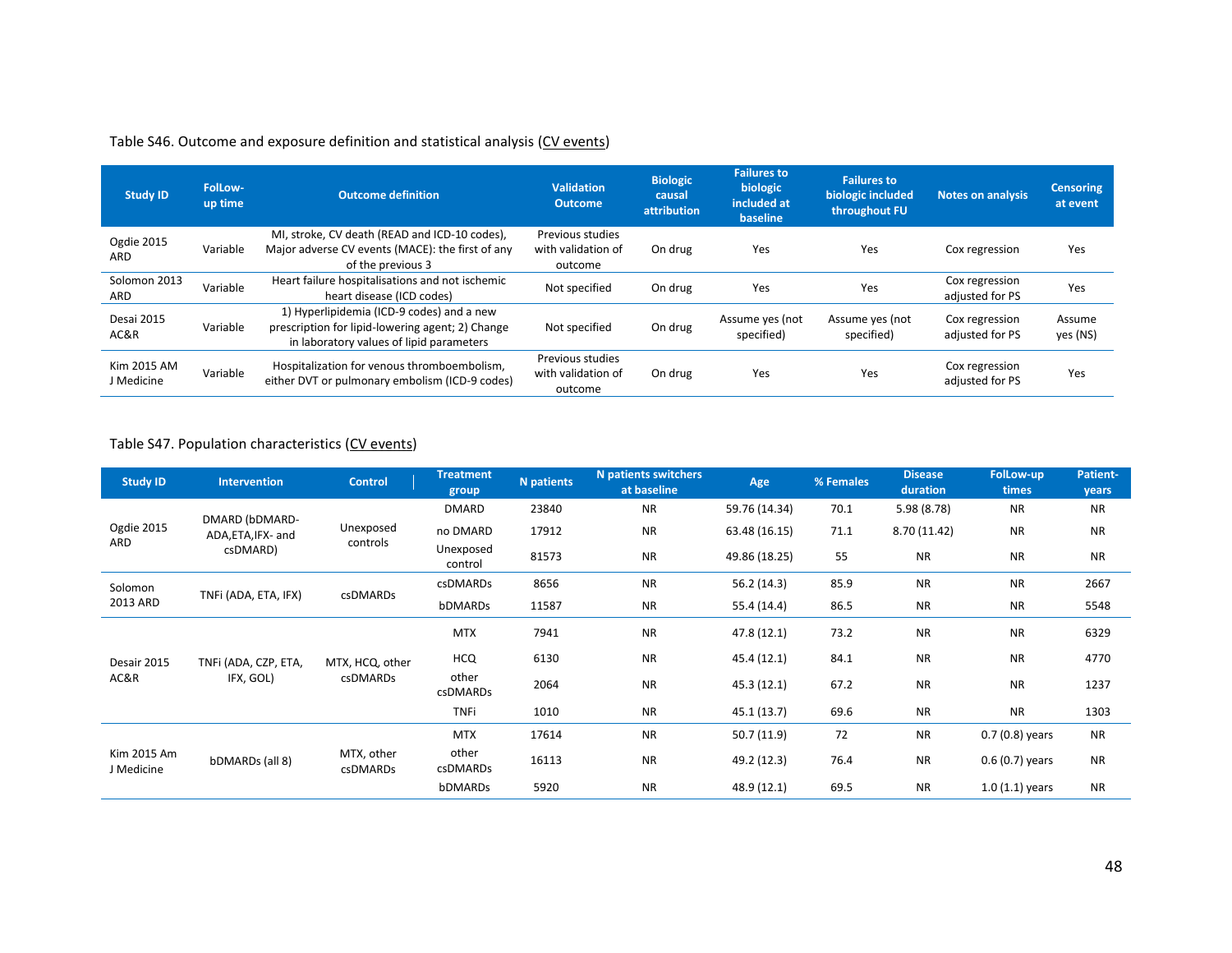Table S46. Outcome and exposure definition and statistical analysis (CV events)

| Study ID | FolLow-up time | Outcome definition | Validation Outcome | Biologic causal attribution | Failures to biologic included at baseline | Failures to biologic included throughout FU | Notes on analysis | Censoring at event |
|---|---|---|---|---|---|---|---|---|
| Ogdie 2015 ARD | Variable | MI, stroke, CV death (READ and ICD-10 codes), Major adverse CV events (MACE): the first of any of the previous 3 | Previous studies with validation of outcome | On drug | Yes | Yes | Cox regression | Yes |
| Solomon 2013 ARD | Variable | Heart failure hospitalisations and not ischemic heart disease (ICD codes) | Not specified | On drug | Yes | Yes | Cox regression adjusted for PS | Yes |
| Desai 2015 AC&R | Variable | 1) Hyperlipidemia (ICD-9 codes) and a new prescription for lipid-lowering agent; 2) Change in laboratory values of lipid parameters | Not specified | On drug | Assume yes (not specified) | Assume yes (not specified) | Cox regression adjusted for PS | Assume yes (NS) |
| Kim 2015 AM J Medicine | Variable | Hospitalization for venous thromboembolism, either DVT or pulmonary embolism (ICD-9 codes) | Previous studies with validation of outcome | On drug | Yes | Yes | Cox regression adjusted for PS | Yes |

Table S47. Population characteristics (CV events)

| Study ID | Intervention | Control | Treatment group | N patients | N patients switchers at baseline | Age | % Females | Disease duration | FolLow-up times | Patient-years |
|---|---|---|---|---|---|---|---|---|---|---|
| Ogdie 2015 ARD | DMARD (bDMARD-ADA,ETA,IFX- and csDMARD) | Unexposed controls | DMARD | 23840 | NR | 59.76 (14.34) | 70.1 | 5.98 (8.78) | NR | NR |
| | | | no DMARD | 17912 | NR | 63.48 (16.15) | 71.1 | 8.70 (11.42) | NR | NR |
| | | | Unexposed control | 81573 | NR | 49.86 (18.25) | 55 | NR | NR | NR |
| Solomon 2013 ARD | TNFi (ADA, ETA, IFX) | csDMARDs | csDMARDs | 8656 | NR | 56.2 (14.3) | 85.9 | NR | NR | 2667 |
| | | | bDMARDs | 11587 | NR | 55.4 (14.4) | 86.5 | NR | NR | 5548 |
| Desair 2015 AC&R | TNFi (ADA, CZP, ETA, IFX, GOL) | MTX, HCQ, other csDMARDs | MTX | 7941 | NR | 47.8 (12.1) | 73.2 | NR | NR | 6329 |
| | | | HCQ | 6130 | NR | 45.4 (12.1) | 84.1 | NR | NR | 4770 |
| | | | other csDMARDs | 2064 | NR | 45.3 (12.1) | 67.2 | NR | NR | 1237 |
| | | | TNFi | 1010 | NR | 45.1 (13.7) | 69.6 | NR | NR | 1303 |
| Kim 2015 Am J Medicine | bDMARDs (all 8) | MTX, other csDMARDs | MTX | 17614 | NR | 50.7 (11.9) | 72 | NR | 0.7 (0.8) years | NR |
| | | | other csDMARDs | 16113 | NR | 49.2 (12.3) | 76.4 | NR | 0.6 (0.7) years | NR |
| | | | bDMARDs | 5920 | NR | 48.9 (12.1) | 69.5 | NR | 1.0 (1.1) years | NR |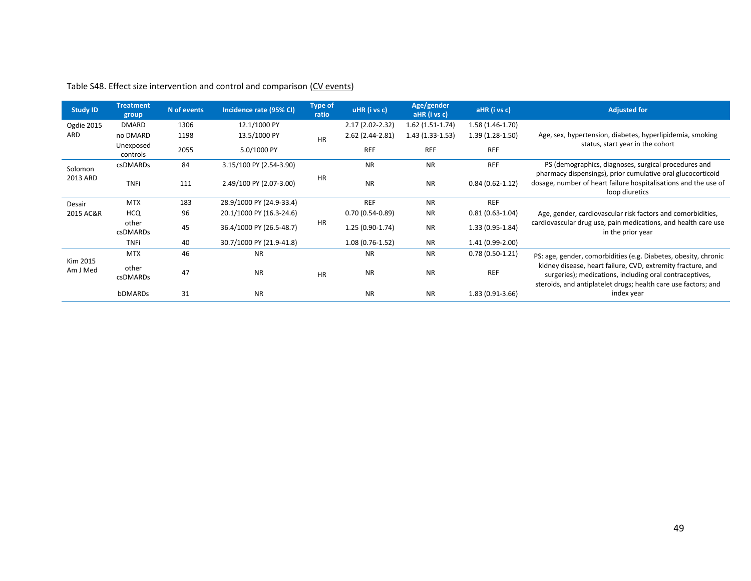Table S48. Effect size intervention and control and comparison (CV events)

| Study ID | Treatment group | N of events | Incidence rate (95% CI) | Type of ratio | uHR (i vs c) | Age/gender aHR (i vs c) | aHR (i vs c) | Adjusted for |
|---|---|---|---|---|---|---|---|---|
| Ogdie 2015 ARD | DMARD | 1306 | 12.1/1000 PY | HR | 2.17 (2.02-2.32) | 1.62 (1.51-1.74) | 1.58 (1.46-1.70) | Age, sex, hypertension, diabetes, hyperlipidemia, smoking status, start year in the cohort |
| | no DMARD | 1198 | 13.5/1000 PY | | 2.62 (2.44-2.81) | 1.43 (1.33-1.53) | 1.39 (1.28-1.50) | |
| | Unexposed controls | 2055 | 5.0/1000 PY | | REF | REF | REF | |
| Solomon 2013 ARD | csDMARDs | 84 | 3.15/100 PY (2.54-3.90) | HR | NR | NR | REF | PS (demographics, diagnoses, surgical procedures and pharmacy dispensings), prior cumulative oral glucocorticoid dosage, number of heart failure hospitalisations and the use of loop diuretics |
| | TNFi | 111 | 2.49/100 PY (2.07-3.00) | | NR | NR | 0.84 (0.62-1.12) | |
| Desair 2015 AC&R | MTX | 183 | 28.9/1000 PY (24.9-33.4) | HR | REF | NR | REF | Age, gender, cardiovascular risk factors and comorbidities, cardiovascular drug use, pain medications, and health care use in the prior year |
| | HCQ | 96 | 20.1/1000 PY (16.3-24.6) | | 0.70 (0.54-0.89) | NR | 0.81 (0.63-1.04) | |
| | other csDMARDs | 45 | 36.4/1000 PY (26.5-48.7) | | 1.25 (0.90-1.74) | NR | 1.33 (0.95-1.84) | |
| | TNFi | 40 | 30.7/1000 PY (21.9-41.8) | | 1.08 (0.76-1.52) | NR | 1.41 (0.99-2.00) | |
| Kim 2015 Am J Med | MTX | 46 | NR | HR | NR | NR | 0.78 (0.50-1.21) | PS: age, gender, comorbidities (e.g. Diabetes, obesity, chronic kidney disease, heart failure, CVD, extremity fracture, and surgeries); medications, including oral contraceptives, steroids, and antiplatelet drugs; health care use factors; and index year |
| | other csDMARDs | 47 | NR | | NR | NR | REF | |
| | bDMARDs | 31 | NR | | NR | NR | 1.83 (0.91-3.66) | |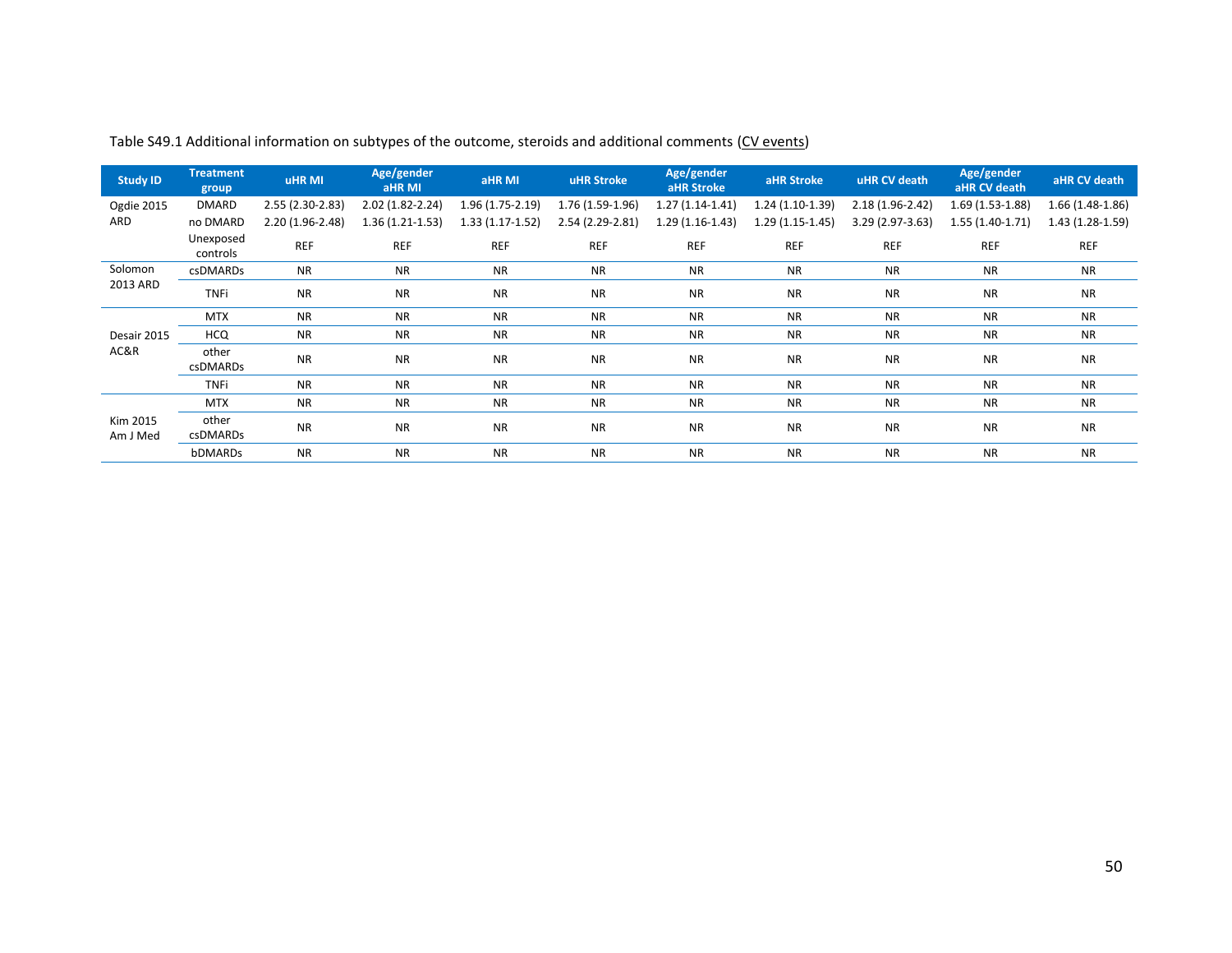Table S49.1 Additional information on subtypes of the outcome, steroids and additional comments (CV events)

| Study ID | Treatment group | uHR MI | Age/gender aHR MI | aHR MI | uHR Stroke | Age/gender aHR Stroke | aHR Stroke | uHR CV death | Age/gender aHR CV death | aHR CV death |
|---|---|---|---|---|---|---|---|---|---|---|
| Ogdie 2015 ARD | DMARD | 2.55 (2.30-2.83) | 2.02 (1.82-2.24) | 1.96 (1.75-2.19) | 1.76 (1.59-1.96) | 1.27 (1.14-1.41) | 1.24 (1.10-1.39) | 2.18 (1.96-2.42) | 1.69 (1.53-1.88) | 1.66 (1.48-1.86) |
| | no DMARD | 2.20 (1.96-2.48) | 1.36 (1.21-1.53) | 1.33 (1.17-1.52) | 2.54 (2.29-2.81) | 1.29 (1.16-1.43) | 1.29 (1.15-1.45) | 3.29 (2.97-3.63) | 1.55 (1.40-1.71) | 1.43 (1.28-1.59) |
| | Unexposed controls | REF | REF | REF | REF | REF | REF | REF | REF | REF |
| Solomon 2013 ARD | csDMARDs | NR | NR | NR | NR | NR | NR | NR | NR | NR |
| | TNFi | NR | NR | NR | NR | NR | NR | NR | NR | NR |
| Desair 2015 AC&R | MTX | NR | NR | NR | NR | NR | NR | NR | NR | NR |
| | HCQ | NR | NR | NR | NR | NR | NR | NR | NR | NR |
| | other csDMARDs | NR | NR | NR | NR | NR | NR | NR | NR | NR |
| | TNFi | NR | NR | NR | NR | NR | NR | NR | NR | NR |
| Kim 2015 Am J Med | MTX | NR | NR | NR | NR | NR | NR | NR | NR | NR |
| | other csDMARDs | NR | NR | NR | NR | NR | NR | NR | NR | NR |
| | bDMARDs | NR | NR | NR | NR | NR | NR | NR | NR | NR |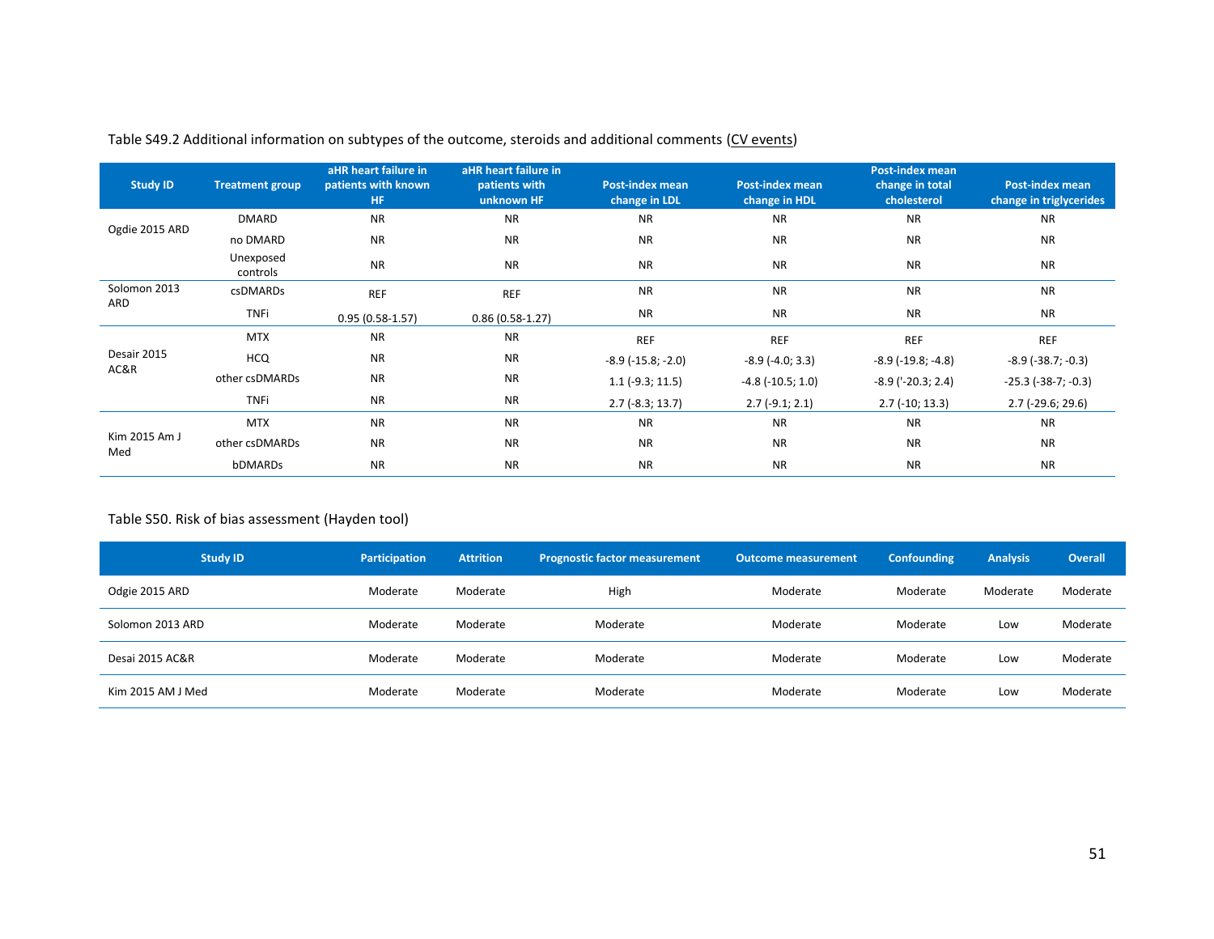Table S49.2 Additional information on subtypes of the outcome, steroids and additional comments (CV events)

| Study ID | Treatment group | aHR heart failure in patients with known HF | aHR heart failure in patients with unknown HF | Post-index mean change in LDL | Post-index mean change in HDL | Post-index mean change in total cholesterol | Post-index mean change in triglycerides |
|---|---|---|---|---|---|---|---|
| Ogdie 2015 ARD | DMARD | NR | NR | NR | NR | NR | NR |
| | no DMARD | NR | NR | NR | NR | NR | NR |
| | Unexposed controls | NR | NR | NR | NR | NR | NR |
| Solomon 2013 ARD | csDMARDs | REF | REF | NR | NR | NR | NR |
| | TNFi | 0.95 (0.58-1.57) | 0.86 (0.58-1.27) | NR | NR | NR | NR |
| Desair 2015 AC&R | MTX | NR | NR | REF | REF | REF | REF |
| | HCQ | NR | NR | -8.9 (-15.8; -2.0) | -8.9 (-4.0; 3.3) | -8.9 (-19.8; -4.8) | -8.9 (-38.7; -0.3) |
| | other csDMARDs | NR | NR | 1.1 (-9.3; 11.5) | -4.8 (-10.5; 1.0) | -8.9 ('-20.3; 2.4) | -25.3 (-38-7; -0.3) |
| | TNFi | NR | NR | 2.7 (-8.3; 13.7) | 2.7 (-9.1; 2.1) | 2.7 (-10; 13.3) | 2.7 (-29.6; 29.6) |
| Kim 2015 Am J Med | MTX | NR | NR | NR | NR | NR | NR |
| | other csDMARDs | NR | NR | NR | NR | NR | NR |
| | bDMARDs | NR | NR | NR | NR | NR | NR |

Table S50. Risk of bias assessment (Hayden tool)

| Study ID | Participation | Attrition | Prognostic factor measurement | Outcome measurement | Confounding | Analysis | Overall |
|---|---|---|---|---|---|---|---|
| Odgie 2015 ARD | Moderate | Moderate | High | Moderate | Moderate | Moderate | Moderate |
| Solomon 2013 ARD | Moderate | Moderate | Moderate | Moderate | Moderate | Low | Moderate |
| Desai 2015 AC&R | Moderate | Moderate | Moderate | Moderate | Moderate | Low | Moderate |
| Kim 2015 AM J Med | Moderate | Moderate | Moderate | Moderate | Moderate | Low | Moderate |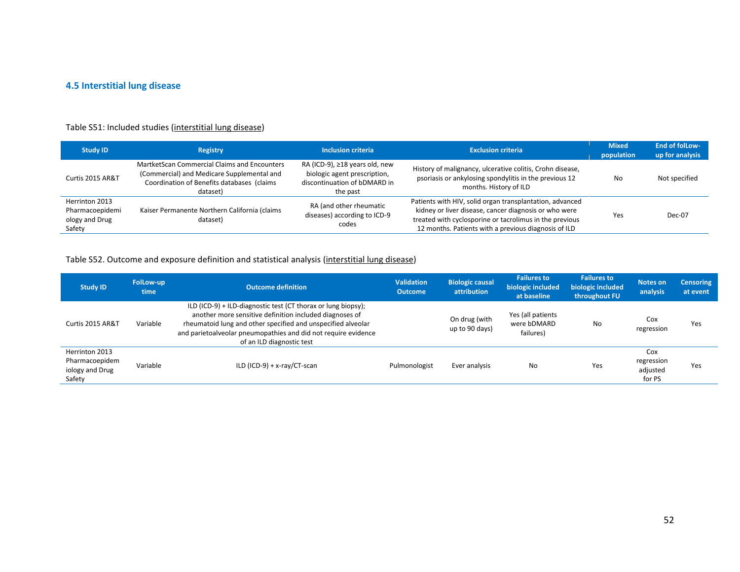### 4.5 Interstitial lung disease

Table S51: Included studies (interstitial lung disease)

| Study ID | Registry | Inclusion criteria | Exclusion criteria | Mixed population | End of folLow-up for analysis |
|---|---|---|---|---|---|
| Curtis 2015 AR&T | MartketScan Commercial Claims and Encounters (Commercial) and Medicare Supplemental and Coordination of Benefits databases (claims dataset) | RA (ICD-9), ≥18 years old, new biologic agent prescription, discontinuation of bDMARD in the past | History of malignancy, ulcerative colitis, Crohn disease, psoriasis or ankylosing spondylitis in the previous 12 months. History of ILD | No | Not specified |
| Herrinton 2013 Pharmacoepidemiology and Drug Safety | Kaiser Permanente Northern California (claims dataset) | RA (and other rheumatic diseases) according to ICD-9 codes | Patients with HIV, solid organ transplantation, advanced kidney or liver disease, cancer diagnosis or who were treated with cyclosporine or tacrolimus in the previous 12 months. Patients with a previous diagnosis of ILD | Yes | Dec-07 |

Table S52. Outcome and exposure definition and statistical analysis (interstitial lung disease)

| Study ID | FolLow-up time | Outcome definition | Validation Outcome | Biologic causal attribution | Failures to biologic included at baseline | Failures to biologic included throughout FU | Notes on analysis | Censoring at event |
|---|---|---|---|---|---|---|---|---|
| Curtis 2015 AR&T | Variable | ILD (ICD-9) + ILD-diagnostic test (CT thorax or lung biopsy); another more sensitive definition included diagnoses of rheumatoid lung and other specified and unspecified alveolar and parietoalveolar pneumopathies and did not require evidence of an ILD diagnostic test | | On drug (with up to 90 days) | Yes (all patients were bDMARD failures) | No | Cox regression | Yes |
| Herrinton 2013 Pharmacoepidemiology and Drug Safety | Variable | ILD (ICD-9) + x-ray/CT-scan | Pulmonologist | Ever analysis | No | Yes | Cox regression adjusted for PS | Yes |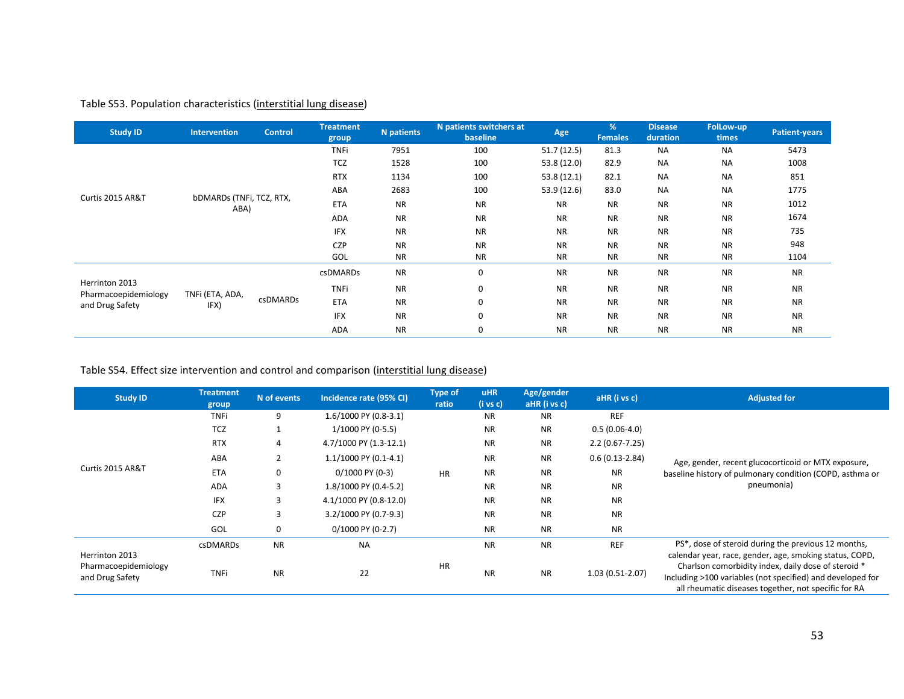Table S53. Population characteristics (interstitial lung disease)

| Study ID | Intervention | Control | Treatment group | N patients | N patients switchers at baseline | Age | % Females | Disease duration | FolLow-up times | Patient-years |
|---|---|---|---|---|---|---|---|---|---|---|
| Curtis 2015 AR&T | bDMARDs (TNFi, TCZ, RTX, ABA) | | TNFi | 7951 | 100 | 51.7 (12.5) | 81.3 | NA | NA | 5473 |
| | | | TCZ | 1528 | 100 | 53.8 (12.0) | 82.9 | NA | NA | 1008 |
| | | | RTX | 1134 | 100 | 53.8 (12.1) | 82.1 | NA | NA | 851 |
| | | | ABA | 2683 | 100 | 53.9 (12.6) | 83.0 | NA | NA | 1775 |
| | | | ETA | NR | NR | NR | NR | NR | NR | 1012 |
| | | | ADA | NR | NR | NR | NR | NR | NR | 1674 |
| | | | IFX | NR | NR | NR | NR | NR | NR | 735 |
| | | | CZP | NR | NR | NR | NR | NR | NR | 948 |
| | | | GOL | NR | NR | NR | NR | NR | NR | 1104 |
| Herrinton 2013 Pharmacoepidemiology and Drug Safety | TNFi (ETA, ADA, IFX) | csDMARDs | csDMARDs | NR | 0 | NR | NR | NR | NR | NR |
| | | | TNFi | NR | 0 | NR | NR | NR | NR | NR |
| | | | ETA | NR | 0 | NR | NR | NR | NR | NR |
| | | | IFX | NR | 0 | NR | NR | NR | NR | NR |
| | | | ADA | NR | 0 | NR | NR | NR | NR | NR |

Table S54. Effect size intervention and control and comparison (interstitial lung disease)

| Study ID | Treatment group | N of events | Incidence rate (95% CI) | Type of ratio | uHR (i vs c) | Age/gender aHR (i vs c) | aHR (i vs c) | Adjusted for |
|---|---|---|---|---|---|---|---|---|
| Curtis 2015 AR&T | TNFi | 9 | 1.6/1000 PY (0.8-3.1) | HR | NR | NR | REF | Age, gender, recent glucocorticoid or MTX exposure, baseline history of pulmonary condition (COPD, asthma or pneumonia) |
| | TCZ | 1 | 1/1000 PY (0-5.5) | | NR | NR | 0.5 (0.06-4.0) | |
| | RTX | 4 | 4.7/1000 PY (1.3-12.1) | | NR | NR | 2.2 (0.67-7.25) | |
| | ABA | 2 | 1.1/1000 PY (0.1-4.1) | | NR | NR | 0.6 (0.13-2.84) | |
| | ETA | 0 | 0/1000 PY (0-3) | | NR | NR | NR | |
| | ADA | 3 | 1.8/1000 PY (0.4-5.2) | | NR | NR | NR | |
| | IFX | 3 | 4.1/1000 PY (0.8-12.0) | | NR | NR | NR | |
| | CZP | 3 | 3.2/1000 PY (0.7-9.3) | | NR | NR | NR | |
| | GOL | 0 | 0/1000 PY (0-2.7) | | NR | NR | NR | |
| Herrinton 2013 Pharmacoepidemiology and Drug Safety | csDMARDs | NR | NA | HR | NR | NR | REF | PS*, dose of steroid during the previous 12 months, calendar year, race, gender, age, smoking status, COPD, Charlson comorbidity index, daily dose of steroid * Including >100 variables (not specified) and developed for all rheumatic diseases together, not specific for RA |
| | TNFi | NR | 22 | | NR | NR | 1.03 (0.51-2.07) | |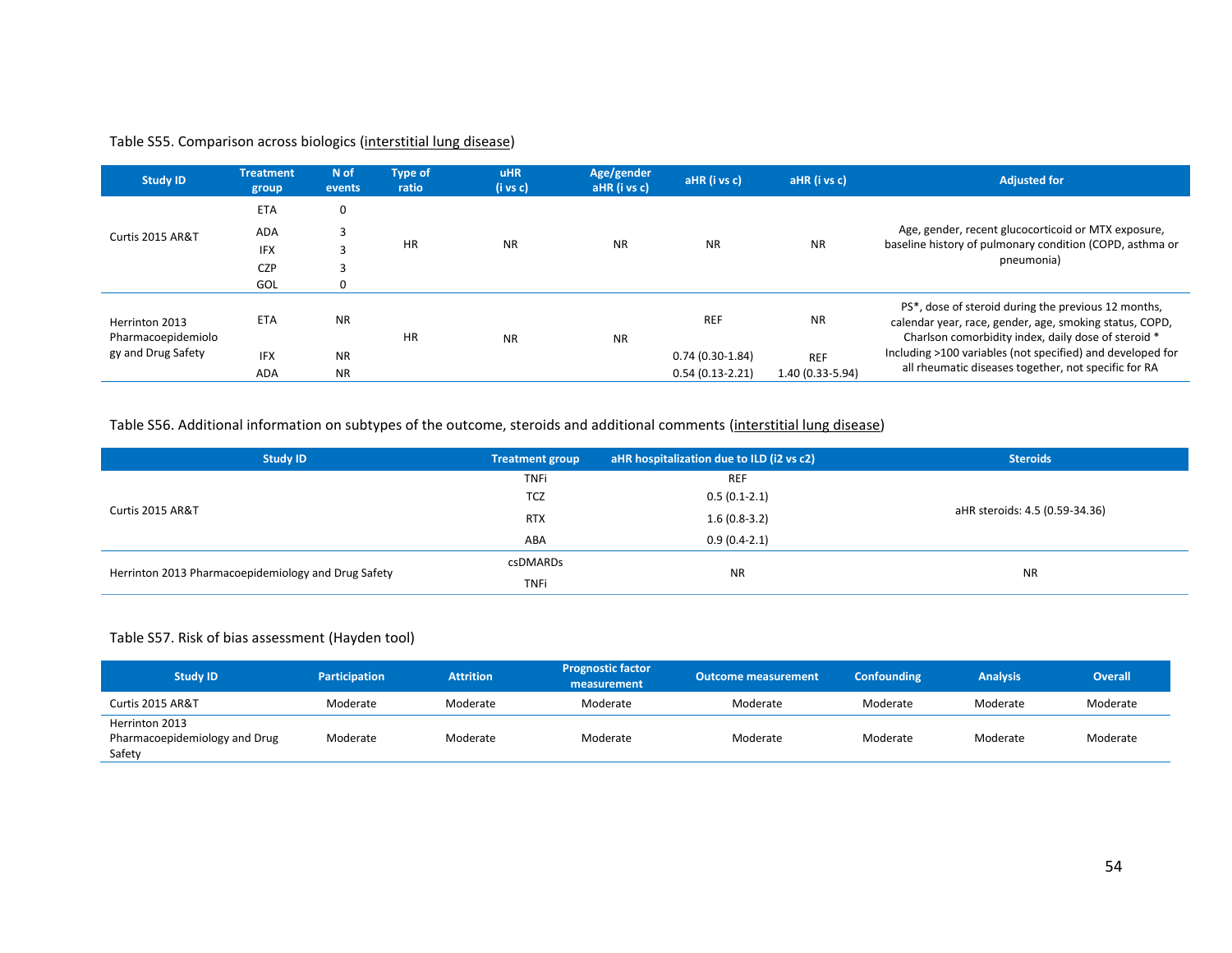Table S55. Comparison across biologics (interstitial lung disease)

| Study ID | Treatment group | N of events | Type of ratio | uHR (i vs c) | Age/gender aHR (i vs c) | aHR (i vs c) | aHR (i vs c) | Adjusted for |
|---|---|---|---|---|---|---|---|---|
| Curtis 2015 AR&T | ETA | 0 | HR | NR | NR | NR | NR | Age, gender, recent glucocorticoid or MTX exposure, baseline history of pulmonary condition (COPD, asthma or pneumonia) |
| | ADA | 3 | | | | | | |
| | IFX | 3 | | | | | | |
| | CZP | 3 | | | | | | |
| | GOL | 0 | | | | | | |
| Herrinton 2013 Pharmacoepidemiology and Drug Safety | ETA | NR | HR | NR | NR | REF | NR | PS*, dose of steroid during the previous 12 months, calendar year, race, gender, age, smoking status, COPD, Charlson comorbidity index, daily dose of steroid * Including >100 variables (not specified) and developed for all rheumatic diseases together, not specific for RA |
| | IFX | NR | | | | 0.74 (0.30-1.84) | REF | |
| | ADA | NR | | | | 0.54 (0.13-2.21) | 1.40 (0.33-5.94) | |

Table S56. Additional information on subtypes of the outcome, steroids and additional comments (interstitial lung disease)

| Study ID | Treatment group | aHR hospitalization due to ILD (i2 vs c2) | Steroids |
|---|---|---|---|
| Curtis 2015 AR&T | TNFi | REF | aHR steroids: 4.5 (0.59-34.36) |
| | TCZ | 0.5 (0.1-2.1) | |
| | RTX | 1.6 (0.8-3.2) | |
| | ABA | 0.9 (0.4-2.1) | |
| Herrinton 2013 Pharmacoepidemiology and Drug Safety | csDMARDs | NR | NR |
| | TNFi | | |

Table S57. Risk of bias assessment (Hayden tool)

| Study ID | Participation | Attrition | Prognostic factor measurement | Outcome measurement | Confounding | Analysis | Overall |
|---|---|---|---|---|---|---|---|
| Curtis 2015 AR&T | Moderate | Moderate | Moderate | Moderate | Moderate | Moderate | Moderate |
| Herrinton 2013 Pharmacoepidemiology and Drug Safety | Moderate | Moderate | Moderate | Moderate | Moderate | Moderate | Moderate |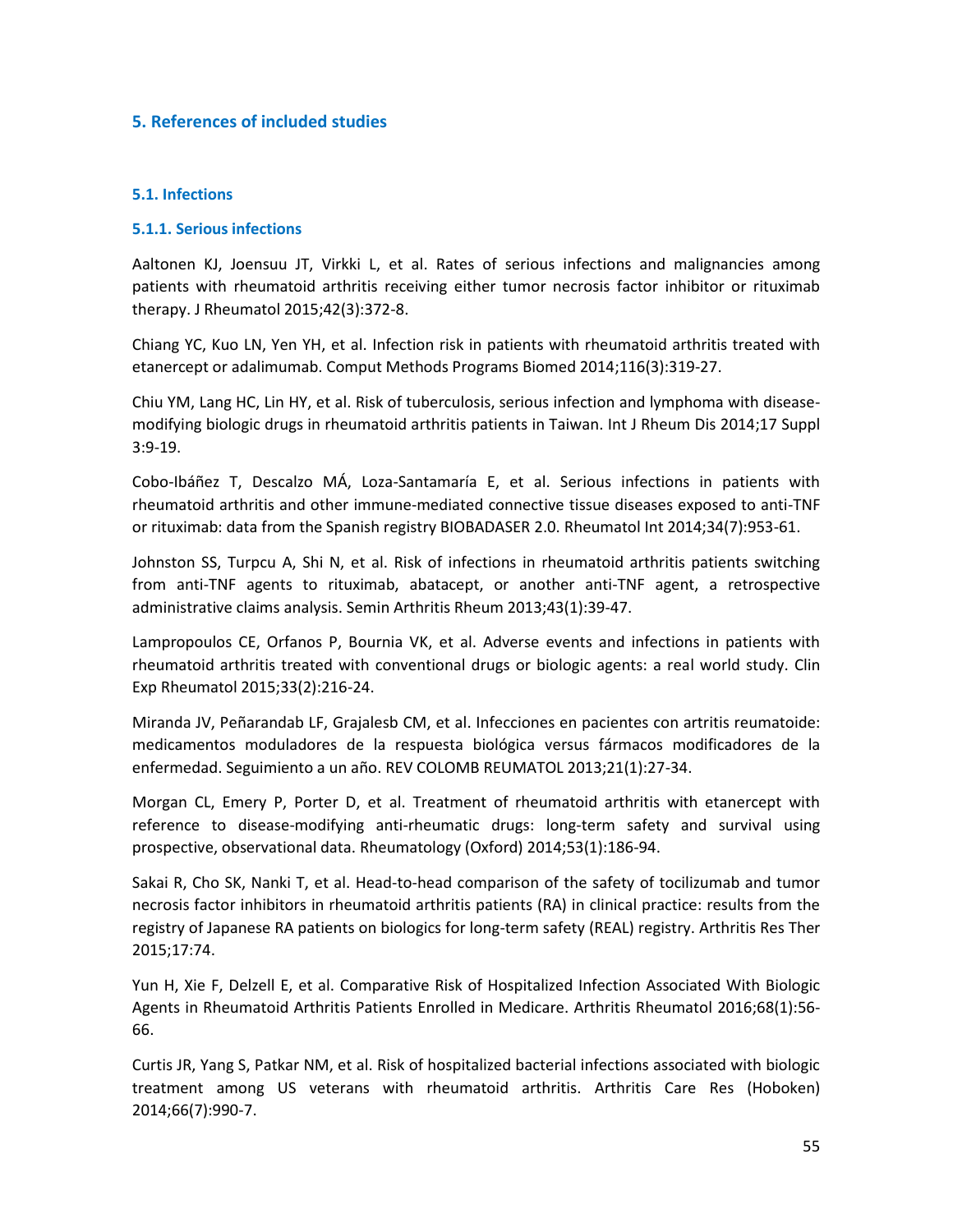## 5. References of included studies

### 5.1. Infections

#### 5.1.1. Serious infections

Aaltonen KJ, Joensuu JT, Virkki L, et al. Rates of serious infections and malignancies among patients with rheumatoid arthritis receiving either tumor necrosis factor inhibitor or rituximab therapy. J Rheumatol 2015;42(3):372-8.

Chiang YC, Kuo LN, Yen YH, et al. Infection risk in patients with rheumatoid arthritis treated with etanercept or adalimumab. Comput Methods Programs Biomed 2014;116(3):319-27.

Chiu YM, Lang HC, Lin HY, et al. Risk of tuberculosis, serious infection and lymphoma with disease-modifying biologic drugs in rheumatoid arthritis patients in Taiwan. Int J Rheum Dis 2014;17 Suppl 3:9-19.

Cobo-Ibáñez T, Descalzo MÁ, Loza-Santamaría E, et al. Serious infections in patients with rheumatoid arthritis and other immune-mediated connective tissue diseases exposed to anti-TNF or rituximab: data from the Spanish registry BIOBADASER 2.0. Rheumatol Int 2014;34(7):953-61.

Johnston SS, Turpcu A, Shi N, et al. Risk of infections in rheumatoid arthritis patients switching from anti-TNF agents to rituximab, abatacept, or another anti-TNF agent, a retrospective administrative claims analysis. Semin Arthritis Rheum 2013;43(1):39-47.

Lampropoulos CE, Orfanos P, Bournia VK, et al. Adverse events and infections in patients with rheumatoid arthritis treated with conventional drugs or biologic agents: a real world study. Clin Exp Rheumatol 2015;33(2):216-24.

Miranda JV, Peñarandab LF, Grajalesb CM, et al. Infecciones en pacientes con artritis reumatoide: medicamentos moduladores de la respuesta biológica versus fármacos modificadores de la enfermedad. Seguimiento a un año. REV COLOMB REUMATOL 2013;21(1):27-34.

Morgan CL, Emery P, Porter D, et al. Treatment of rheumatoid arthritis with etanercept with reference to disease-modifying anti-rheumatic drugs: long-term safety and survival using prospective, observational data. Rheumatology (Oxford) 2014;53(1):186-94.

Sakai R, Cho SK, Nanki T, et al. Head-to-head comparison of the safety of tocilizumab and tumor necrosis factor inhibitors in rheumatoid arthritis patients (RA) in clinical practice: results from the registry of Japanese RA patients on biologics for long-term safety (REAL) registry. Arthritis Res Ther 2015;17:74.

Yun H, Xie F, Delzell E, et al. Comparative Risk of Hospitalized Infection Associated With Biologic Agents in Rheumatoid Arthritis Patients Enrolled in Medicare. Arthritis Rheumatol 2016;68(1):56-66.

Curtis JR, Yang S, Patkar NM, et al. Risk of hospitalized bacterial infections associated with biologic treatment among US veterans with rheumatoid arthritis. Arthritis Care Res (Hoboken) 2014;66(7):990-7.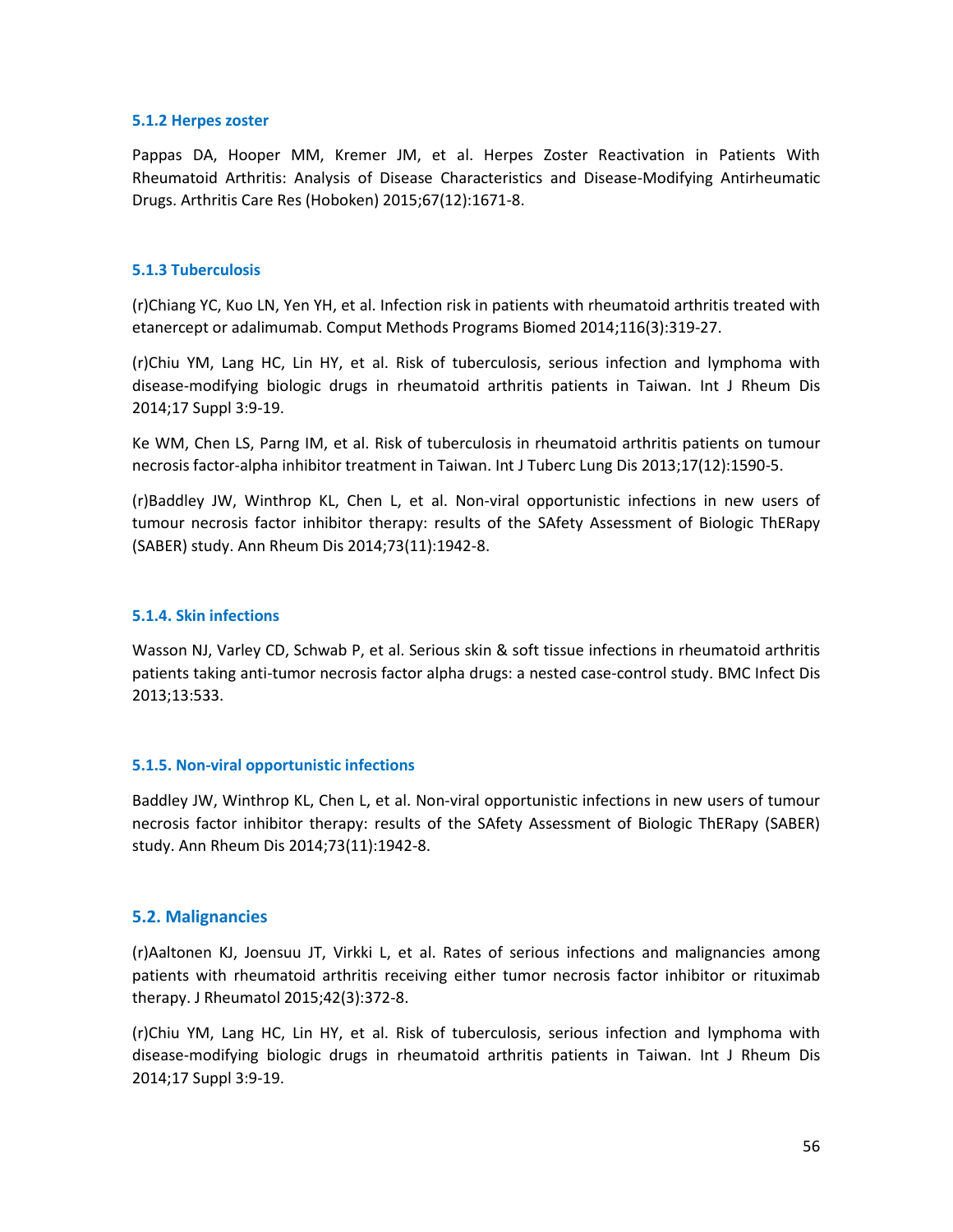#### 5.1.2 Herpes zoster

Pappas DA, Hooper MM, Kremer JM, et al. Herpes Zoster Reactivation in Patients With Rheumatoid Arthritis: Analysis of Disease Characteristics and Disease-Modifying Antirheumatic Drugs. Arthritis Care Res (Hoboken) 2015;67(12):1671-8.

#### 5.1.3 Tuberculosis

(r)Chiang YC, Kuo LN, Yen YH, et al. Infection risk in patients with rheumatoid arthritis treated with etanercept or adalimumab. Comput Methods Programs Biomed 2014;116(3):319-27.

(r)Chiu YM, Lang HC, Lin HY, et al. Risk of tuberculosis, serious infection and lymphoma with disease-modifying biologic drugs in rheumatoid arthritis patients in Taiwan. Int J Rheum Dis 2014;17 Suppl 3:9-19.

Ke WM, Chen LS, Parng IM, et al. Risk of tuberculosis in rheumatoid arthritis patients on tumour necrosis factor-alpha inhibitor treatment in Taiwan. Int J Tuberc Lung Dis 2013;17(12):1590-5.

(r)Baddley JW, Winthrop KL, Chen L, et al. Non-viral opportunistic infections in new users of tumour necrosis factor inhibitor therapy: results of the SAfety Assessment of Biologic ThERapy (SABER) study. Ann Rheum Dis 2014;73(11):1942-8.

#### 5.1.4. Skin infections

Wasson NJ, Varley CD, Schwab P, et al. Serious skin & soft tissue infections in rheumatoid arthritis patients taking anti-tumor necrosis factor alpha drugs: a nested case-control study. BMC Infect Dis 2013;13:533.

#### 5.1.5. Non-viral opportunistic infections

Baddley JW, Winthrop KL, Chen L, et al. Non-viral opportunistic infections in new users of tumour necrosis factor inhibitor therapy: results of the SAfety Assessment of Biologic ThERapy (SABER) study. Ann Rheum Dis 2014;73(11):1942-8.

### 5.2. Malignancies

(r)Aaltonen KJ, Joensuu JT, Virkki L, et al. Rates of serious infections and malignancies among patients with rheumatoid arthritis receiving either tumor necrosis factor inhibitor or rituximab therapy. J Rheumatol 2015;42(3):372-8.

(r)Chiu YM, Lang HC, Lin HY, et al. Risk of tuberculosis, serious infection and lymphoma with disease-modifying biologic drugs in rheumatoid arthritis patients in Taiwan. Int J Rheum Dis 2014;17 Suppl 3:9-19.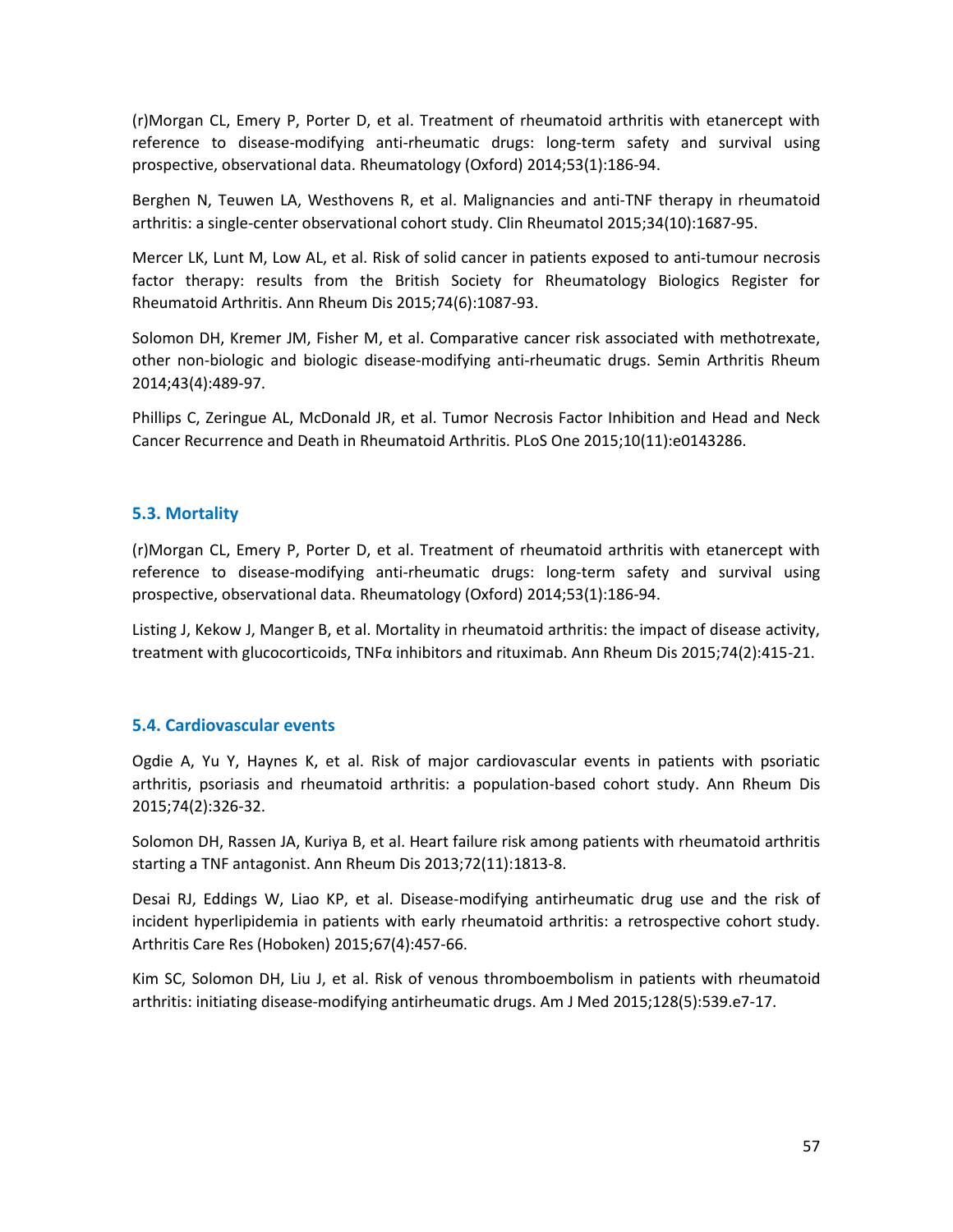(r)Morgan CL, Emery P, Porter D, et al. Treatment of rheumatoid arthritis with etanercept with reference to disease-modifying anti-rheumatic drugs: long-term safety and survival using prospective, observational data. Rheumatology (Oxford) 2014;53(1):186-94.

Berghen N, Teuwen LA, Westhovens R, et al. Malignancies and anti-TNF therapy in rheumatoid arthritis: a single-center observational cohort study. Clin Rheumatol 2015;34(10):1687-95.

Mercer LK, Lunt M, Low AL, et al. Risk of solid cancer in patients exposed to anti-tumour necrosis factor therapy: results from the British Society for Rheumatology Biologics Register for Rheumatoid Arthritis. Ann Rheum Dis 2015;74(6):1087-93.

Solomon DH, Kremer JM, Fisher M, et al. Comparative cancer risk associated with methotrexate, other non-biologic and biologic disease-modifying anti-rheumatic drugs. Semin Arthritis Rheum 2014;43(4):489-97.

Phillips C, Zeringue AL, McDonald JR, et al. Tumor Necrosis Factor Inhibition and Head and Neck Cancer Recurrence and Death in Rheumatoid Arthritis. PLoS One 2015;10(11):e0143286.

### 5.3. Mortality

(r)Morgan CL, Emery P, Porter D, et al. Treatment of rheumatoid arthritis with etanercept with reference to disease-modifying anti-rheumatic drugs: long-term safety and survival using prospective, observational data. Rheumatology (Oxford) 2014;53(1):186-94.

Listing J, Kekow J, Manger B, et al. Mortality in rheumatoid arthritis: the impact of disease activity, treatment with glucocorticoids, TNFα inhibitors and rituximab. Ann Rheum Dis 2015;74(2):415-21.

### 5.4. Cardiovascular events

Ogdie A, Yu Y, Haynes K, et al. Risk of major cardiovascular events in patients with psoriatic arthritis, psoriasis and rheumatoid arthritis: a population-based cohort study. Ann Rheum Dis 2015;74(2):326-32.

Solomon DH, Rassen JA, Kuriya B, et al. Heart failure risk among patients with rheumatoid arthritis starting a TNF antagonist. Ann Rheum Dis 2013;72(11):1813-8.

Desai RJ, Eddings W, Liao KP, et al. Disease-modifying antirheumatic drug use and the risk of incident hyperlipidemia in patients with early rheumatoid arthritis: a retrospective cohort study. Arthritis Care Res (Hoboken) 2015;67(4):457-66.

Kim SC, Solomon DH, Liu J, et al. Risk of venous thromboembolism in patients with rheumatoid arthritis: initiating disease-modifying antirheumatic drugs. Am J Med 2015;128(5):539.e7-17.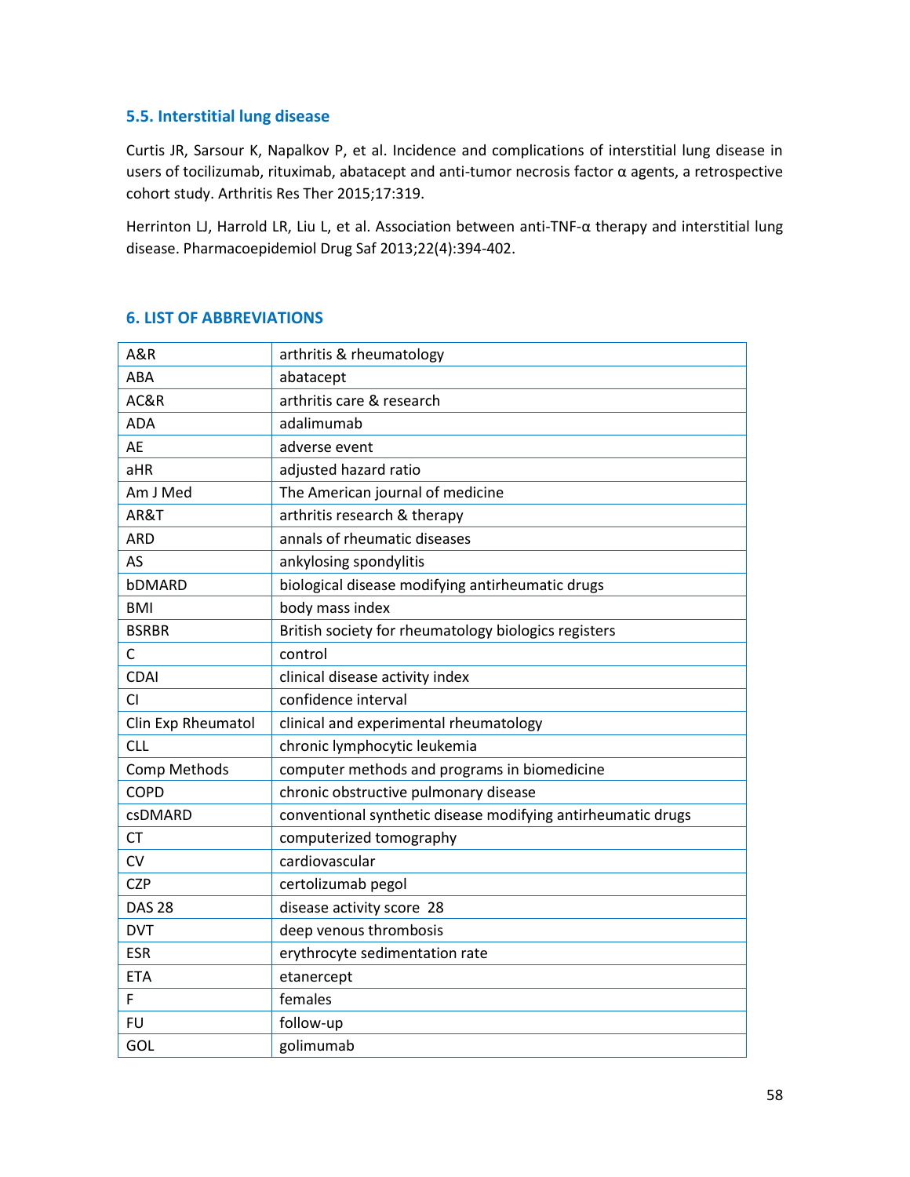### 5.5. Interstitial lung disease

Curtis JR, Sarsour K, Napalkov P, et al. Incidence and complications of interstitial lung disease in users of tocilizumab, rituximab, abatacept and anti-tumor necrosis factor α agents, a retrospective cohort study. Arthritis Res Ther 2015;17:319.

Herrinton LJ, Harrold LR, Liu L, et al. Association between anti-TNF-α therapy and interstitial lung disease. Pharmacoepidemiol Drug Saf 2013;22(4):394-402.

## 6. LIST OF ABBREVIATIONS

| | |
|---|---|
| A&R | arthritis & rheumatology |
| ABA | abatacept |
| AC&R | arthritis care & research |
| ADA | adalimumab |
| AE | adverse event |
| aHR | adjusted hazard ratio |
| Am J Med | The American journal of medicine |
| AR&T | arthritis research & therapy |
| ARD | annals of rheumatic diseases |
| AS | ankylosing spondylitis |
| bDMARD | biological disease modifying antirheumatic drugs |
| BMI | body mass index |
| BSRBR | British society for rheumatology biologics registers |
| C | control |
| CDAI | clinical disease activity index |
| CI | confidence interval |
| Clin Exp Rheumatol | clinical and experimental rheumatology |
| CLL | chronic lymphocytic leukemia |
| Comp Methods | computer methods and programs in biomedicine |
| COPD | chronic obstructive pulmonary disease |
| csDMARD | conventional synthetic disease modifying antirheumatic drugs |
| CT | computerized tomography |
| CV | cardiovascular |
| CZP | certolizumab pegol |
| DAS 28 | disease activity score 28 |
| DVT | deep venous thrombosis |
| ESR | erythrocyte sedimentation rate |
| ETA | etanercept |
| F | females |
| FU | follow-up |
| GOL | golimumab |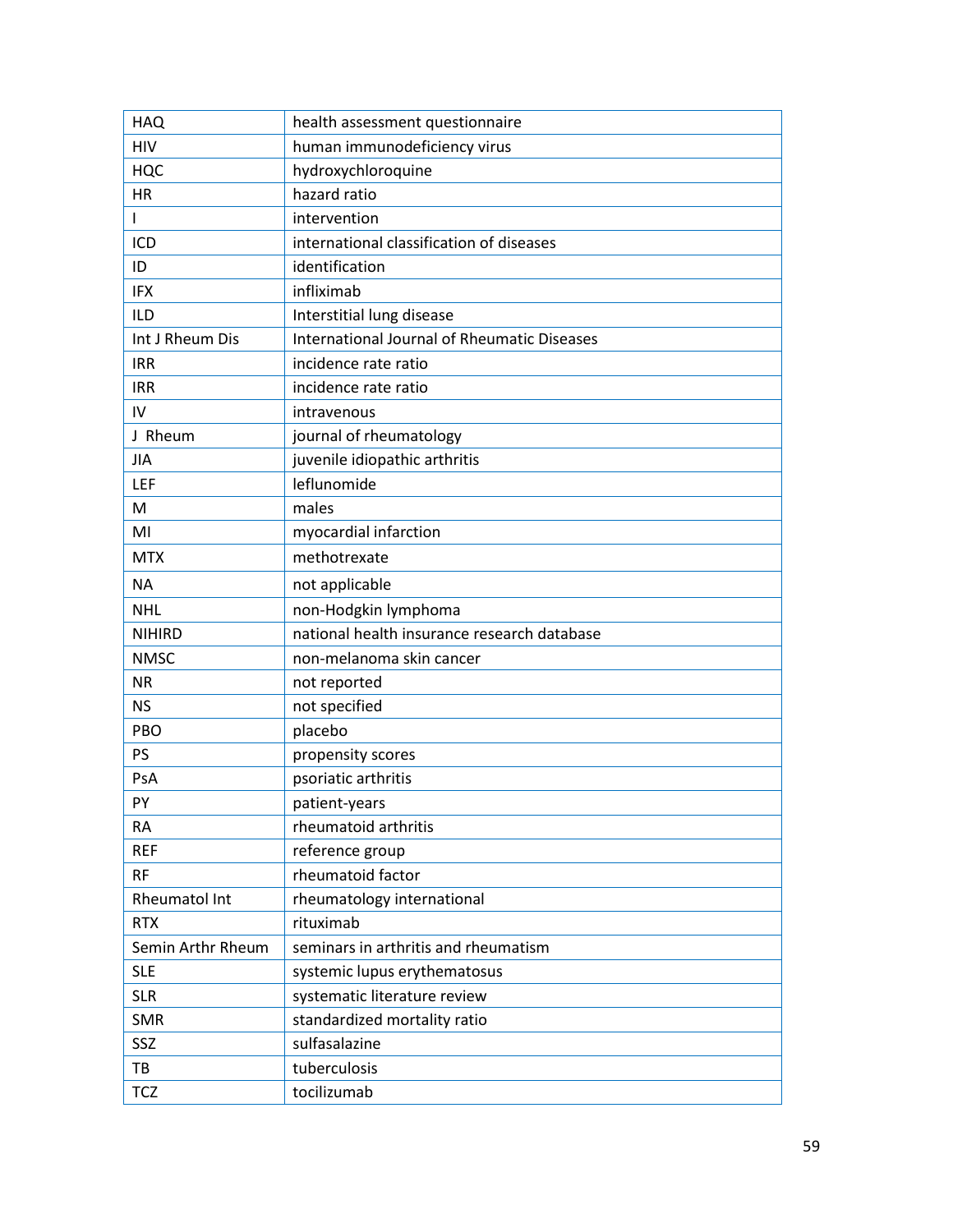| | |
|---|---|
| HAQ | health assessment questionnaire |
| HIV | human immunodeficiency virus |
| HQC | hydroxychloroquine |
| HR | hazard ratio |
| I | intervention |
| ICD | international classification of diseases |
| ID | identification |
| IFX | infliximab |
| ILD | Interstitial lung disease |
| Int J Rheum Dis | International Journal of Rheumatic Diseases |
| IRR | incidence rate ratio |
| IRR | incidence rate ratio |
| IV | intravenous |
| J Rheum | journal of rheumatology |
| JIA | juvenile idiopathic arthritis |
| LEF | leflunomide |
| M | males |
| MI | myocardial infarction |
| MTX | methotrexate |
| NA | not applicable |
| NHL | non-Hodgkin lymphoma |
| NIHIRD | national health insurance research database |
| NMSC | non-melanoma skin cancer |
| NR | not reported |
| NS | not specified |
| PBO | placebo |
| PS | propensity scores |
| PsA | psoriatic arthritis |
| PY | patient-years |
| RA | rheumatoid arthritis |
| REF | reference group |
| RF | rheumatoid factor |
| Rheumatol Int | rheumatology international |
| RTX | rituximab |
| Semin Arthr Rheum | seminars in arthritis and rheumatism |
| SLE | systemic lupus erythematosus |
| SLR | systematic literature review |
| SMR | standardized mortality ratio |
| SSZ | sulfasalazine |
| TB | tuberculosis |
| TCZ | tocilizumab |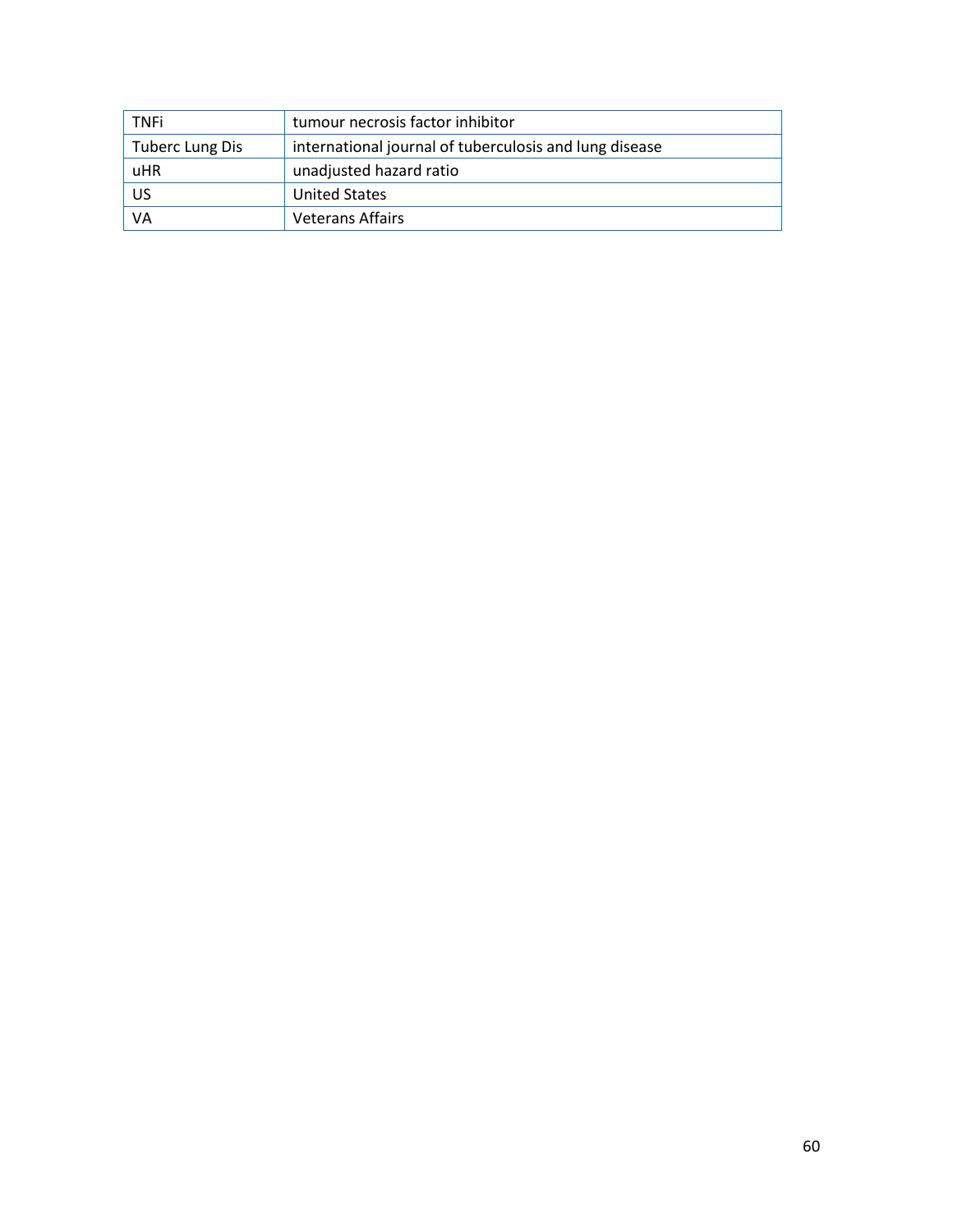| | |
|---|---|
| TNFi | tumour necrosis factor inhibitor |
| Tuberc Lung Dis | international journal of tuberculosis and lung disease |
| uHR | unadjusted hazard ratio |
| US | United States |
| VA | Veterans Affairs |